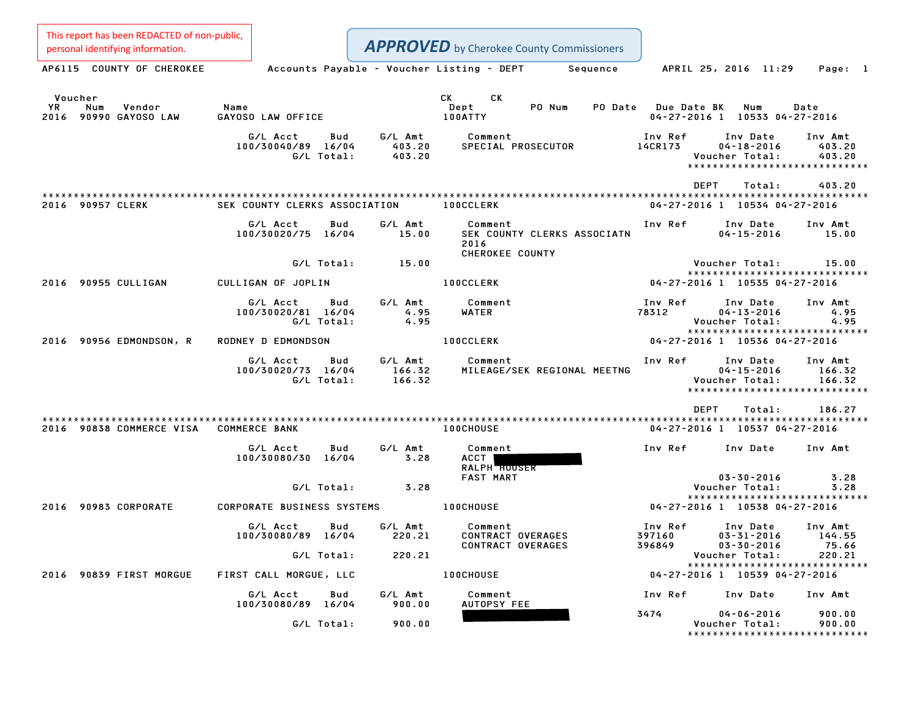This report has been REDACTED of non-public, personal identifying information.

**APPROVED** by Cherokee County Commissioners

AP6115 COUNTY OF CHEROKEE — Accounts Payable - Voucher Listing - DEPT Sequence — APRIL 25, 2016 11:29

| Voucher YR | Num | Vendor | Name | CK Dept | CK | PO Num | PO Date | Due Date | BK | Num | Date |
|---|---|---|---|---|---|---|---|---|---|---|---|
| 2016 | 90990 | GAYOSO LAW | GAYOSO LAW OFFICE | 100ATTY | | | | 04-27-2016 | 1 | 10533 | 04-27-2016 |

| G/L Acct | Bud | G/L Amt | Comment | Inv Ref | Inv Date | Inv Amt |
|---|---|---|---|---|---|---|
| 100/30040/89 | 16/04 | 403.20 | SPECIAL PROSECUTOR | 14CR173 | 04-18-2016 | 403.20 |
| | G/L Total: | 403.20 | | | Voucher Total: | 403.20 |

DEPT Total: 403.20

| Voucher YR | Num | Vendor | Name | CK Dept | Due Date | BK | Num | Date |
|---|---|---|---|---|---|---|---|---|
| 2016 | 90957 | CLERK | SEK COUNTY CLERKS ASSOCIATION | 100CCLERK | 04-27-2016 | 1 | 10534 | 04-27-2016 |

| G/L Acct | Bud | G/L Amt | Comment | Inv Ref | Inv Date | Inv Amt |
|---|---|---|---|---|---|---|
| 100/30020/75 | 16/04 | 15.00 | SEK COUNTY CLERKS ASSOCIATN 2016 CHEROKEE COUNTY | | 04-15-2016 | 15.00 |
| | G/L Total: | 15.00 | | | Voucher Total: | 15.00 |

| Voucher YR | Num | Vendor | Name | CK Dept | Due Date | BK | Num | Date |
|---|---|---|---|---|---|---|---|---|
| 2016 | 90955 | CULLIGAN | CULLIGAN OF JOPLIN | 100CCLERK | 04-27-2016 | 1 | 10535 | 04-27-2016 |

| G/L Acct | Bud | G/L Amt | Comment | Inv Ref | Inv Date | Inv Amt |
|---|---|---|---|---|---|---|
| 100/30020/81 | 16/04 | 4.95 | WATER | 78312 | 04-13-2016 | 4.95 |
| | G/L Total: | 4.95 | | | Voucher Total: | 4.95 |

| Voucher YR | Num | Vendor | Name | CK Dept | Due Date | BK | Num | Date |
|---|---|---|---|---|---|---|---|---|
| 2016 | 90956 | EDMONDSON, R | RODNEY D EDMONDSON | 100CCLERK | 04-27-2016 | 1 | 10536 | 04-27-2016 |

| G/L Acct | Bud | G/L Amt | Comment | Inv Ref | Inv Date | Inv Amt |
|---|---|---|---|---|---|---|
| 100/30020/73 | 16/04 | 166.32 | MILEAGE/SEK REGIONAL MEETNG | | 04-15-2016 | 166.32 |
| | G/L Total: | 166.32 | | | Voucher Total: | 166.32 |

DEPT Total: 186.27

| Voucher YR | Num | Vendor | Name | CK Dept | Due Date | BK | Num | Date |
|---|---|---|---|---|---|---|---|---|
| 2016 | 90838 | COMMERCE VISA | COMMERCE BANK | 100CHOUSE | 04-27-2016 | 1 | 10537 | 04-27-2016 |

| G/L Acct | Bud | G/L Amt | Comment | Inv Ref | Inv Date | Inv Amt |
|---|---|---|---|---|---|---|
| 100/30080/30 | 16/04 | 3.28 | ACCT [REDACTED] RALPH HOUSER FAST MART | | 03-30-2016 | 3.28 |
| | G/L Total: | 3.28 | | | Voucher Total: | 3.28 |

| Voucher YR | Num | Vendor | Name | CK Dept | Due Date | BK | Num | Date |
|---|---|---|---|---|---|---|---|---|
| 2016 | 90983 | CORPORATE | CORPORATE BUSINESS SYSTEMS | 100CHOUSE | 04-27-2016 | 1 | 10538 | 04-27-2016 |

| G/L Acct | Bud | G/L Amt | Comment | Inv Ref | Inv Date | Inv Amt |
|---|---|---|---|---|---|---|
| 100/30080/89 | 16/04 | 220.21 | CONTRACT OVERAGES | 397160 | 03-31-2016 | 144.55 |
| | | | CONTRACT OVERAGES | 396849 | 03-30-2016 | 75.66 |
| | G/L Total: | 220.21 | | | Voucher Total: | 220.21 |

| Voucher YR | Num | Vendor | Name | CK Dept | Due Date | BK | Num | Date |
|---|---|---|---|---|---|---|---|---|
| 2016 | 90839 | FIRST MORGUE | FIRST CALL MORGUE, LLC | 100CHOUSE | 04-27-2016 | 1 | 10539 | 04-27-2016 |

| G/L Acct | Bud | G/L Amt | Comment | Inv Ref | Inv Date | Inv Amt |
|---|---|---|---|---|---|---|
| 100/30080/89 | 16/04 | 900.00 | AUTOPSY FEE [REDACTED] | 3474 | 04-06-2016 | 900.00 |
| | G/L Total: | 900.00 | | | Voucher Total: | 900.00 |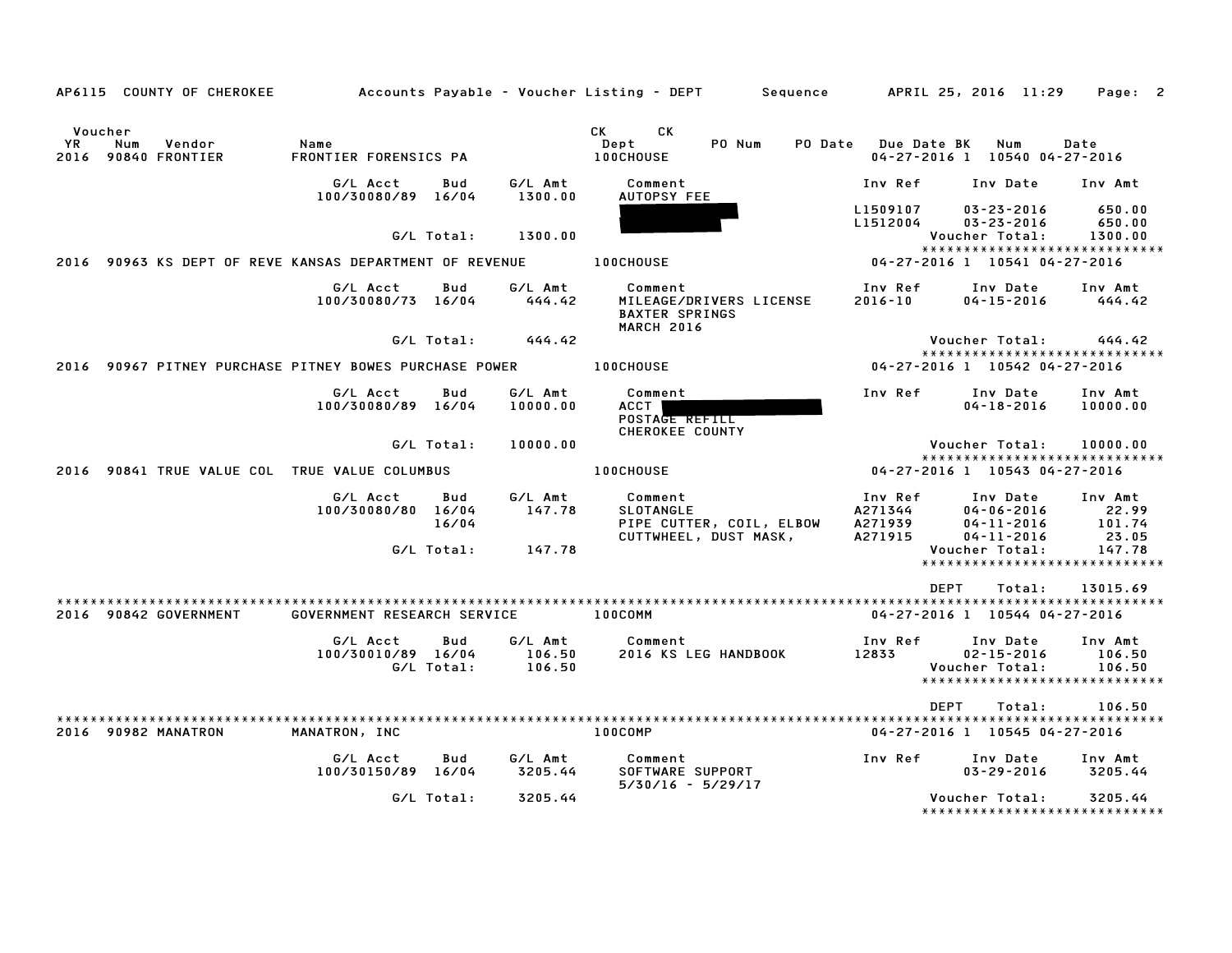AP6115 COUNTY OF CHEROKEE    Accounts Payable - Voucher Listing - DEPT    Sequence    APRIL 25, 2016 11:29

| Voucher YR | Num | Vendor | Name | CK Dept | CK | PO Num | PO Date | Due Date | BK | Num | Date |
|---|---|---|---|---|---|---|---|---|---|---|---|
| 2016 | 90840 | FRONTIER | FRONTIER FORENSICS PA | 100CHOUSE | | | | 04-27-2016 | 1 | 10540 | 04-27-2016 |

| G/L Acct | Bud | G/L Amt | Comment | Inv Ref | Inv Date | Inv Amt |
|---|---|---|---|---|---|---|
| 100/30080/89 | 16/04 | 1300.00 | AUTOPSY FEE | | | |
| | | | [REDACTED] | L1509107 | 03-23-2016 | 650.00 |
| | | | [REDACTED] | L1512004 | 03-23-2016 | 650.00 |
| | G/L Total: | 1300.00 | | | Voucher Total: | 1300.00 |

*****************************

| Voucher YR | Num | Vendor | Name | CK Dept | Due Date | BK | Num | Date |
|---|---|---|---|---|---|---|---|---|
| 2016 | 90963 | KS DEPT OF REVE | KANSAS DEPARTMENT OF REVENUE | 100CHOUSE | 04-27-2016 | 1 | 10541 | 04-27-2016 |

| G/L Acct | Bud | G/L Amt | Comment | Inv Ref | Inv Date | Inv Amt |
|---|---|---|---|---|---|---|
| 100/30080/73 | 16/04 | 444.42 | MILEAGE/DRIVERS LICENSE BAXTER SPRINGS MARCH 2016 | 2016-10 | 04-15-2016 | 444.42 |
| | G/L Total: | 444.42 | | | Voucher Total: | 444.42 |

*****************************

| Voucher YR | Num | Vendor | Name | CK Dept | Due Date | BK | Num | Date |
|---|---|---|---|---|---|---|---|---|
| 2016 | 90967 | PITNEY PURCHASE | PITNEY BOWES PURCHASE POWER | 100CHOUSE | 04-27-2016 | 1 | 10542 | 04-27-2016 |

| G/L Acct | Bud | G/L Amt | Comment | Inv Ref | Inv Date | Inv Amt |
|---|---|---|---|---|---|---|
| 100/30080/89 | 16/04 | 10000.00 | ACCT [REDACTED] POSTAGE REFILL CHEROKEE COUNTY | | 04-18-2016 | 10000.00 |
| | G/L Total: | 10000.00 | | | Voucher Total: | 10000.00 |

*****************************

| Voucher YR | Num | Vendor | Name | CK Dept | Due Date | BK | Num | Date |
|---|---|---|---|---|---|---|---|---|
| 2016 | 90841 | TRUE VALUE COL | TRUE VALUE COLUMBUS | 100CHOUSE | 04-27-2016 | 1 | 10543 | 04-27-2016 |

| G/L Acct | Bud | G/L Amt | Comment | Inv Ref | Inv Date | Inv Amt |
|---|---|---|---|---|---|---|
| 100/30080/80 | 16/04 | 147.78 | SLOTANGLE | A271344 | 04-06-2016 | 22.99 |
| | 16/04 | | PIPE CUTTER, COIL, ELBOW | A271939 | 04-11-2016 | 101.74 |
| | | | CUTTWHEEL, DUST MASK, | A271915 | 04-11-2016 | 23.05 |
| | G/L Total: | 147.78 | | | Voucher Total: | 147.78 |

*****************************

DEPT Total: 13015.69

*****************************

| Voucher YR | Num | Vendor | Name | CK Dept | Due Date | BK | Num | Date |
|---|---|---|---|---|---|---|---|---|
| 2016 | 90842 | GOVERNMENT | GOVERNMENT RESEARCH SERVICE | 100COMM | 04-27-2016 | 1 | 10544 | 04-27-2016 |

| G/L Acct | Bud | G/L Amt | Comment | Inv Ref | Inv Date | Inv Amt |
|---|---|---|---|---|---|---|
| 100/30010/89 | 16/04 | 106.50 | 2016 KS LEG HANDBOOK | 12833 | 02-15-2016 | 106.50 |
| | G/L Total: | 106.50 | | | Voucher Total: | 106.50 |

*****************************

DEPT Total: 106.50

*****************************

| Voucher YR | Num | Vendor | Name | CK Dept | Due Date | BK | Num | Date |
|---|---|---|---|---|---|---|---|---|
| 2016 | 90982 | MANATRON | MANATRON, INC | 100COMP | 04-27-2016 | 1 | 10545 | 04-27-2016 |

| G/L Acct | Bud | G/L Amt | Comment | Inv Ref | Inv Date | Inv Amt |
|---|---|---|---|---|---|---|
| 100/30150/89 | 16/04 | 3205.44 | SOFTWARE SUPPORT 5/30/16 - 5/29/17 | | 03-29-2016 | 3205.44 |
| | G/L Total: | 3205.44 | | | Voucher Total: | 3205.44 |

*****************************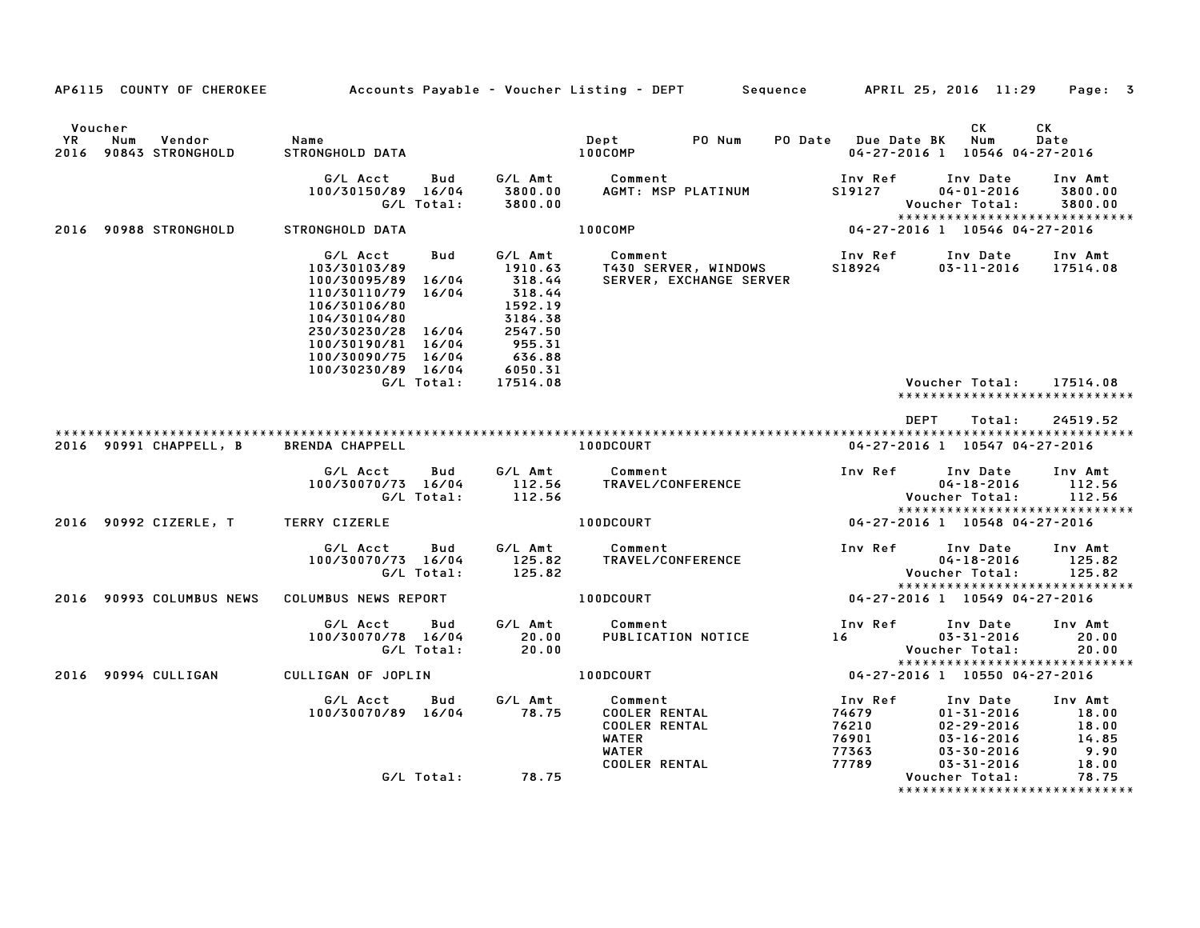AP6115 COUNTY OF CHEROKEE — Accounts Payable - Voucher Listing - DEPT — Sequence — APRIL 25, 2016 11:29

| Voucher YR | Num | Vendor | Name | Dept | PO Num | PO Date | Due Date | BK | CK Num | CK Date |
|---|---|---|---|---|---|---|---|---|---|---|
| 2016 | 90843 | STRONGHOLD | STRONGHOLD DATA | 100COMP | | | 04-27-2016 | 1 | 10546 | 04-27-2016 |

| G/L Acct | Bud | G/L Amt | Comment | Inv Ref | Inv Date | Inv Amt |
|---|---|---|---|---|---|---|
| 100/30150/89 | 16/04 | 3800.00 | AGMT: MSP PLATINUM | S19127 | 04-01-2016 | 3800.00 |
| | G/L Total: | 3800.00 | | | Voucher Total: | 3800.00 |

*****************************

| Voucher YR | Num | Vendor | Name | Dept | PO Num | PO Date | Due Date | BK | CK Num | CK Date |
|---|---|---|---|---|---|---|---|---|---|---|
| 2016 | 90988 | STRONGHOLD | STRONGHOLD DATA | 100COMP | | | 04-27-2016 | 1 | 10546 | 04-27-2016 |

| G/L Acct | Bud | G/L Amt | Comment | Inv Ref | Inv Date | Inv Amt |
|---|---|---|---|---|---|---|
| 103/30103/89 | | 1910.63 | T430 SERVER, WINDOWS | S18924 | 03-11-2016 | 17514.08 |
| 100/30095/89 | 16/04 | 318.44 | SERVER, EXCHANGE SERVER | | | |
| 110/30110/79 | 16/04 | 318.44 | | | | |
| 106/30106/80 | | 1592.19 | | | | |
| 104/30104/80 | | 3184.38 | | | | |
| 230/30230/28 | 16/04 | 2547.50 | | | | |
| 100/30190/81 | 16/04 | 955.31 | | | | |
| 100/30090/75 | 16/04 | 636.88 | | | | |
| 100/30230/89 | 16/04 | 6050.31 | | | | |
| | G/L Total: | 17514.08 | | | Voucher Total: | 17514.08 |

*****************************

DEPT Total: 24519.52

*****************************

| Voucher YR | Num | Vendor | Name | Dept | PO Num | PO Date | Due Date | BK | CK Num | CK Date |
|---|---|---|---|---|---|---|---|---|---|---|
| 2016 | 90991 | CHAPPELL, B | BRENDA CHAPPELL | 100DCOURT | | | 04-27-2016 | 1 | 10547 | 04-27-2016 |

| G/L Acct | Bud | G/L Amt | Comment | Inv Ref | Inv Date | Inv Amt |
|---|---|---|---|---|---|---|
| 100/30070/73 | 16/04 | 112.56 | TRAVEL/CONFERENCE | | 04-18-2016 | 112.56 |
| | G/L Total: | 112.56 | | | Voucher Total: | 112.56 |

*****************************

| Voucher YR | Num | Vendor | Name | Dept | PO Num | PO Date | Due Date | BK | CK Num | CK Date |
|---|---|---|---|---|---|---|---|---|---|---|
| 2016 | 90992 | CIZERLE, T | TERRY CIZERLE | 100DCOURT | | | 04-27-2016 | 1 | 10548 | 04-27-2016 |

| G/L Acct | Bud | G/L Amt | Comment | Inv Ref | Inv Date | Inv Amt |
|---|---|---|---|---|---|---|
| 100/30070/73 | 16/04 | 125.82 | TRAVEL/CONFERENCE | | 04-18-2016 | 125.82 |
| | G/L Total: | 125.82 | | | Voucher Total: | 125.82 |

*****************************

| Voucher YR | Num | Vendor | Name | Dept | PO Num | PO Date | Due Date | BK | CK Num | CK Date |
|---|---|---|---|---|---|---|---|---|---|---|
| 2016 | 90993 | COLUMBUS NEWS | COLUMBUS NEWS REPORT | 100DCOURT | | | 04-27-2016 | 1 | 10549 | 04-27-2016 |

| G/L Acct | Bud | G/L Amt | Comment | Inv Ref | Inv Date | Inv Amt |
|---|---|---|---|---|---|---|
| 100/30070/78 | 16/04 | 20.00 | PUBLICATION NOTICE | 16 | 03-31-2016 | 20.00 |
| | G/L Total: | 20.00 | | | Voucher Total: | 20.00 |

*****************************

| Voucher YR | Num | Vendor | Name | Dept | PO Num | PO Date | Due Date | BK | CK Num | CK Date |
|---|---|---|---|---|---|---|---|---|---|---|
| 2016 | 90994 | CULLIGAN | CULLIGAN OF JOPLIN | 100DCOURT | | | 04-27-2016 | 1 | 10550 | 04-27-2016 |

| G/L Acct | Bud | G/L Amt | Comment | Inv Ref | Inv Date | Inv Amt |
|---|---|---|---|---|---|---|
| 100/30070/89 | 16/04 | 78.75 | COOLER RENTAL | 74679 | 01-31-2016 | 18.00 |
| | | | COOLER RENTAL | 76210 | 02-29-2016 | 18.00 |
| | | | WATER | 76901 | 03-16-2016 | 14.85 |
| | | | WATER | 77363 | 03-30-2016 | 9.90 |
| | | | COOLER RENTAL | 77789 | 03-31-2016 | 18.00 |
| | G/L Total: | 78.75 | | | Voucher Total: | 78.75 |

*****************************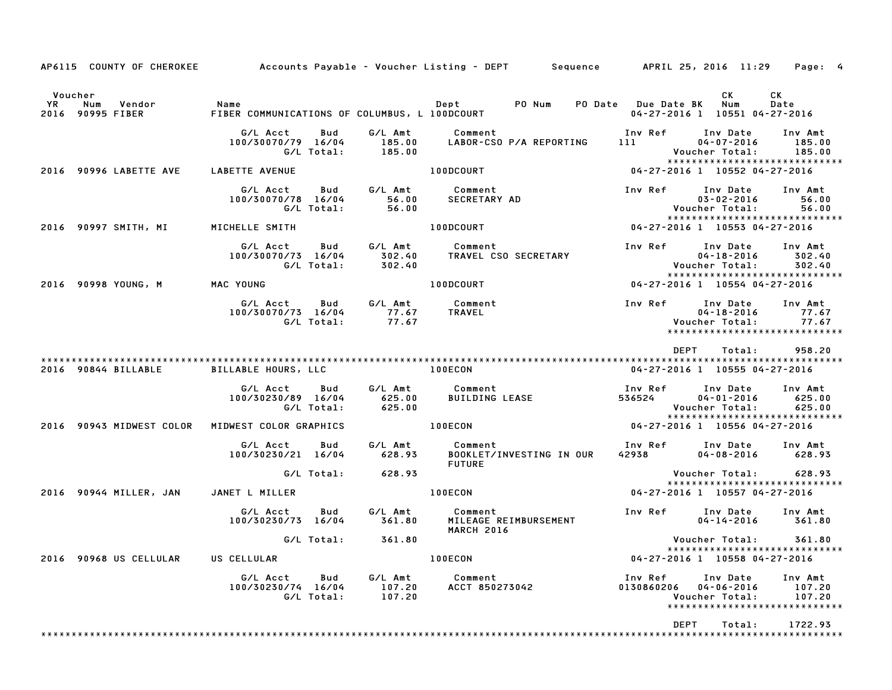AP6115 COUNTY OF CHEROKEE — Accounts Payable - Voucher Listing - DEPT — Sequence — APRIL 25, 2016 11:29

| YR | Voucher Num | Vendor | Name | Dept | PO Num | PO Date | Due Date | BK | CK Num | CK Date |
|---|---|---|---|---|---|---|---|---|---|---|
| 2016 | 90995 | FIBER | FIBER COMMUNICATIONS OF COLUMBUS, L | 100DCOURT | | | 04-27-2016 | 1 | 10551 | 04-27-2016 |

| G/L Acct | Bud | G/L Amt | Comment | Inv Ref | Inv Date | Inv Amt |
|---|---|---|---|---|---|---|
| 100/30070/79 | 16/04 | 185.00 | LABOR-CSO P/A REPORTING | 111 | 04-07-2016 | 185.00 |
| | G/L Total: | 185.00 | | | Voucher Total: | 185.00 |

| YR | Voucher Num | Vendor | Name | Dept | PO Num | PO Date | Due Date | BK | CK Num | CK Date |
|---|---|---|---|---|---|---|---|---|---|---|
| 2016 | 90996 | LABETTE AVE | LABETTE AVENUE | 100DCOURT | | | 04-27-2016 | 1 | 10552 | 04-27-2016 |

| G/L Acct | Bud | G/L Amt | Comment | Inv Ref | Inv Date | Inv Amt |
|---|---|---|---|---|---|---|
| 100/30070/78 | 16/04 | 56.00 | SECRETARY AD | | 03-02-2016 | 56.00 |
| | G/L Total: | 56.00 | | | Voucher Total: | 56.00 |

| YR | Voucher Num | Vendor | Name | Dept | PO Num | PO Date | Due Date | BK | CK Num | CK Date |
|---|---|---|---|---|---|---|---|---|---|---|
| 2016 | 90997 | SMITH, MI | MICHELLE SMITH | 100DCOURT | | | 04-27-2016 | 1 | 10553 | 04-27-2016 |

| G/L Acct | Bud | G/L Amt | Comment | Inv Ref | Inv Date | Inv Amt |
|---|---|---|---|---|---|---|
| 100/30070/73 | 16/04 | 302.40 | TRAVEL CSO SECRETARY | | 04-18-2016 | 302.40 |
| | G/L Total: | 302.40 | | | Voucher Total: | 302.40 |

| YR | Voucher Num | Vendor | Name | Dept | PO Num | PO Date | Due Date | BK | CK Num | CK Date |
|---|---|---|---|---|---|---|---|---|---|---|
| 2016 | 90998 | YOUNG, M | MAC YOUNG | 100DCOURT | | | 04-27-2016 | 1 | 10554 | 04-27-2016 |

| G/L Acct | Bud | G/L Amt | Comment | Inv Ref | Inv Date | Inv Amt |
|---|---|---|---|---|---|---|
| 100/30070/73 | 16/04 | 77.67 | TRAVEL | | 04-18-2016 | 77.67 |
| | G/L Total: | 77.67 | | | Voucher Total: | 77.67 |

DEPT Total: 958.20

| YR | Voucher Num | Vendor | Name | Dept | PO Num | PO Date | Due Date | BK | CK Num | CK Date |
|---|---|---|---|---|---|---|---|---|---|---|
| 2016 | 90844 | BILLABLE | BILLABLE HOURS, LLC | 100ECON | | | 04-27-2016 | 1 | 10555 | 04-27-2016 |

| G/L Acct | Bud | G/L Amt | Comment | Inv Ref | Inv Date | Inv Amt |
|---|---|---|---|---|---|---|
| 100/30230/89 | 16/04 | 625.00 | BUILDING LEASE | 536524 | 04-01-2016 | 625.00 |
| | G/L Total: | 625.00 | | | Voucher Total: | 625.00 |

| YR | Voucher Num | Vendor | Name | Dept | PO Num | PO Date | Due Date | BK | CK Num | CK Date |
|---|---|---|---|---|---|---|---|---|---|---|
| 2016 | 90943 | MIDWEST COLOR | MIDWEST COLOR GRAPHICS | 100ECON | | | 04-27-2016 | 1 | 10556 | 04-27-2016 |

| G/L Acct | Bud | G/L Amt | Comment | Inv Ref | Inv Date | Inv Amt |
|---|---|---|---|---|---|---|
| 100/30230/21 | 16/04 | 628.93 | BOOKLET/INVESTING IN OUR FUTURE | 42938 | 04-08-2016 | 628.93 |
| | G/L Total: | 628.93 | | | Voucher Total: | 628.93 |

| YR | Voucher Num | Vendor | Name | Dept | PO Num | PO Date | Due Date | BK | CK Num | CK Date |
|---|---|---|---|---|---|---|---|---|---|---|
| 2016 | 90944 | MILLER, JAN | JANET L MILLER | 100ECON | | | 04-27-2016 | 1 | 10557 | 04-27-2016 |

| G/L Acct | Bud | G/L Amt | Comment | Inv Ref | Inv Date | Inv Amt |
|---|---|---|---|---|---|---|
| 100/30230/73 | 16/04 | 361.80 | MILEAGE REIMBURSEMENT MARCH 2016 | | 04-14-2016 | 361.80 |
| | G/L Total: | 361.80 | | | Voucher Total: | 361.80 |

| YR | Voucher Num | Vendor | Name | Dept | PO Num | PO Date | Due Date | BK | CK Num | CK Date |
|---|---|---|---|---|---|---|---|---|---|---|
| 2016 | 90968 | US CELLULAR | US CELLULAR | 100ECON | | | 04-27-2016 | 1 | 10558 | 04-27-2016 |

| G/L Acct | Bud | G/L Amt | Comment | Inv Ref | Inv Date | Inv Amt |
|---|---|---|---|---|---|---|
| 100/30230/74 | 16/04 | 107.20 | ACCT 850273042 | 0130860206 | 04-06-2016 | 107.20 |
| | G/L Total: | 107.20 | | | Voucher Total: | 107.20 |

DEPT Total: 1722.93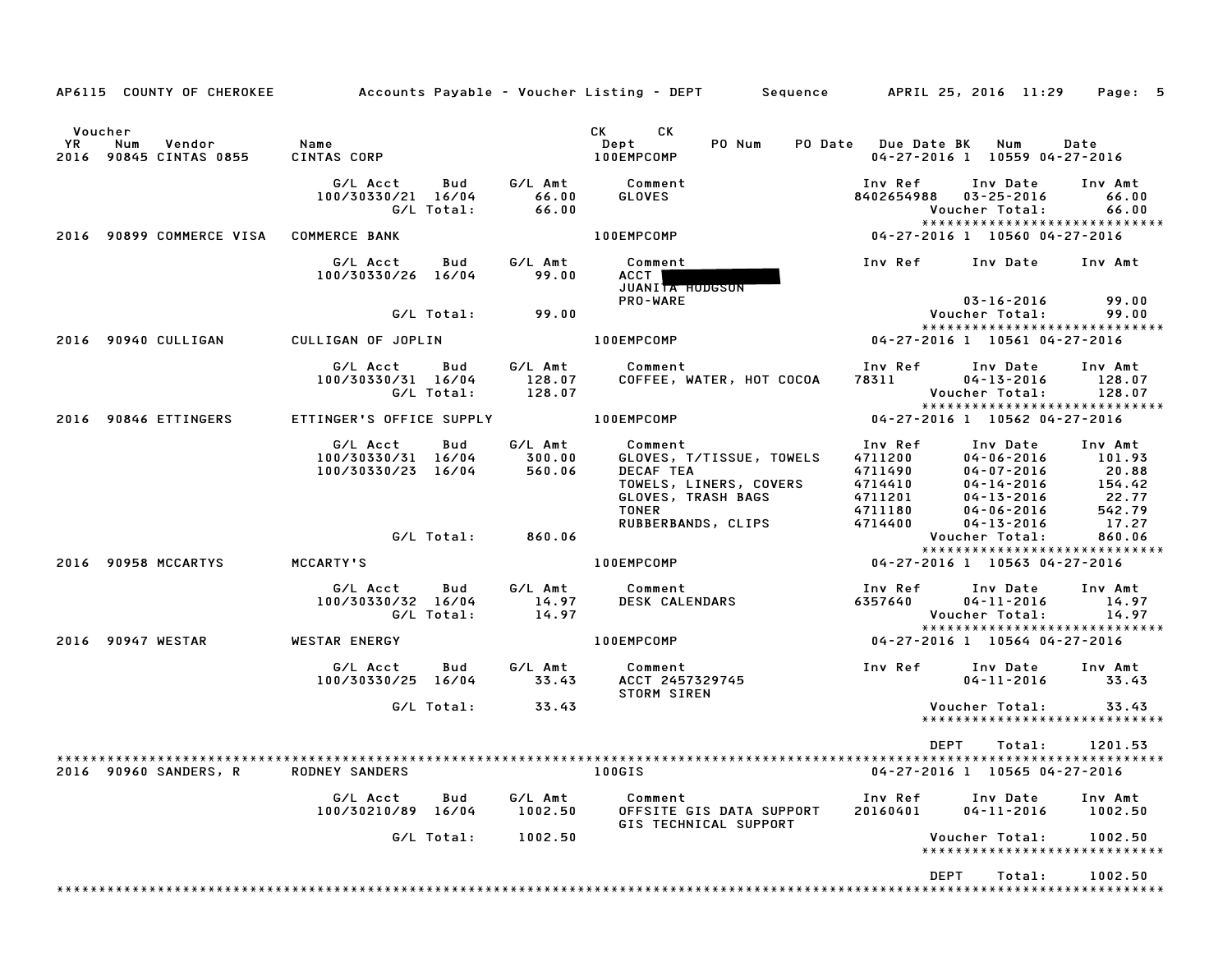AP6115 COUNTY OF CHEROKEE — Accounts Payable - Voucher Listing - DEPT — Sequence — APRIL 25, 2016 11:29

| Voucher YR | Num | Vendor | Name | CK Dept | CK PO Num | PO Date | Due Date | BK | Num | Date |
|---|---|---|---|---|---|---|---|---|---|---|
| 2016 | 90845 | CINTAS 0855 | CINTAS CORP | 100EMPCOMP | | | 04-27-2016 | 1 | 10559 | 04-27-2016 |

| G/L Acct | Bud | G/L Amt | Comment | Inv Ref | Inv Date | Inv Amt |
|---|---|---|---|---|---|---|
| 100/30330/21 | 16/04 | 66.00 | GLOVES | 8402654988 | 03-25-2016 | 66.00 |
| | G/L Total: | 66.00 | | | Voucher Total: | 66.00 |

| Voucher YR | Num | Vendor | Name | CK Dept | Due Date | BK | Num | Date |
|---|---|---|---|---|---|---|---|---|
| 2016 | 90899 | COMMERCE VISA | COMMERCE BANK | 100EMPCOMP | 04-27-2016 | 1 | 10560 | 04-27-2016 |

| G/L Acct | Bud | G/L Amt | Comment | Inv Ref | Inv Date | Inv Amt |
|---|---|---|---|---|---|---|
| 100/30330/26 | 16/04 | 99.00 | ACCT [REDACTED] JUANITA HODGSON PRO-WARE | | 03-16-2016 | 99.00 |
| | G/L Total: | 99.00 | | | Voucher Total: | 99.00 |

| Voucher YR | Num | Vendor | Name | CK Dept | Due Date | BK | Num | Date |
|---|---|---|---|---|---|---|---|---|
| 2016 | 90940 | CULLIGAN | CULLIGAN OF JOPLIN | 100EMPCOMP | 04-27-2016 | 1 | 10561 | 04-27-2016 |

| G/L Acct | Bud | G/L Amt | Comment | Inv Ref | Inv Date | Inv Amt |
|---|---|---|---|---|---|---|
| 100/30330/31 | 16/04 | 128.07 | COFFEE, WATER, HOT COCOA | 78311 | 04-13-2016 | 128.07 |
| | G/L Total: | 128.07 | | | Voucher Total: | 128.07 |

| Voucher YR | Num | Vendor | Name | CK Dept | Due Date | BK | Num | Date |
|---|---|---|---|---|---|---|---|---|
| 2016 | 90846 | ETTINGERS | ETTINGER'S OFFICE SUPPLY | 100EMPCOMP | 04-27-2016 | 1 | 10562 | 04-27-2016 |

| G/L Acct | Bud | G/L Amt | Comment | Inv Ref | Inv Date | Inv Amt |
|---|---|---|---|---|---|---|
| 100/30330/31 | 16/04 | 300.00 | GLOVES, T/TISSUE, TOWELS | 4711200 | 04-06-2016 | 101.93 |
| 100/30330/23 | 16/04 | 560.06 | DECAF TEA | 4711490 | 04-07-2016 | 20.88 |
| | | | TOWELS, LINERS, COVERS | 4714410 | 04-14-2016 | 154.42 |
| | | | GLOVES, TRASH BAGS | 4711201 | 04-13-2016 | 22.77 |
| | | | TONER | 4711180 | 04-06-2016 | 542.79 |
| | | | RUBBERBANDS, CLIPS | 4714400 | 04-13-2016 | 17.27 |
| | G/L Total: | 860.06 | | | Voucher Total: | 860.06 |

| Voucher YR | Num | Vendor | Name | CK Dept | Due Date | BK | Num | Date |
|---|---|---|---|---|---|---|---|---|
| 2016 | 90958 | MCCARTYS | MCCARTY'S | 100EMPCOMP | 04-27-2016 | 1 | 10563 | 04-27-2016 |

| G/L Acct | Bud | G/L Amt | Comment | Inv Ref | Inv Date | Inv Amt |
|---|---|---|---|---|---|---|
| 100/30330/32 | 16/04 | 14.97 | DESK CALENDARS | 6357640 | 04-11-2016 | 14.97 |
| | G/L Total: | 14.97 | | | Voucher Total: | 14.97 |

| Voucher YR | Num | Vendor | Name | CK Dept | Due Date | BK | Num | Date |
|---|---|---|---|---|---|---|---|---|
| 2016 | 90947 | WESTAR | WESTAR ENERGY | 100EMPCOMP | 04-27-2016 | 1 | 10564 | 04-27-2016 |

| G/L Acct | Bud | G/L Amt | Comment | Inv Ref | Inv Date | Inv Amt |
|---|---|---|---|---|---|---|
| 100/30330/25 | 16/04 | 33.43 | ACCT 2457329745 STORM SIREN | | 04-11-2016 | 33.43 |
| | G/L Total: | 33.43 | | | Voucher Total: | 33.43 |

DEPT Total: 1201.53

| Voucher YR | Num | Vendor | Name | CK Dept | Due Date | BK | Num | Date |
|---|---|---|---|---|---|---|---|---|
| 2016 | 90960 | SANDERS, R | RODNEY SANDERS | 100GIS | 04-27-2016 | 1 | 10565 | 04-27-2016 |

| G/L Acct | Bud | G/L Amt | Comment | Inv Ref | Inv Date | Inv Amt |
|---|---|---|---|---|---|---|
| 100/30210/89 | 16/04 | 1002.50 | OFFSITE GIS DATA SUPPORT GIS TECHNICAL SUPPORT | 20160401 | 04-11-2016 | 1002.50 |
| | G/L Total: | 1002.50 | | | Voucher Total: | 1002.50 |

DEPT Total: 1002.50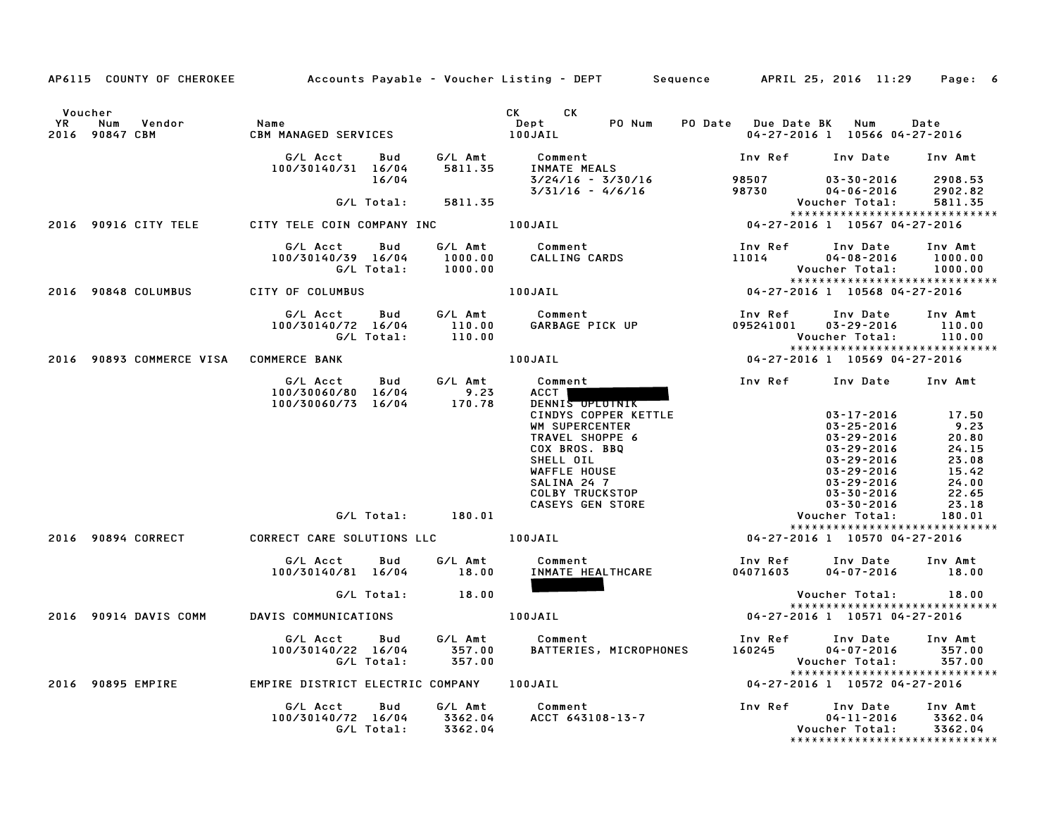AP6115 COUNTY OF CHEROKEE — Accounts Payable - Voucher Listing - DEPT — Sequence — APRIL 25, 2016 11:29

| Voucher YR | Num | Vendor | Name | CK Dept | CK PO Num | PO Date | Due Date | BK | Num | Date |
|---|---|---|---|---|---|---|---|---|---|---|
| 2016 | 90847 | CBM | CBM MANAGED SERVICES | 100JAIL | | | 04-27-2016 | 1 | 10566 | 04-27-2016 |

| G/L Acct | Bud | G/L Amt | Comment | Inv Ref | Inv Date | Inv Amt |
|---|---|---|---|---|---|---|
| 100/30140/31 | 16/04 | 5811.35 | INMATE MEALS | | | |
| | 16/04 | | 3/24/16 - 3/30/16 | 98507 | 03-30-2016 | 2908.53 |
| | | | 3/31/16 - 4/6/16 | 98730 | 04-06-2016 | 2902.82 |
| | G/L Total: | 5811.35 | | | Voucher Total: | 5811.35 |

******************************

| Voucher YR | Num | Vendor | Name | CK Dept | Due Date | BK | Num | Date |
|---|---|---|---|---|---|---|---|---|
| 2016 | 90916 | CITY TELE | CITY TELE COIN COMPANY INC | 100JAIL | 04-27-2016 | 1 | 10567 | 04-27-2016 |

| G/L Acct | Bud | G/L Amt | Comment | Inv Ref | Inv Date | Inv Amt |
|---|---|---|---|---|---|---|
| 100/30140/39 | 16/04 | 1000.00 | CALLING CARDS | 11014 | 04-08-2016 | 1000.00 |
| | G/L Total: | 1000.00 | | | Voucher Total: | 1000.00 |

******************************

| Voucher YR | Num | Vendor | Name | CK Dept | Due Date | BK | Num | Date |
|---|---|---|---|---|---|---|---|---|
| 2016 | 90848 | COLUMBUS | CITY OF COLUMBUS | 100JAIL | 04-27-2016 | 1 | 10568 | 04-27-2016 |

| G/L Acct | Bud | G/L Amt | Comment | Inv Ref | Inv Date | Inv Amt |
|---|---|---|---|---|---|---|
| 100/30140/72 | 16/04 | 110.00 | GARBAGE PICK UP | 095241001 | 03-29-2016 | 110.00 |
| | G/L Total: | 110.00 | | | Voucher Total: | 110.00 |

******************************

| Voucher YR | Num | Vendor | Name | CK Dept | Due Date | BK | Num | Date |
|---|---|---|---|---|---|---|---|---|
| 2016 | 90893 | COMMERCE VISA | COMMERCE BANK | 100JAIL | 04-27-2016 | 1 | 10569 | 04-27-2016 |

| G/L Acct | Bud | G/L Amt | Comment | Inv Ref | Inv Date | Inv Amt |
|---|---|---|---|---|---|---|
| 100/30060/80 | 16/04 | 9.23 | ACCT [REDACTED] | | | |
| 100/30060/73 | 16/04 | 170.78 | DENNIS OPLOTNIK | | | |
| | | | CINDYS COPPER KETTLE | | 03-17-2016 | 17.50 |
| | | | WM SUPERCENTER | | 03-25-2016 | 9.23 |
| | | | TRAVEL SHOPPE 6 | | 03-29-2016 | 20.80 |
| | | | COX BROS. BBQ | | 03-29-2016 | 24.15 |
| | | | SHELL OIL | | 03-29-2016 | 23.08 |
| | | | WAFFLE HOUSE | | 03-29-2016 | 15.42 |
| | | | SALINA 24 7 | | 03-29-2016 | 24.00 |
| | | | COLBY TRUCKSTOP | | 03-30-2016 | 22.65 |
| | | | CASEYS GEN STORE | | 03-30-2016 | 23.18 |
| | G/L Total: | 180.01 | | | Voucher Total: | 180.01 |

******************************

| Voucher YR | Num | Vendor | Name | CK Dept | Due Date | BK | Num | Date |
|---|---|---|---|---|---|---|---|---|
| 2016 | 90894 | CORRECT | CORRECT CARE SOLUTIONS LLC | 100JAIL | 04-27-2016 | 1 | 10570 | 04-27-2016 |

| G/L Acct | Bud | G/L Amt | Comment | Inv Ref | Inv Date | Inv Amt |
|---|---|---|---|---|---|---|
| 100/30140/81 | 16/04 | 18.00 | INMATE HEALTHCARE [REDACTED] | 04071603 | 04-07-2016 | 18.00 |
| | G/L Total: | 18.00 | | | Voucher Total: | 18.00 |

******************************

| Voucher YR | Num | Vendor | Name | CK Dept | Due Date | BK | Num | Date |
|---|---|---|---|---|---|---|---|---|
| 2016 | 90914 | DAVIS COMM | DAVIS COMMUNICATIONS | 100JAIL | 04-27-2016 | 1 | 10571 | 04-27-2016 |

| G/L Acct | Bud | G/L Amt | Comment | Inv Ref | Inv Date | Inv Amt |
|---|---|---|---|---|---|---|
| 100/30140/22 | 16/04 | 357.00 | BATTERIES, MICROPHONES | 160245 | 04-07-2016 | 357.00 |
| | G/L Total: | 357.00 | | | Voucher Total: | 357.00 |

******************************

| Voucher YR | Num | Vendor | Name | CK Dept | Due Date | BK | Num | Date |
|---|---|---|---|---|---|---|---|---|
| 2016 | 90895 | EMPIRE | EMPIRE DISTRICT ELECTRIC COMPANY | 100JAIL | 04-27-2016 | 1 | 10572 | 04-27-2016 |

| G/L Acct | Bud | G/L Amt | Comment | Inv Ref | Inv Date | Inv Amt |
|---|---|---|---|---|---|---|
| 100/30140/72 | 16/04 | 3362.04 | ACCT 643108-13-7 | | 04-11-2016 | 3362.04 |
| | G/L Total: | 3362.04 | | | Voucher Total: | 3362.04 |

******************************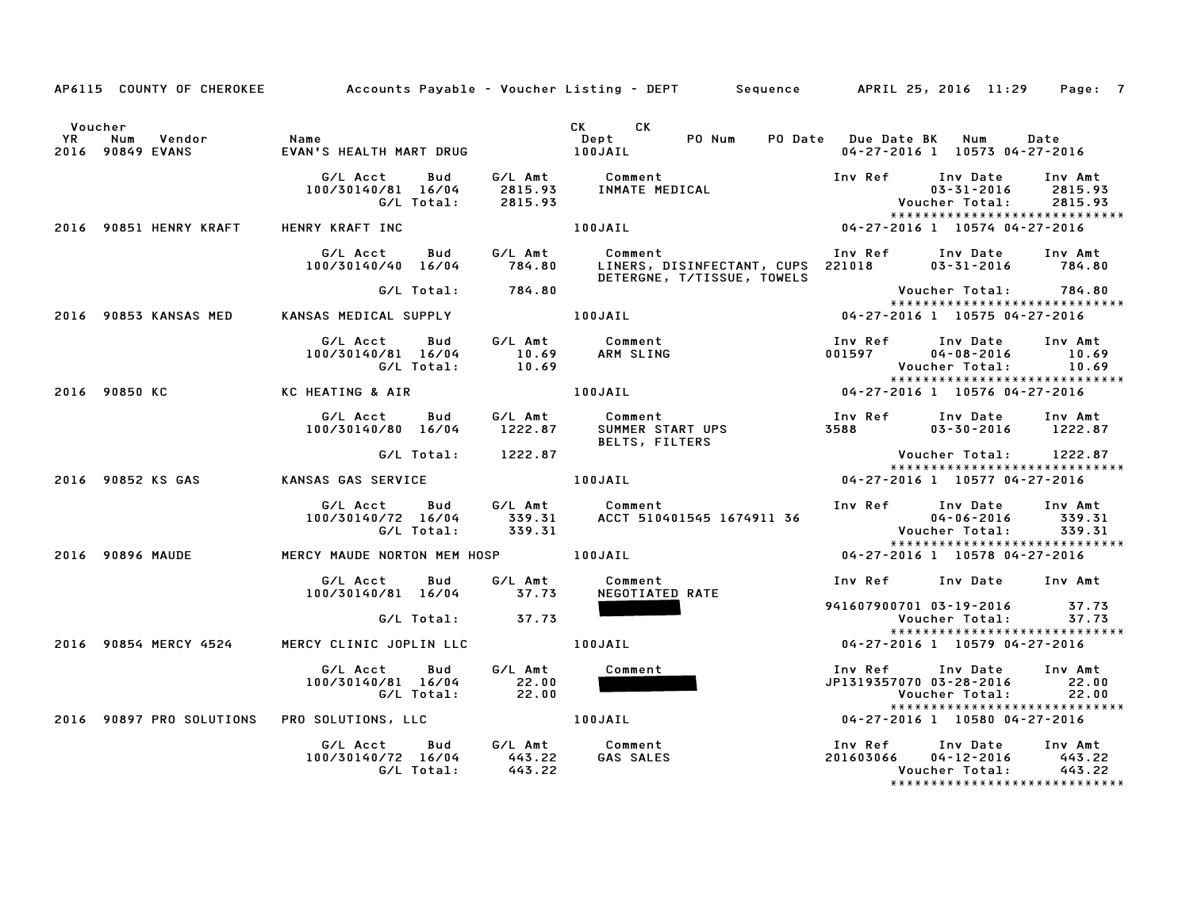AP6115 COUNTY OF CHEROKEE Accounts Payable - Voucher Listing - DEPT Sequence APRIL 25, 2016 11:29 Page: 7

| Voucher YR | Num | Vendor | Name | CK Dept | CK PO Num | PO Date | Due Date | BK | Num | Date |
|---|---|---|---|---|---|---|---|---|---|---|
| 2016 | 90849 | EVANS | EVAN'S HEALTH MART DRUG | 100JAIL | | | 04-27-2016 | 1 | 10573 | 04-27-2016 |

| G/L Acct | Bud | G/L Amt | Comment | Inv Ref | Inv Date | Inv Amt |
|---|---|---|---|---|---|---|
| 100/30140/81 | 16/04 | 2815.93 | INMATE MEDICAL | | 03-31-2016 | 2815.93 |
| | G/L Total: | 2815.93 | | | Voucher Total: | 2815.93 |

******************************

| Voucher YR | Num | Vendor | Name | CK Dept | Due Date | BK | Num | Date |
|---|---|---|---|---|---|---|---|---|
| 2016 | 90851 | HENRY KRAFT | HENRY KRAFT INC | 100JAIL | 04-27-2016 | 1 | 10574 | 04-27-2016 |

| G/L Acct | Bud | G/L Amt | Comment | Inv Ref | Inv Date | Inv Amt |
|---|---|---|---|---|---|---|
| 100/30140/40 | 16/04 | 784.80 | LINERS, DISINFECTANT, CUPS DETERGNE, T/TISSUE, TOWELS | 221018 | 03-31-2016 | 784.80 |
| | G/L Total: | 784.80 | | | Voucher Total: | 784.80 |

******************************

| Voucher YR | Num | Vendor | Name | CK Dept | Due Date | BK | Num | Date |
|---|---|---|---|---|---|---|---|---|
| 2016 | 90853 | KANSAS MED | KANSAS MEDICAL SUPPLY | 100JAIL | 04-27-2016 | 1 | 10575 | 04-27-2016 |

| G/L Acct | Bud | G/L Amt | Comment | Inv Ref | Inv Date | Inv Amt |
|---|---|---|---|---|---|---|
| 100/30140/81 | 16/04 | 10.69 | ARM SLING | 001597 | 04-08-2016 | 10.69 |
| | G/L Total: | 10.69 | | | Voucher Total: | 10.69 |

******************************

| Voucher YR | Num | Vendor | Name | CK Dept | Due Date | BK | Num | Date |
|---|---|---|---|---|---|---|---|---|
| 2016 | 90850 | KC | KC HEATING & AIR | 100JAIL | 04-27-2016 | 1 | 10576 | 04-27-2016 |

| G/L Acct | Bud | G/L Amt | Comment | Inv Ref | Inv Date | Inv Amt |
|---|---|---|---|---|---|---|
| 100/30140/80 | 16/04 | 1222.87 | SUMMER START UPS BELTS, FILTERS | 3588 | 03-30-2016 | 1222.87 |
| | G/L Total: | 1222.87 | | | Voucher Total: | 1222.87 |

******************************

| Voucher YR | Num | Vendor | Name | CK Dept | Due Date | BK | Num | Date |
|---|---|---|---|---|---|---|---|---|
| 2016 | 90852 | KS GAS | KANSAS GAS SERVICE | 100JAIL | 04-27-2016 | 1 | 10577 | 04-27-2016 |

| G/L Acct | Bud | G/L Amt | Comment | Inv Ref | Inv Date | Inv Amt |
|---|---|---|---|---|---|---|
| 100/30140/72 | 16/04 | 339.31 | ACCT 510401545 1674911 36 | | 04-06-2016 | 339.31 |
| | G/L Total: | 339.31 | | | Voucher Total: | 339.31 |

******************************

| Voucher YR | Num | Vendor | Name | CK Dept | Due Date | BK | Num | Date |
|---|---|---|---|---|---|---|---|---|
| 2016 | 90896 | MAUDE | MERCY MAUDE NORTON MEM HOSP | 100JAIL | 04-27-2016 | 1 | 10578 | 04-27-2016 |

| G/L Acct | Bud | G/L Amt | Comment | Inv Ref | Inv Date | Inv Amt |
|---|---|---|---|---|---|---|
| 100/30140/81 | 16/04 | 37.73 | NEGOTIATED RATE [REDACTED] | 941607900701 | 03-19-2016 | 37.73 |
| | G/L Total: | 37.73 | | | Voucher Total: | 37.73 |

******************************

| Voucher YR | Num | Vendor | Name | CK Dept | Due Date | BK | Num | Date |
|---|---|---|---|---|---|---|---|---|
| 2016 | 90854 | MERCY 4524 | MERCY CLINIC JOPLIN LLC | 100JAIL | 04-27-2016 | 1 | 10579 | 04-27-2016 |

| G/L Acct | Bud | G/L Amt | Comment | Inv Ref | Inv Date | Inv Amt |
|---|---|---|---|---|---|---|
| 100/30140/81 | 16/04 | 22.00 | [REDACTED] | JP1319357070 | 03-28-2016 | 22.00 |
| | G/L Total: | 22.00 | | | Voucher Total: | 22.00 |

******************************

| Voucher YR | Num | Vendor | Name | CK Dept | Due Date | BK | Num | Date |
|---|---|---|---|---|---|---|---|---|
| 2016 | 90897 | PRO SOLUTIONS | PRO SOLUTIONS, LLC | 100JAIL | 04-27-2016 | 1 | 10580 | 04-27-2016 |

| G/L Acct | Bud | G/L Amt | Comment | Inv Ref | Inv Date | Inv Amt |
|---|---|---|---|---|---|---|
| 100/30140/72 | 16/04 | 443.22 | GAS SALES | 201603066 | 04-12-2016 | 443.22 |
| | G/L Total: | 443.22 | | | Voucher Total: | 443.22 |

******************************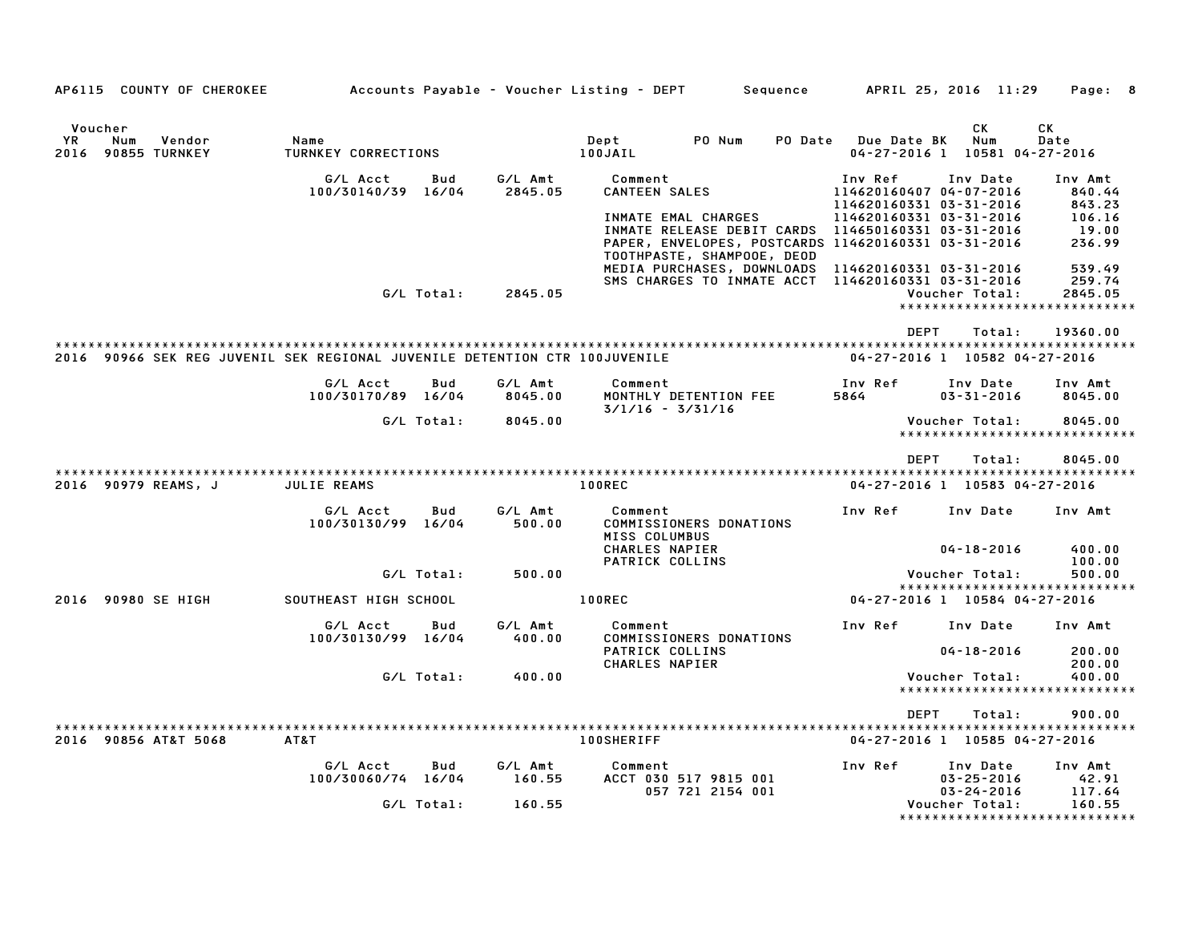AP6115 COUNTY OF CHEROKEE &nbsp;&nbsp;&nbsp; Accounts Payable - Voucher Listing - DEPT &nbsp;&nbsp;&nbsp; Sequence &nbsp;&nbsp;&nbsp; APRIL 25, 2016 11:29

| Voucher YR | Num | Vendor | Name | Dept | PO Num | PO Date | Due Date | BK | CK Num | CK Date |
|---|---|---|---|---|---|---|---|---|---|---|
| 2016 | 90855 | TURNKEY | TURNKEY CORRECTIONS | 100JAIL | | | 04-27-2016 | 1 | 10581 | 04-27-2016 |

| G/L Acct | Bud | G/L Amt | Comment | Inv Ref | Inv Date | Inv Amt |
|---|---|---|---|---|---|---|
| 100/30140/39 | 16/04 | 2845.05 | CANTEEN SALES | 114620160407 | 04-07-2016 | 840.44 |
| | | | | 114620160331 | 03-31-2016 | 843.23 |
| | | | INMATE EMAL CHARGES | 114620160331 | 03-31-2016 | 106.16 |
| | | | INMATE RELEASE DEBIT CARDS | 114650160331 | 03-31-2016 | 19.00 |
| | | | PAPER, ENVELOPES, POSTCARDS | 114620160331 | 03-31-2016 | 236.99 |
| | | | TOOTHPASTE, SHAMPOOE, DEOD | | | |
| | | | MEDIA PURCHASES, DOWNLOADS | 114620160331 | 03-31-2016 | 539.49 |
| | | | SMS CHARGES TO INMATE ACCT | 114620160331 | 03-31-2016 | 259.74 |
| | G/L Total: | 2845.05 | | | Voucher Total: | 2845.05 |

DEPT Total: 19360.00

| Voucher YR | Num | Vendor | Name | Dept | Due Date | BK | CK Num | CK Date |
|---|---|---|---|---|---|---|---|---|
| 2016 | 90966 | SEK REG JUVENIL | SEK REGIONAL JUVENILE DETENTION CTR | 100JUVENILE | 04-27-2016 | 1 | 10582 | 04-27-2016 |

| G/L Acct | Bud | G/L Amt | Comment | Inv Ref | Inv Date | Inv Amt |
|---|---|---|---|---|---|---|
| 100/30170/89 | 16/04 | 8045.00 | MONTHLY DETENTION FEE | 5864 | 03-31-2016 | 8045.00 |
| | | | 3/1/16 - 3/31/16 | | | |
| | G/L Total: | 8045.00 | | | Voucher Total: | 8045.00 |

DEPT Total: 8045.00

| Voucher YR | Num | Vendor | Name | Dept | Due Date | BK | CK Num | CK Date |
|---|---|---|---|---|---|---|---|---|
| 2016 | 90979 | REAMS, J | JULIE REAMS | 100REC | 04-27-2016 | 1 | 10583 | 04-27-2016 |

| G/L Acct | Bud | G/L Amt | Comment | Inv Ref | Inv Date | Inv Amt |
|---|---|---|---|---|---|---|
| 100/30130/99 | 16/04 | 500.00 | COMMISSIONERS DONATIONS | | | |
| | | | MISS COLUMBUS | | | |
| | | | CHARLES NAPIER | | 04-18-2016 | 400.00 |
| | | | PATRICK COLLINS | | | 100.00 |
| | G/L Total: | 500.00 | | | Voucher Total: | 500.00 |

| Voucher YR | Num | Vendor | Name | Dept | Due Date | BK | CK Num | CK Date |
|---|---|---|---|---|---|---|---|---|
| 2016 | 90980 | SE HIGH | SOUTHEAST HIGH SCHOOL | 100REC | 04-27-2016 | 1 | 10584 | 04-27-2016 |

| G/L Acct | Bud | G/L Amt | Comment | Inv Ref | Inv Date | Inv Amt |
|---|---|---|---|---|---|---|
| 100/30130/99 | 16/04 | 400.00 | COMMISSIONERS DONATIONS | | | |
| | | | PATRICK COLLINS | | 04-18-2016 | 200.00 |
| | | | CHARLES NAPIER | | | 200.00 |
| | G/L Total: | 400.00 | | | Voucher Total: | 400.00 |

DEPT Total: 900.00

| Voucher YR | Num | Vendor | Name | Dept | Due Date | BK | CK Num | CK Date |
|---|---|---|---|---|---|---|---|---|
| 2016 | 90856 | AT&T 5068 | AT&T | 100SHERIFF | 04-27-2016 | 1 | 10585 | 04-27-2016 |

| G/L Acct | Bud | G/L Amt | Comment | Inv Ref | Inv Date | Inv Amt |
|---|---|---|---|---|---|---|
| 100/30060/74 | 16/04 | 160.55 | ACCT 030 517 9815 001 | | 03-25-2016 | 42.91 |
| | | | 057 721 2154 001 | | 03-24-2016 | 117.64 |
| | G/L Total: | 160.55 | | | Voucher Total: | 160.55 |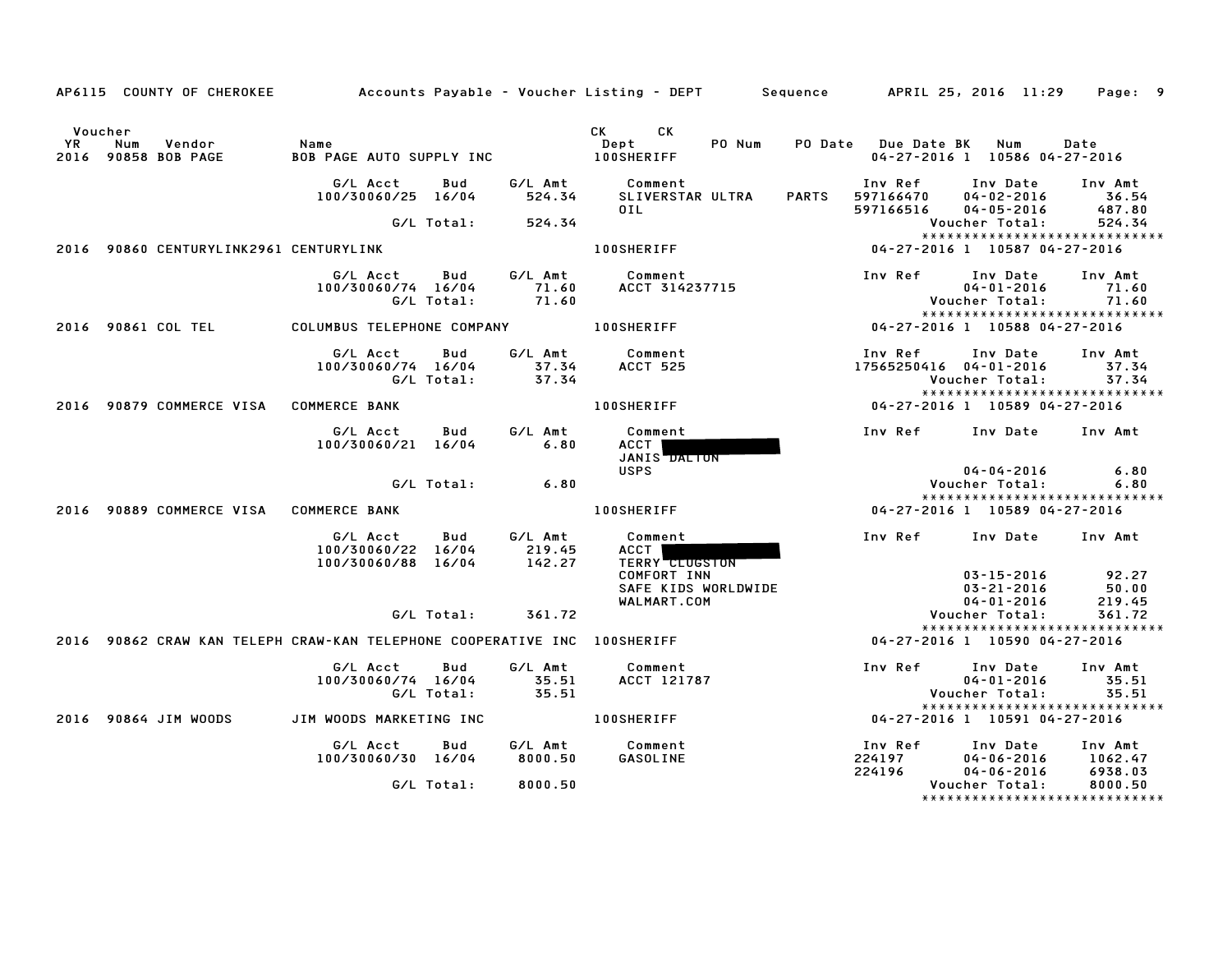AP6115 COUNTY OF CHEROKEE — Accounts Payable - Voucher Listing - DEPT — Sequence — APRIL 25, 2016 11:29

| Voucher YR | Num | Vendor | Name | CK Dept | CK PO Num | PO Date | Due Date BK | Num | Date |
|---|---|---|---|---|---|---|---|---|---|
| 2016 | 90858 | BOB PAGE | BOB PAGE AUTO SUPPLY INC | 100SHERIFF | | | 04-27-2016 1 | 10586 | 04-27-2016 |

| G/L Acct | Bud | G/L Amt | Comment | Inv Ref | Inv Date | Inv Amt |
|---|---|---|---|---|---|---|
| 100/30060/25 | 16/04 | 524.34 | SLIVERSTAR ULTRA PARTS | 597166470 | 04-02-2016 | 36.54 |
| | | | OIL | 597166516 | 04-05-2016 | 487.80 |
| | G/L Total: | 524.34 | | | Voucher Total: | 524.34 |

| Voucher YR | Num | Vendor | Name | CK Dept | CK PO Num | PO Date | Due Date BK | Num | Date |
|---|---|---|---|---|---|---|---|---|---|
| 2016 | 90860 | CENTURYLINK2961 | CENTURYLINK | 100SHERIFF | | | 04-27-2016 1 | 10587 | 04-27-2016 |

| G/L Acct | Bud | G/L Amt | Comment | Inv Ref | Inv Date | Inv Amt |
|---|---|---|---|---|---|---|
| 100/30060/74 | 16/04 | 71.60 | ACCT 314237715 | | 04-01-2016 | 71.60 |
| | G/L Total: | 71.60 | | | Voucher Total: | 71.60 |

| Voucher YR | Num | Vendor | Name | CK Dept | CK PO Num | PO Date | Due Date BK | Num | Date |
|---|---|---|---|---|---|---|---|---|---|
| 2016 | 90861 | COL TEL | COLUMBUS TELEPHONE COMPANY | 100SHERIFF | | | 04-27-2016 1 | 10588 | 04-27-2016 |

| G/L Acct | Bud | G/L Amt | Comment | Inv Ref | Inv Date | Inv Amt |
|---|---|---|---|---|---|---|
| 100/30060/74 | 16/04 | 37.34 | ACCT 525 | 17565250416 | 04-01-2016 | 37.34 |
| | G/L Total: | 37.34 | | | Voucher Total: | 37.34 |

| Voucher YR | Num | Vendor | Name | CK Dept | CK PO Num | PO Date | Due Date BK | Num | Date |
|---|---|---|---|---|---|---|---|---|---|
| 2016 | 90879 | COMMERCE VISA | COMMERCE BANK | 100SHERIFF | | | 04-27-2016 1 | 10589 | 04-27-2016 |

| G/L Acct | Bud | G/L Amt | Comment | Inv Ref | Inv Date | Inv Amt |
|---|---|---|---|---|---|---|
| 100/30060/21 | 16/04 | 6.80 | ACCT [REDACTED] | | | |
| | | | JANIS DALTON | | | |
| | | | USPS | | 04-04-2016 | 6.80 |
| | G/L Total: | 6.80 | | | Voucher Total: | 6.80 |

| Voucher YR | Num | Vendor | Name | CK Dept | CK PO Num | PO Date | Due Date BK | Num | Date |
|---|---|---|---|---|---|---|---|---|---|
| 2016 | 90889 | COMMERCE VISA | COMMERCE BANK | 100SHERIFF | | | 04-27-2016 1 | 10589 | 04-27-2016 |

| G/L Acct | Bud | G/L Amt | Comment | Inv Ref | Inv Date | Inv Amt |
|---|---|---|---|---|---|---|
| 100/30060/22 | 16/04 | 219.45 | ACCT [REDACTED] | | | |
| 100/30060/88 | 16/04 | 142.27 | TERRY CLUGSTON | | | |
| | | | COMFORT INN | | 03-15-2016 | 92.27 |
| | | | SAFE KIDS WORLDWIDE | | 03-21-2016 | 50.00 |
| | | | WALMART.COM | | 04-01-2016 | 219.45 |
| | G/L Total: | 361.72 | | | Voucher Total: | 361.72 |

| Voucher YR | Num | Vendor | Name | CK Dept | CK PO Num | PO Date | Due Date BK | Num | Date |
|---|---|---|---|---|---|---|---|---|---|
| 2016 | 90862 | CRAW KAN TELEPH | CRAW-KAN TELEPHONE COOPERATIVE INC | 100SHERIFF | | | 04-27-2016 1 | 10590 | 04-27-2016 |

| G/L Acct | Bud | G/L Amt | Comment | Inv Ref | Inv Date | Inv Amt |
|---|---|---|---|---|---|---|
| 100/30060/74 | 16/04 | 35.51 | ACCT 121787 | | 04-01-2016 | 35.51 |
| | G/L Total: | 35.51 | | | Voucher Total: | 35.51 |

| Voucher YR | Num | Vendor | Name | CK Dept | CK PO Num | PO Date | Due Date BK | Num | Date |
|---|---|---|---|---|---|---|---|---|---|
| 2016 | 90864 | JIM WOODS | JIM WOODS MARKETING INC | 100SHERIFF | | | 04-27-2016 1 | 10591 | 04-27-2016 |

| G/L Acct | Bud | G/L Amt | Comment | Inv Ref | Inv Date | Inv Amt |
|---|---|---|---|---|---|---|
| 100/30060/30 | 16/04 | 8000.50 | GASOLINE | 224197 | 04-06-2016 | 1062.47 |
| | | | | 224196 | 04-06-2016 | 6938.03 |
| | G/L Total: | 8000.50 | | | Voucher Total: | 8000.50 |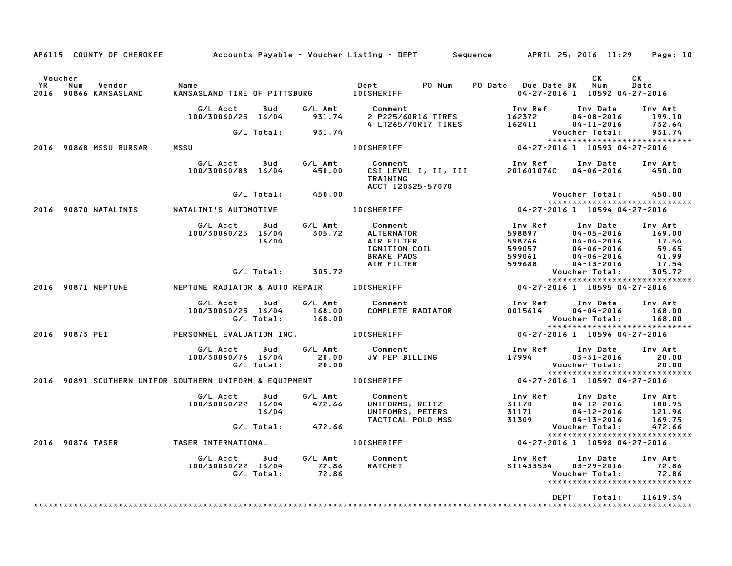AP6115 COUNTY OF CHEROKEE — Accounts Payable - Voucher Listing - DEPT — Sequence — APRIL 25, 2016 11:29

| Voucher YR | Num | Vendor | Name | Dept | PO Num | PO Date | Due Date | BK | CK Num | CK Date |
|---|---|---|---|---|---|---|---|---|---|---|
| 2016 | 90866 | KANSASLAND | KANSASLAND TIRE OF PITTSBURG | 100SHERIFF | | | 04-27-2016 | 1 | 10592 | 04-27-2016 |

| G/L Acct | Bud | G/L Amt | Comment | Inv Ref | Inv Date | Inv Amt |
|---|---|---|---|---|---|---|
| 100/30060/25 | 16/04 | 931.74 | 2 P225/60R16 TIRES | 162372 | 04-08-2016 | 199.10 |
| | | | 4 LT265/70R17 TIRES | 162411 | 04-11-2016 | 732.64 |
| | G/L Total: | 931.74 | | | Voucher Total: | 931.74 |

| Voucher YR | Num | Vendor | Name | Dept | PO Num | PO Date | Due Date | BK | CK Num | CK Date |
|---|---|---|---|---|---|---|---|---|---|---|
| 2016 | 90868 | MSSU BURSAR | MSSU | 100SHERIFF | | | 04-27-2016 | 1 | 10593 | 04-27-2016 |

| G/L Acct | Bud | G/L Amt | Comment | Inv Ref | Inv Date | Inv Amt |
|---|---|---|---|---|---|---|
| 100/30060/88 | 16/04 | 450.00 | CSI LEVEL I, II, III TRAINING ACCT 120325-57070 | 201601076C | 04-06-2016 | 450.00 |
| | G/L Total: | 450.00 | | | Voucher Total: | 450.00 |

| Voucher YR | Num | Vendor | Name | Dept | PO Num | PO Date | Due Date | BK | CK Num | CK Date |
|---|---|---|---|---|---|---|---|---|---|---|
| 2016 | 90870 | NATALINIS | NATALINI'S AUTOMOTIVE | 100SHERIFF | | | 04-27-2016 | 1 | 10594 | 04-27-2016 |

| G/L Acct | Bud | G/L Amt | Comment | Inv Ref | Inv Date | Inv Amt |
|---|---|---|---|---|---|---|
| 100/30060/25 | 16/04 | 305.72 | ALTERNATOR | 598897 | 04-05-2016 | 169.00 |
| | 16/04 | | AIR FILTER | 598766 | 04-04-2016 | 17.54 |
| | | | IGNITION COIL | 599057 | 04-06-2016 | 59.65 |
| | | | BRAKE PADS | 599061 | 04-06-2016 | 41.99 |
| | | | AIR FILTER | 599688 | 04-13-2016 | 17.54 |
| | G/L Total: | 305.72 | | | Voucher Total: | 305.72 |

| Voucher YR | Num | Vendor | Name | Dept | PO Num | PO Date | Due Date | BK | CK Num | CK Date |
|---|---|---|---|---|---|---|---|---|---|---|
| 2016 | 90871 | NEPTUNE | NEPTUNE RADIATOR & AUTO REPAIR | 100SHERIFF | | | 04-27-2016 | 1 | 10595 | 04-27-2016 |

| G/L Acct | Bud | G/L Amt | Comment | Inv Ref | Inv Date | Inv Amt |
|---|---|---|---|---|---|---|
| 100/30060/25 | 16/04 | 168.00 | COMPLETE RADIATOR | 0015614 | 04-04-2016 | 168.00 |
| | G/L Total: | 168.00 | | | Voucher Total: | 168.00 |

| Voucher YR | Num | Vendor | Name | Dept | PO Num | PO Date | Due Date | BK | CK Num | CK Date |
|---|---|---|---|---|---|---|---|---|---|---|
| 2016 | 90873 | PEI | PERSONNEL EVALUATION INC. | 100SHERIFF | | | 04-27-2016 | 1 | 10596 | 04-27-2016 |

| G/L Acct | Bud | G/L Amt | Comment | Inv Ref | Inv Date | Inv Amt |
|---|---|---|---|---|---|---|
| 100/30060/76 | 16/04 | 20.00 | JV PEP BILLING | 17994 | 03-31-2016 | 20.00 |
| | G/L Total: | 20.00 | | | Voucher Total: | 20.00 |

| Voucher YR | Num | Vendor | Name | Dept | PO Num | PO Date | Due Date | BK | CK Num | CK Date |
|---|---|---|---|---|---|---|---|---|---|---|
| 2016 | 90891 | SOUTHERN UNIFOR | SOUTHERN UNIFORM & EQUIPMENT | 100SHERIFF | | | 04-27-2016 | 1 | 10597 | 04-27-2016 |

| G/L Acct | Bud | G/L Amt | Comment | Inv Ref | Inv Date | Inv Amt |
|---|---|---|---|---|---|---|
| 100/30060/22 | 16/04 | 472.66 | UNIFORMS, REITZ | 31170 | 04-12-2016 | 180.95 |
| | 16/04 | | UNIFOMRS, PETERS | 31171 | 04-12-2016 | 121.96 |
| | | | TACTICAL POLO MSS | 31309 | 04-13-2016 | 169.75 |
| | G/L Total: | 472.66 | | | Voucher Total: | 472.66 |

| Voucher YR | Num | Vendor | Name | Dept | PO Num | PO Date | Due Date | BK | CK Num | CK Date |
|---|---|---|---|---|---|---|---|---|---|---|
| 2016 | 90876 | TASER | TASER INTERNATIONAL | 100SHERIFF | | | 04-27-2016 | 1 | 10598 | 04-27-2016 |

| G/L Acct | Bud | G/L Amt | Comment | Inv Ref | Inv Date | Inv Amt |
|---|---|---|---|---|---|---|
| 100/30060/22 | 16/04 | 72.86 | RATCHET | SI1433534 | 03-29-2016 | 72.86 |
| | G/L Total: | 72.86 | | | Voucher Total: | 72.86 |

DEPT Total: 11619.34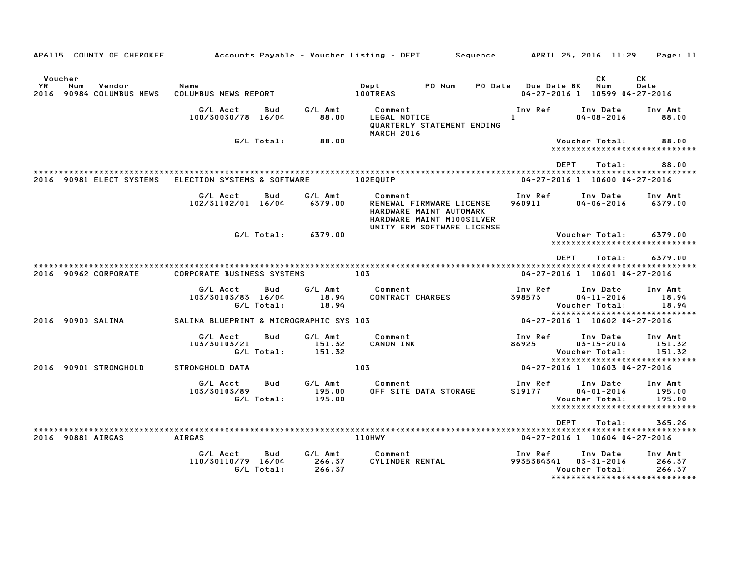AP6115 COUNTY OF CHEROKEE — Accounts Payable - Voucher Listing - DEPT — Sequence — APRIL 25, 2016 11:29

| Voucher YR | Num | Vendor | Name | Dept | PO Num | PO Date | Due Date | BK | CK Num | CK Date |
|---|---|---|---|---|---|---|---|---|---|---|
| 2016 | 90984 | COLUMBUS NEWS | COLUMBUS NEWS REPORT | 100TREAS | | | 04-27-2016 | 1 | 10599 | 04-27-2016 |

| G/L Acct | Bud | G/L Amt | Comment | Inv Ref | Inv Date | Inv Amt |
|---|---|---|---|---|---|---|
| 100/30030/78 | 16/04 | 88.00 | LEGAL NOTICE QUARTERLY STATEMENT ENDING MARCH 2016 | 1 | 04-08-2016 | 88.00 |
| | G/L Total: | 88.00 | | | Voucher Total: | 88.00 |

DEPT Total: 88.00

| Voucher YR | Num | Vendor | Name | Dept | PO Num | PO Date | Due Date | BK | CK Num | CK Date |
|---|---|---|---|---|---|---|---|---|---|---|
| 2016 | 90981 | ELECT SYSTEMS | ELECTION SYSTEMS & SOFTWARE | 102EQUIP | | | 04-27-2016 | 1 | 10600 | 04-27-2016 |

| G/L Acct | Bud | G/L Amt | Comment | Inv Ref | Inv Date | Inv Amt |
|---|---|---|---|---|---|---|
| 102/31102/01 | 16/04 | 6379.00 | RENEWAL FIRMWARE LICENSE HARDWARE MAINT AUTOMARK HARDWARE MAINT M100SILVER UNITY ERM SOFTWARE LICENSE | 960911 | 04-06-2016 | 6379.00 |
| | G/L Total: | 6379.00 | | | Voucher Total: | 6379.00 |

DEPT Total: 6379.00

| Voucher YR | Num | Vendor | Name | Dept | PO Num | PO Date | Due Date | BK | CK Num | CK Date |
|---|---|---|---|---|---|---|---|---|---|---|
| 2016 | 90962 | CORPORATE | CORPORATE BUSINESS SYSTEMS | 103 | | | 04-27-2016 | 1 | 10601 | 04-27-2016 |

| G/L Acct | Bud | G/L Amt | Comment | Inv Ref | Inv Date | Inv Amt |
|---|---|---|---|---|---|---|
| 103/30103/83 | 16/04 | 18.94 | CONTRACT CHARGES | 398573 | 04-11-2016 | 18.94 |
| | G/L Total: | 18.94 | | | Voucher Total: | 18.94 |

| Voucher YR | Num | Vendor | Name | Dept | PO Num | PO Date | Due Date | BK | CK Num | CK Date |
|---|---|---|---|---|---|---|---|---|---|---|
| 2016 | 90900 | SALINA | SALINA BLUEPRINT & MICROGRAPHIC SYS | 103 | | | 04-27-2016 | 1 | 10602 | 04-27-2016 |

| G/L Acct | Bud | G/L Amt | Comment | Inv Ref | Inv Date | Inv Amt |
|---|---|---|---|---|---|---|
| 103/30103/21 | | 151.32 | CANON INK | 86925 | 03-15-2016 | 151.32 |
| | G/L Total: | 151.32 | | | Voucher Total: | 151.32 |

| Voucher YR | Num | Vendor | Name | Dept | PO Num | PO Date | Due Date | BK | CK Num | CK Date |
|---|---|---|---|---|---|---|---|---|---|---|
| 2016 | 90901 | STRONGHOLD | STRONGHOLD DATA | 103 | | | 04-27-2016 | 1 | 10603 | 04-27-2016 |

| G/L Acct | Bud | G/L Amt | Comment | Inv Ref | Inv Date | Inv Amt |
|---|---|---|---|---|---|---|
| 103/30103/89 | | 195.00 | OFF SITE DATA STORAGE | S19177 | 04-01-2016 | 195.00 |
| | G/L Total: | 195.00 | | | Voucher Total: | 195.00 |

DEPT Total: 365.26

| Voucher YR | Num | Vendor | Name | Dept | PO Num | PO Date | Due Date | BK | CK Num | CK Date |
|---|---|---|---|---|---|---|---|---|---|---|
| 2016 | 90881 | AIRGAS | AIRGAS | 110HWY | | | 04-27-2016 | 1 | 10604 | 04-27-2016 |

| G/L Acct | Bud | G/L Amt | Comment | Inv Ref | Inv Date | Inv Amt |
|---|---|---|---|---|---|---|
| 110/30110/79 | 16/04 | 266.37 | CYLINDER RENTAL | 9935384341 | 03-31-2016 | 266.37 |
| | G/L Total: | 266.37 | | | Voucher Total: | 266.37 |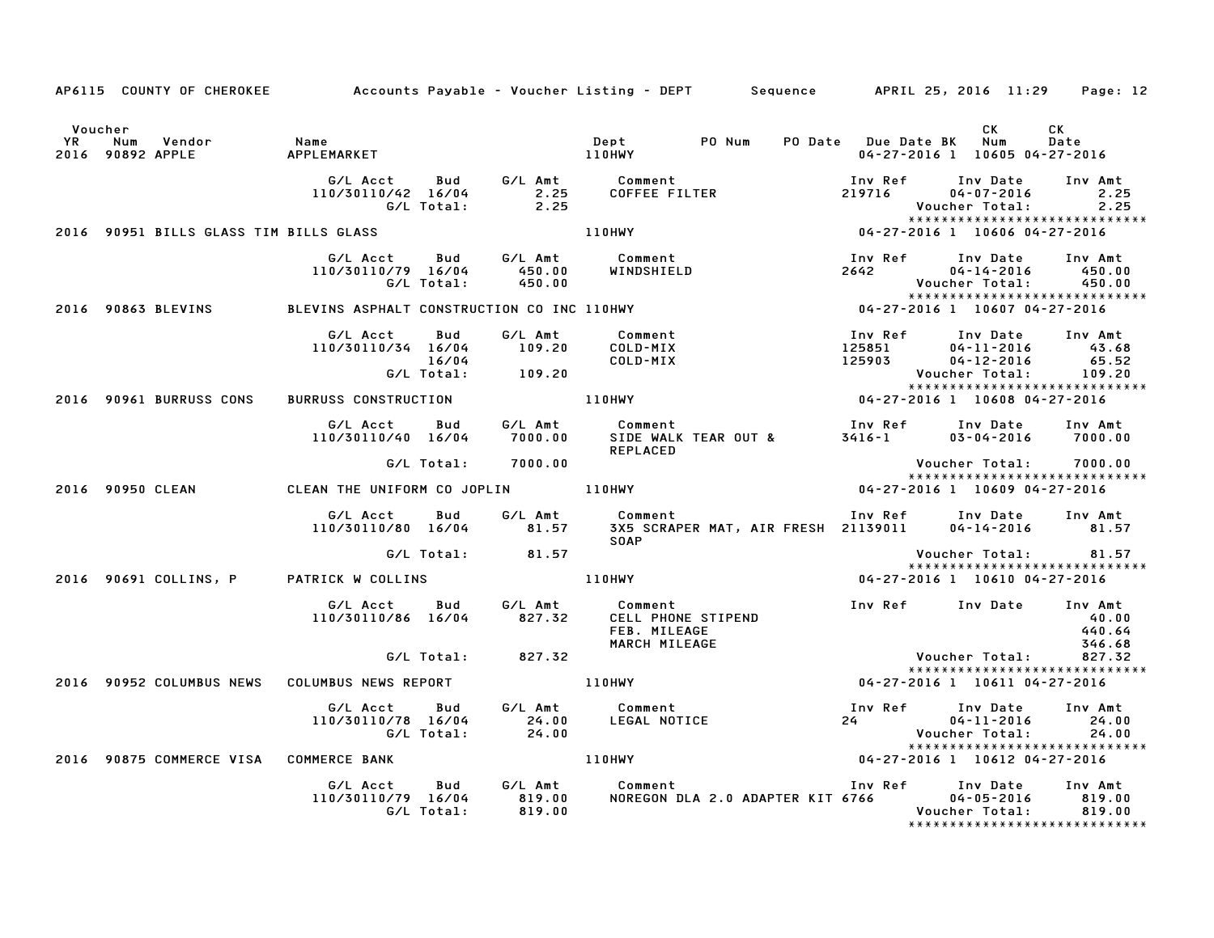AP6115 COUNTY OF CHEROKEE — Accounts Payable - Voucher Listing - DEPT — Sequence — APRIL 25, 2016 11:29

| Voucher YR | Num | Vendor | Name | Dept | PO Num | PO Date | Due Date | BK | CK Num | CK Date |
|---|---|---|---|---|---|---|---|---|---|---|
| 2016 | 90892 | APPLE | APPLEMARKET | 110HWY | | | 04-27-2016 | 1 | 10605 | 04-27-2016 |

| G/L Acct | Bud | G/L Amt | Comment | Inv Ref | Inv Date | Inv Amt |
|---|---|---|---|---|---|---|
| 110/30110/42 | 16/04 | 2.25 | COFFEE FILTER | 219716 | 04-07-2016 | 2.25 |
| | G/L Total: | 2.25 | | | Voucher Total: | 2.25 |

| Voucher YR | Num | Vendor | Name | Dept | PO Num | PO Date | Due Date | BK | CK Num | CK Date |
|---|---|---|---|---|---|---|---|---|---|---|
| 2016 | 90951 | BILLS GLASS TIM | BILLS GLASS | 110HWY | | | 04-27-2016 | 1 | 10606 | 04-27-2016 |

| G/L Acct | Bud | G/L Amt | Comment | Inv Ref | Inv Date | Inv Amt |
|---|---|---|---|---|---|---|
| 110/30110/79 | 16/04 | 450.00 | WINDSHIELD | 2642 | 04-14-2016 | 450.00 |
| | G/L Total: | 450.00 | | | Voucher Total: | 450.00 |

| Voucher YR | Num | Vendor | Name | Dept | PO Num | PO Date | Due Date | BK | CK Num | CK Date |
|---|---|---|---|---|---|---|---|---|---|---|
| 2016 | 90863 | BLEVINS | BLEVINS ASPHALT CONSTRUCTION CO INC | 110HWY | | | 04-27-2016 | 1 | 10607 | 04-27-2016 |

| G/L Acct | Bud | G/L Amt | Comment | Inv Ref | Inv Date | Inv Amt |
|---|---|---|---|---|---|---|
| 110/30110/34 | 16/04 | 109.20 | COLD-MIX | 125851 | 04-11-2016 | 43.68 |
| | 16/04 | | COLD-MIX | 125903 | 04-12-2016 | 65.52 |
| | G/L Total: | 109.20 | | | Voucher Total: | 109.20 |

| Voucher YR | Num | Vendor | Name | Dept | PO Num | PO Date | Due Date | BK | CK Num | CK Date |
|---|---|---|---|---|---|---|---|---|---|---|
| 2016 | 90961 | BURRUSS CONS | BURRUSS CONSTRUCTION | 110HWY | | | 04-27-2016 | 1 | 10608 | 04-27-2016 |

| G/L Acct | Bud | G/L Amt | Comment | Inv Ref | Inv Date | Inv Amt |
|---|---|---|---|---|---|---|
| 110/30110/40 | 16/04 | 7000.00 | SIDE WALK TEAR OUT & REPLACED | 3416-1 | 03-04-2016 | 7000.00 |
| | G/L Total: | 7000.00 | | | Voucher Total: | 7000.00 |

| Voucher YR | Num | Vendor | Name | Dept | PO Num | PO Date | Due Date | BK | CK Num | CK Date |
|---|---|---|---|---|---|---|---|---|---|---|
| 2016 | 90950 | CLEAN | CLEAN THE UNIFORM CO JOPLIN | 110HWY | | | 04-27-2016 | 1 | 10609 | 04-27-2016 |

| G/L Acct | Bud | G/L Amt | Comment | Inv Ref | Inv Date | Inv Amt |
|---|---|---|---|---|---|---|
| 110/30110/80 | 16/04 | 81.57 | 3X5 SCRAPER MAT, AIR FRESH SOAP | 21139011 | 04-14-2016 | 81.57 |
| | G/L Total: | 81.57 | | | Voucher Total: | 81.57 |

| Voucher YR | Num | Vendor | Name | Dept | PO Num | PO Date | Due Date | BK | CK Num | CK Date |
|---|---|---|---|---|---|---|---|---|---|---|
| 2016 | 90691 | COLLINS, P | PATRICK W COLLINS | 110HWY | | | 04-27-2016 | 1 | 10610 | 04-27-2016 |

| G/L Acct | Bud | G/L Amt | Comment | Inv Ref | Inv Date | Inv Amt |
|---|---|---|---|---|---|---|
| 110/30110/86 | 16/04 | 827.32 | CELL PHONE STIPEND | | | 40.00 |
| | | | FEB. MILEAGE | | | 440.64 |
| | | | MARCH MILEAGE | | | 346.68 |
| | G/L Total: | 827.32 | | | Voucher Total: | 827.32 |

| Voucher YR | Num | Vendor | Name | Dept | PO Num | PO Date | Due Date | BK | CK Num | CK Date |
|---|---|---|---|---|---|---|---|---|---|---|
| 2016 | 90952 | COLUMBUS NEWS | COLUMBUS NEWS REPORT | 110HWY | | | 04-27-2016 | 1 | 10611 | 04-27-2016 |

| G/L Acct | Bud | G/L Amt | Comment | Inv Ref | Inv Date | Inv Amt |
|---|---|---|---|---|---|---|
| 110/30110/78 | 16/04 | 24.00 | LEGAL NOTICE | 24 | 04-11-2016 | 24.00 |
| | G/L Total: | 24.00 | | | Voucher Total: | 24.00 |

| Voucher YR | Num | Vendor | Name | Dept | PO Num | PO Date | Due Date | BK | CK Num | CK Date |
|---|---|---|---|---|---|---|---|---|---|---|
| 2016 | 90875 | COMMERCE VISA | COMMERCE BANK | 110HWY | | | 04-27-2016 | 1 | 10612 | 04-27-2016 |

| G/L Acct | Bud | G/L Amt | Comment | Inv Ref | Inv Date | Inv Amt |
|---|---|---|---|---|---|---|
| 110/30110/79 | 16/04 | 819.00 | NOREGON DLA 2.0 ADAPTER KIT | 6766 | 04-05-2016 | 819.00 |
| | G/L Total: | 819.00 | | | Voucher Total: | 819.00 |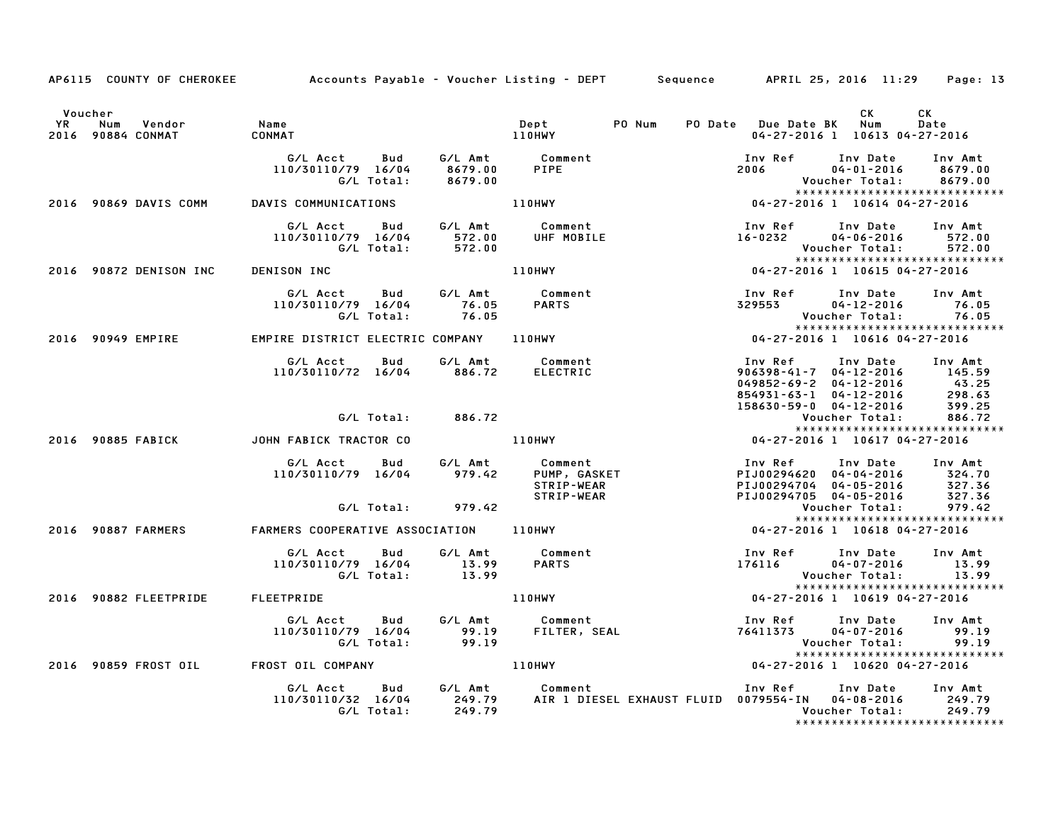AP6115 COUNTY OF CHEROKEE — Accounts Payable - Voucher Listing - DEPT — Sequence — APRIL 25, 2016 11:29

| Voucher YR | Num | Vendor | Name | Dept | PO Num | PO Date | Due Date | BK | CK Num | CK Date |
|---|---|---|---|---|---|---|---|---|---|---|
| 2016 | 90884 | CONMAT | CONMAT | 110HWY | | | 04-27-2016 | 1 | 10613 | 04-27-2016 |

| G/L Acct | Bud | G/L Amt | Comment | Inv Ref | Inv Date | Inv Amt |
|---|---|---|---|---|---|---|
| 110/30110/79 | 16/04 | 8679.00 | PIPE | 2006 | 04-01-2016 | 8679.00 |
| | G/L Total: | 8679.00 | | | Voucher Total: | 8679.00 |

*****************************

| YR | Num | Vendor | Name | Dept | Due Date | BK | CK Num | CK Date |
|---|---|---|---|---|---|---|---|---|
| 2016 | 90869 | DAVIS COMM | DAVIS COMMUNICATIONS | 110HWY | 04-27-2016 | 1 | 10614 | 04-27-2016 |

| G/L Acct | Bud | G/L Amt | Comment | Inv Ref | Inv Date | Inv Amt |
|---|---|---|---|---|---|---|
| 110/30110/79 | 16/04 | 572.00 | UHF MOBILE | 16-0232 | 04-06-2016 | 572.00 |
| | G/L Total: | 572.00 | | | Voucher Total: | 572.00 |

*****************************

| YR | Num | Vendor | Name | Dept | Due Date | BK | CK Num | CK Date |
|---|---|---|---|---|---|---|---|---|
| 2016 | 90872 | DENISON INC | DENISON INC | 110HWY | 04-27-2016 | 1 | 10615 | 04-27-2016 |

| G/L Acct | Bud | G/L Amt | Comment | Inv Ref | Inv Date | Inv Amt |
|---|---|---|---|---|---|---|
| 110/30110/79 | 16/04 | 76.05 | PARTS | 329553 | 04-12-2016 | 76.05 |
| | G/L Total: | 76.05 | | | Voucher Total: | 76.05 |

*****************************

| YR | Num | Vendor | Name | Dept | Due Date | BK | CK Num | CK Date |
|---|---|---|---|---|---|---|---|---|
| 2016 | 90949 | EMPIRE | EMPIRE DISTRICT ELECTRIC COMPANY | 110HWY | 04-27-2016 | 1 | 10616 | 04-27-2016 |

| G/L Acct | Bud | G/L Amt | Comment | Inv Ref | Inv Date | Inv Amt |
|---|---|---|---|---|---|---|
| 110/30110/72 | 16/04 | 886.72 | ELECTRIC | 906398-41-7 | 04-12-2016 | 145.59 |
| | | | | 049852-69-2 | 04-12-2016 | 43.25 |
| | | | | 854931-63-1 | 04-12-2016 | 298.63 |
| | | | | 158630-59-0 | 04-12-2016 | 399.25 |
| | G/L Total: | 886.72 | | | Voucher Total: | 886.72 |

*****************************

| YR | Num | Vendor | Name | Dept | Due Date | BK | CK Num | CK Date |
|---|---|---|---|---|---|---|---|---|
| 2016 | 90885 | FABICK | JOHN FABICK TRACTOR CO | 110HWY | 04-27-2016 | 1 | 10617 | 04-27-2016 |

| G/L Acct | Bud | G/L Amt | Comment | Inv Ref | Inv Date | Inv Amt |
|---|---|---|---|---|---|---|
| 110/30110/79 | 16/04 | 979.42 | PUMP, GASKET | PIJ00294620 | 04-04-2016 | 324.70 |
| | | | STRIP-WEAR | PIJ00294704 | 04-05-2016 | 327.36 |
| | | | STRIP-WEAR | PIJ00294705 | 04-05-2016 | 327.36 |
| | G/L Total: | 979.42 | | | Voucher Total: | 979.42 |

*****************************

| YR | Num | Vendor | Name | Dept | Due Date | BK | CK Num | CK Date |
|---|---|---|---|---|---|---|---|---|
| 2016 | 90887 | FARMERS | FARMERS COOPERATIVE ASSOCIATION | 110HWY | 04-27-2016 | 1 | 10618 | 04-27-2016 |

| G/L Acct | Bud | G/L Amt | Comment | Inv Ref | Inv Date | Inv Amt |
|---|---|---|---|---|---|---|
| 110/30110/79 | 16/04 | 13.99 | PARTS | 176116 | 04-07-2016 | 13.99 |
| | G/L Total: | 13.99 | | | Voucher Total: | 13.99 |

*****************************

| YR | Num | Vendor | Name | Dept | Due Date | BK | CK Num | CK Date |
|---|---|---|---|---|---|---|---|---|
| 2016 | 90882 | FLEETPRIDE | FLEETPRIDE | 110HWY | 04-27-2016 | 1 | 10619 | 04-27-2016 |

| G/L Acct | Bud | G/L Amt | Comment | Inv Ref | Inv Date | Inv Amt |
|---|---|---|---|---|---|---|
| 110/30110/79 | 16/04 | 99.19 | FILTER, SEAL | 76411373 | 04-07-2016 | 99.19 |
| | G/L Total: | 99.19 | | | Voucher Total: | 99.19 |

*****************************

| YR | Num | Vendor | Name | Dept | Due Date | BK | CK Num | CK Date |
|---|---|---|---|---|---|---|---|---|
| 2016 | 90859 | FROST OIL | FROST OIL COMPANY | 110HWY | 04-27-2016 | 1 | 10620 | 04-27-2016 |

| G/L Acct | Bud | G/L Amt | Comment | Inv Ref | Inv Date | Inv Amt |
|---|---|---|---|---|---|---|
| 110/30110/32 | 16/04 | 249.79 | AIR 1 DIESEL EXHAUST FLUID | 0079554-IN | 04-08-2016 | 249.79 |
| | G/L Total: | 249.79 | | | Voucher Total: | 249.79 |

*****************************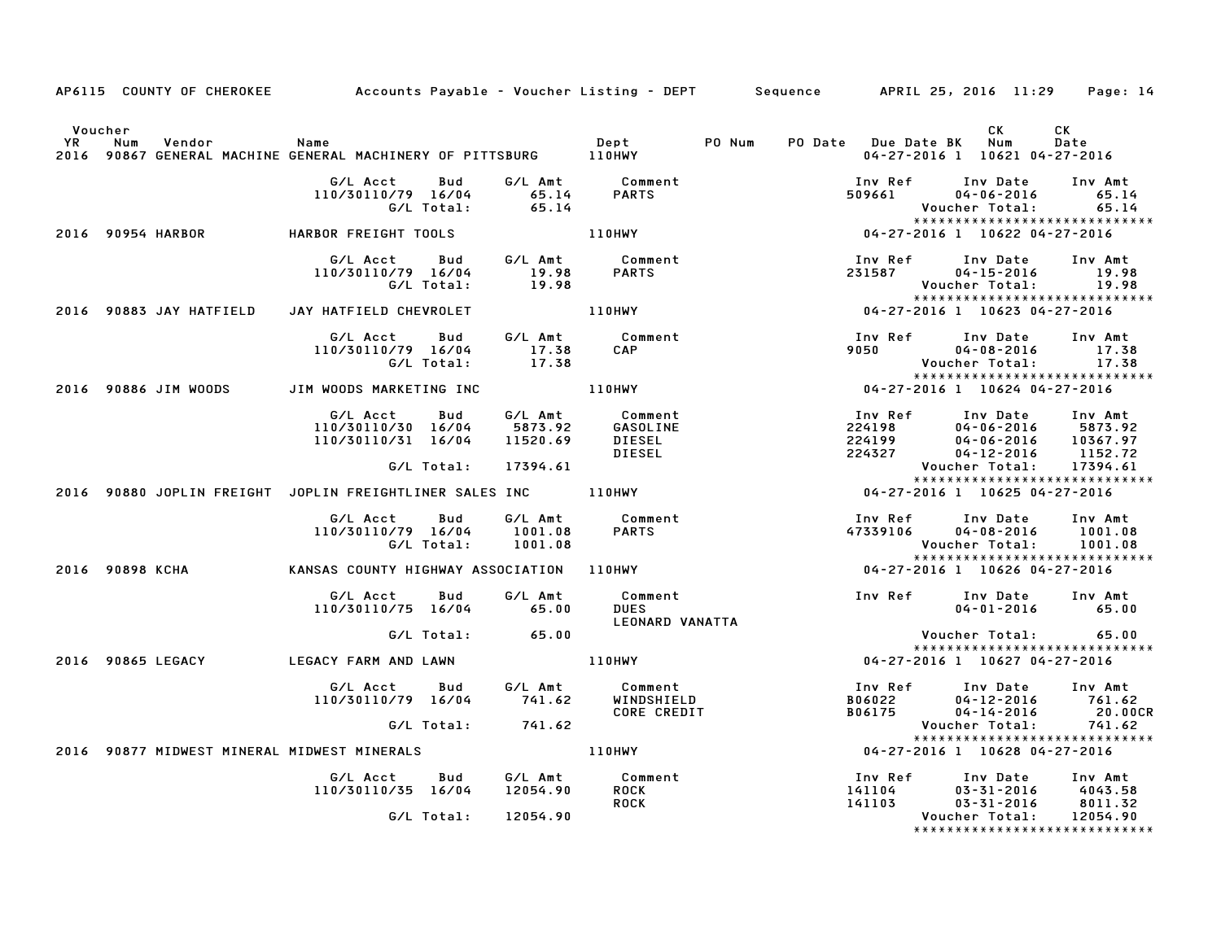AP6115 COUNTY OF CHEROKEE — Accounts Payable - Voucher Listing - DEPT — Sequence — APRIL 25, 2016 11:29

| Voucher YR | Num | Vendor | Name | Dept | PO Num | PO Date | Due Date | BK | CK Num | CK Date |
|---|---|---|---|---|---|---|---|---|---|---|
| 2016 | 90867 | GENERAL MACHINE | GENERAL MACHINERY OF PITTSBURG | 110HWY | | | 04-27-2016 | 1 | 10621 | 04-27-2016 |

| G/L Acct | Bud | G/L Amt | Comment | Inv Ref | Inv Date | Inv Amt |
|---|---|---|---|---|---|---|
| 110/30110/79 | 16/04 | 65.14 | PARTS | 509661 | 04-06-2016 | 65.14 |
| | G/L Total: | 65.14 | | | Voucher Total: | 65.14 |

| Voucher YR | Num | Vendor | Name | Dept | PO Num | PO Date | Due Date | BK | CK Num | CK Date |
|---|---|---|---|---|---|---|---|---|---|---|
| 2016 | 90954 | HARBOR | HARBOR FREIGHT TOOLS | 110HWY | | | 04-27-2016 | 1 | 10622 | 04-27-2016 |

| G/L Acct | Bud | G/L Amt | Comment | Inv Ref | Inv Date | Inv Amt |
|---|---|---|---|---|---|---|
| 110/30110/79 | 16/04 | 19.98 | PARTS | 231587 | 04-15-2016 | 19.98 |
| | G/L Total: | 19.98 | | | Voucher Total: | 19.98 |

| Voucher YR | Num | Vendor | Name | Dept | PO Num | PO Date | Due Date | BK | CK Num | CK Date |
|---|---|---|---|---|---|---|---|---|---|---|
| 2016 | 90883 | JAY HATFIELD | JAY HATFIELD CHEVROLET | 110HWY | | | 04-27-2016 | 1 | 10623 | 04-27-2016 |

| G/L Acct | Bud | G/L Amt | Comment | Inv Ref | Inv Date | Inv Amt |
|---|---|---|---|---|---|---|
| 110/30110/79 | 16/04 | 17.38 | CAP | 9050 | 04-08-2016 | 17.38 |
| | G/L Total: | 17.38 | | | Voucher Total: | 17.38 |

| Voucher YR | Num | Vendor | Name | Dept | PO Num | PO Date | Due Date | BK | CK Num | CK Date |
|---|---|---|---|---|---|---|---|---|---|---|
| 2016 | 90886 | JIM WOODS | JIM WOODS MARKETING INC | 110HWY | | | 04-27-2016 | 1 | 10624 | 04-27-2016 |

| G/L Acct | Bud | G/L Amt | Comment | Inv Ref | Inv Date | Inv Amt |
|---|---|---|---|---|---|---|
| 110/30110/30 | 16/04 | 5873.92 | GASOLINE | 224198 | 04-06-2016 | 5873.92 |
| 110/30110/31 | 16/04 | 11520.69 | DIESEL | 224199 | 04-06-2016 | 10367.97 |
| | | | DIESEL | 224327 | 04-12-2016 | 1152.72 |
| | G/L Total: | 17394.61 | | | Voucher Total: | 17394.61 |

| Voucher YR | Num | Vendor | Name | Dept | PO Num | PO Date | Due Date | BK | CK Num | CK Date |
|---|---|---|---|---|---|---|---|---|---|---|
| 2016 | 90880 | JOPLIN FREIGHT | JOPLIN FREIGHTLINER SALES INC | 110HWY | | | 04-27-2016 | 1 | 10625 | 04-27-2016 |

| G/L Acct | Bud | G/L Amt | Comment | Inv Ref | Inv Date | Inv Amt |
|---|---|---|---|---|---|---|
| 110/30110/79 | 16/04 | 1001.08 | PARTS | 47339106 | 04-08-2016 | 1001.08 |
| | G/L Total: | 1001.08 | | | Voucher Total: | 1001.08 |

| Voucher YR | Num | Vendor | Name | Dept | PO Num | PO Date | Due Date | BK | CK Num | CK Date |
|---|---|---|---|---|---|---|---|---|---|---|
| 2016 | 90898 | KCHA | KANSAS COUNTY HIGHWAY ASSOCIATION | 110HWY | | | 04-27-2016 | 1 | 10626 | 04-27-2016 |

| G/L Acct | Bud | G/L Amt | Comment | Inv Ref | Inv Date | Inv Amt |
|---|---|---|---|---|---|---|
| 110/30110/75 | 16/04 | 65.00 | DUES LEONARD VANATTA | | 04-01-2016 | 65.00 |
| | G/L Total: | 65.00 | | | Voucher Total: | 65.00 |

| Voucher YR | Num | Vendor | Name | Dept | PO Num | PO Date | Due Date | BK | CK Num | CK Date |
|---|---|---|---|---|---|---|---|---|---|---|
| 2016 | 90865 | LEGACY | LEGACY FARM AND LAWN | 110HWY | | | 04-27-2016 | 1 | 10627 | 04-27-2016 |

| G/L Acct | Bud | G/L Amt | Comment | Inv Ref | Inv Date | Inv Amt |
|---|---|---|---|---|---|---|
| 110/30110/79 | 16/04 | 741.62 | WINDSHIELD | B06022 | 04-12-2016 | 761.62 |
| | | | CORE CREDIT | B06175 | 04-14-2016 | 20.00CR |
| | G/L Total: | 741.62 | | | Voucher Total: | 741.62 |

| Voucher YR | Num | Vendor | Name | Dept | PO Num | PO Date | Due Date | BK | CK Num | CK Date |
|---|---|---|---|---|---|---|---|---|---|---|
| 2016 | 90877 | MIDWEST MINERAL | MIDWEST MINERALS | 110HWY | | | 04-27-2016 | 1 | 10628 | 04-27-2016 |

| G/L Acct | Bud | G/L Amt | Comment | Inv Ref | Inv Date | Inv Amt |
|---|---|---|---|---|---|---|
| 110/30110/35 | 16/04 | 12054.90 | ROCK | 141104 | 03-31-2016 | 4043.58 |
| | | | ROCK | 141103 | 03-31-2016 | 8011.32 |
| | G/L Total: | 12054.90 | | | Voucher Total: | 12054.90 |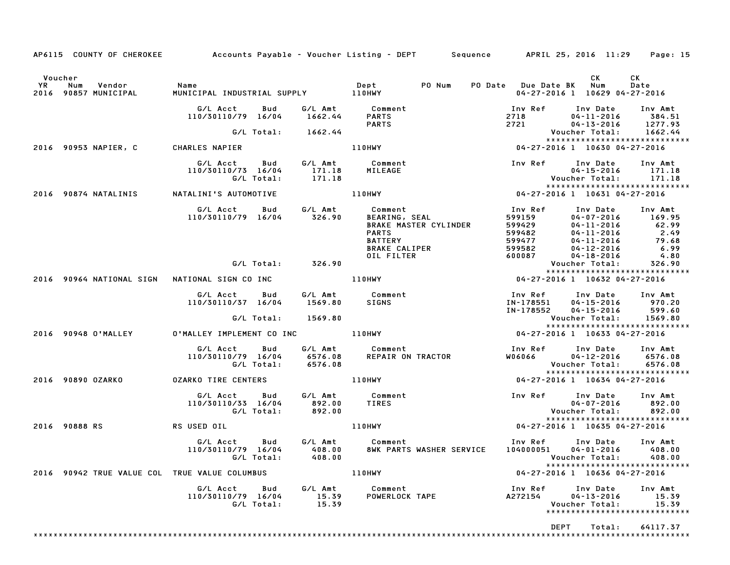AP6115 COUNTY OF CHEROKEE    Accounts Payable - Voucher Listing - DEPT    Sequence    APRIL 25, 2016 11:29

| Voucher YR | Num | Vendor | Name | Dept | PO Num | PO Date | Due Date | BK | CK Num | CK Date |
|---|---|---|---|---|---|---|---|---|---|---|
| 2016 | 90857 | MUNICIPAL | MUNICIPAL INDUSTRIAL SUPPLY | 110HWY | | | 04-27-2016 | 1 | 10629 | 04-27-2016 |

| G/L Acct | Bud | G/L Amt | Comment | Inv Ref | Inv Date | Inv Amt |
|---|---|---|---|---|---|---|
| 110/30110/79 | 16/04 | 1662.44 | PARTS | 2718 | 04-11-2016 | 384.51 |
| | | | PARTS | 2721 | 04-13-2016 | 1277.93 |
| | G/L Total: | 1662.44 | | | Voucher Total: | 1662.44 |

| Voucher YR | Num | Vendor | Name | Dept | PO Num | PO Date | Due Date | BK | CK Num | CK Date |
|---|---|---|---|---|---|---|---|---|---|---|
| 2016 | 90953 | NAPIER, C | CHARLES NAPIER | 110HWY | | | 04-27-2016 | 1 | 10630 | 04-27-2016 |

| G/L Acct | Bud | G/L Amt | Comment | Inv Ref | Inv Date | Inv Amt |
|---|---|---|---|---|---|---|
| 110/30110/73 | 16/04 | 171.18 | MILEAGE | | 04-15-2016 | 171.18 |
| | G/L Total: | 171.18 | | | Voucher Total: | 171.18 |

| Voucher YR | Num | Vendor | Name | Dept | PO Num | PO Date | Due Date | BK | CK Num | CK Date |
|---|---|---|---|---|---|---|---|---|---|---|
| 2016 | 90874 | NATALINIS | NATALINI'S AUTOMOTIVE | 110HWY | | | 04-27-2016 | 1 | 10631 | 04-27-2016 |

| G/L Acct | Bud | G/L Amt | Comment | Inv Ref | Inv Date | Inv Amt |
|---|---|---|---|---|---|---|
| 110/30110/79 | 16/04 | 326.90 | BEARING, SEAL | 599159 | 04-07-2016 | 169.95 |
| | | | BRAKE MASTER CYLINDER | 599429 | 04-11-2016 | 62.99 |
| | | | PARTS | 599482 | 04-11-2016 | 2.49 |
| | | | BATTERY | 599477 | 04-11-2016 | 79.68 |
| | | | BRAKE CALIPER | 599582 | 04-12-2016 | 6.99 |
| | | | OIL FILTER | 600087 | 04-18-2016 | 4.80 |
| | G/L Total: | 326.90 | | | Voucher Total: | 326.90 |

| Voucher YR | Num | Vendor | Name | Dept | PO Num | PO Date | Due Date | BK | CK Num | CK Date |
|---|---|---|---|---|---|---|---|---|---|---|
| 2016 | 90964 | NATIONAL SIGN | NATIONAL SIGN CO INC | 110HWY | | | 04-27-2016 | 1 | 10632 | 04-27-2016 |

| G/L Acct | Bud | G/L Amt | Comment | Inv Ref | Inv Date | Inv Amt |
|---|---|---|---|---|---|---|
| 110/30110/37 | 16/04 | 1569.80 | SIGNS | IN-178551 | 04-15-2016 | 970.20 |
| | | | | IN-178552 | 04-15-2016 | 599.60 |
| | G/L Total: | 1569.80 | | | Voucher Total: | 1569.80 |

| Voucher YR | Num | Vendor | Name | Dept | PO Num | PO Date | Due Date | BK | CK Num | CK Date |
|---|---|---|---|---|---|---|---|---|---|---|
| 2016 | 90948 | O'MALLEY | O'MALLEY IMPLEMENT CO INC | 110HWY | | | 04-27-2016 | 1 | 10633 | 04-27-2016 |

| G/L Acct | Bud | G/L Amt | Comment | Inv Ref | Inv Date | Inv Amt |
|---|---|---|---|---|---|---|
| 110/30110/79 | 16/04 | 6576.08 | REPAIR ON TRACTOR | W06066 | 04-12-2016 | 6576.08 |
| | G/L Total: | 6576.08 | | | Voucher Total: | 6576.08 |

| Voucher YR | Num | Vendor | Name | Dept | PO Num | PO Date | Due Date | BK | CK Num | CK Date |
|---|---|---|---|---|---|---|---|---|---|---|
| 2016 | 90890 | OZARKO | OZARKO TIRE CENTERS | 110HWY | | | 04-27-2016 | 1 | 10634 | 04-27-2016 |

| G/L Acct | Bud | G/L Amt | Comment | Inv Ref | Inv Date | Inv Amt |
|---|---|---|---|---|---|---|
| 110/30110/33 | 16/04 | 892.00 | TIRES | | 04-07-2016 | 892.00 |
| | G/L Total: | 892.00 | | | Voucher Total: | 892.00 |

| Voucher YR | Num | Vendor | Name | Dept | PO Num | PO Date | Due Date | BK | CK Num | CK Date |
|---|---|---|---|---|---|---|---|---|---|---|
| 2016 | 90888 | RS | RS USED OIL | 110HWY | | | 04-27-2016 | 1 | 10635 | 04-27-2016 |

| G/L Acct | Bud | G/L Amt | Comment | Inv Ref | Inv Date | Inv Amt |
|---|---|---|---|---|---|---|
| 110/30110/79 | 16/04 | 408.00 | 8WK PARTS WASHER SERVICE | 104000051 | 04-01-2016 | 408.00 |
| | G/L Total: | 408.00 | | | Voucher Total: | 408.00 |

| Voucher YR | Num | Vendor | Name | Dept | PO Num | PO Date | Due Date | BK | CK Num | CK Date |
|---|---|---|---|---|---|---|---|---|---|---|
| 2016 | 90942 | TRUE VALUE COL | TRUE VALUE COLUMBUS | 110HWY | | | 04-27-2016 | 1 | 10636 | 04-27-2016 |

| G/L Acct | Bud | G/L Amt | Comment | Inv Ref | Inv Date | Inv Amt |
|---|---|---|---|---|---|---|
| 110/30110/79 | 16/04 | 15.39 | POWERLOCK TAPE | A272154 | 04-13-2016 | 15.39 |
| | G/L Total: | 15.39 | | | Voucher Total: | 15.39 |

DEPT Total: 64117.37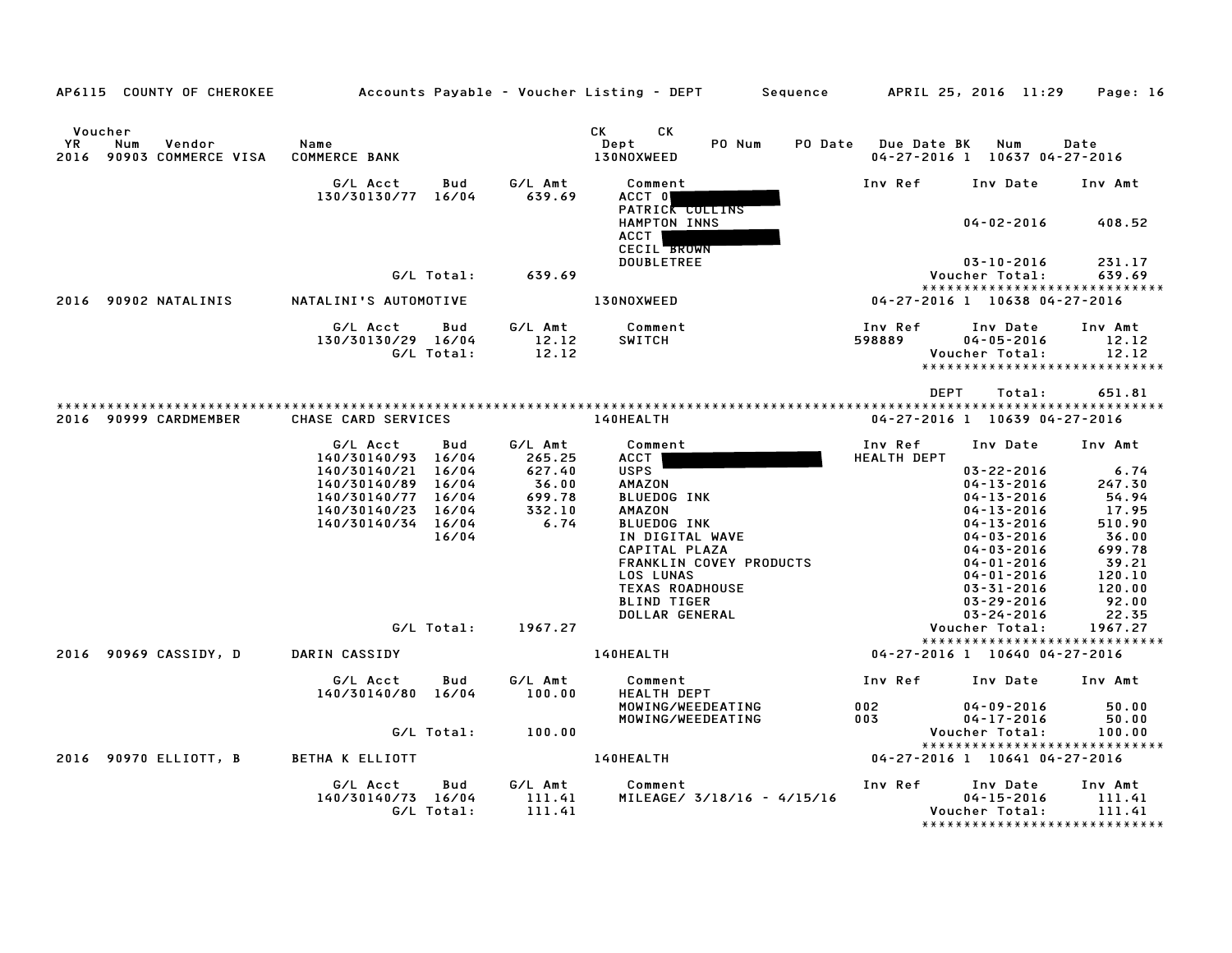AP6115 COUNTY OF CHEROKEE — Accounts Payable - Voucher Listing - DEPT — Sequence — APRIL 25, 2016 11:29 — Page: 16

| Voucher YR | Num | Vendor | Name | CK Dept | CK | PO Num | PO Date | Due Date | BK | Num | Date |
|---|---|---|---|---|---|---|---|---|---|---|---|
| 2016 | 90903 | COMMERCE VISA | COMMERCE BANK | 130NOXWEED | | | | 04-27-2016 | 1 | 10637 | 04-27-2016 |

| G/L Acct | Bud | G/L Amt | Comment | Inv Ref | Inv Date | Inv Amt |
|---|---|---|---|---|---|---|
| 130/30130/77 | 16/04 | 639.69 | ACCT 0 | | | |
| | | | PATRICK COLLINS | | | |
| | | | HAMPTON INNS | | 04-02-2016 | 408.52 |
| | | | ACCT | | | |
| | | | CECIL BROWN | | | |
| | | | DOUBLETREE | | 03-10-2016 | 231.17 |
| | G/L Total: | 639.69 | | | Voucher Total: | 639.69 |

| Voucher YR | Num | Vendor | Name | CK Dept | CK | PO Num | PO Date | Due Date | BK | Num | Date |
|---|---|---|---|---|---|---|---|---|---|---|---|
| 2016 | 90902 | NATALINIS | NATALINI'S AUTOMOTIVE | 130NOXWEED | | | | 04-27-2016 | 1 | 10638 | 04-27-2016 |

| G/L Acct | Bud | G/L Amt | Comment | Inv Ref | Inv Date | Inv Amt |
|---|---|---|---|---|---|---|
| 130/30130/29 | 16/04 | 12.12 | SWITCH | 598889 | 04-05-2016 | 12.12 |
| | G/L Total: | 12.12 | | | Voucher Total: | 12.12 |

DEPT Total: 651.81

| Voucher YR | Num | Vendor | Name | CK Dept | CK | PO Num | PO Date | Due Date | BK | Num | Date |
|---|---|---|---|---|---|---|---|---|---|---|---|
| 2016 | 90999 | CARDMEMBER | CHASE CARD SERVICES | 140HEALTH | | | | 04-27-2016 | 1 | 10639 | 04-27-2016 |

| G/L Acct | Bud | G/L Amt | Comment | Inv Ref | Inv Date | Inv Amt |
|---|---|---|---|---|---|---|
| 140/30140/93 | 16/04 | 265.25 | ACCT | HEALTH DEPT | | |
| 140/30140/21 | 16/04 | 627.40 | USPS | | 03-22-2016 | 6.74 |
| 140/30140/89 | 16/04 | 36.00 | AMAZON | | 04-13-2016 | 247.30 |
| 140/30140/77 | 16/04 | 699.78 | BLUEDOG INK | | 04-13-2016 | 54.94 |
| 140/30140/23 | 16/04 | 332.10 | AMAZON | | 04-13-2016 | 17.95 |
| 140/30140/34 | 16/04 | 6.74 | BLUEDOG INK | | 04-13-2016 | 510.90 |
| | 16/04 | | IN DIGITAL WAVE | | 04-03-2016 | 36.00 |
| | | | CAPITAL PLAZA | | 04-03-2016 | 699.78 |
| | | | FRANKLIN COVEY PRODUCTS | | 04-01-2016 | 39.21 |
| | | | LOS LUNAS | | 04-01-2016 | 120.10 |
| | | | TEXAS ROADHOUSE | | 03-31-2016 | 120.00 |
| | | | BLIND TIGER | | 03-29-2016 | 92.00 |
| | | | DOLLAR GENERAL | | 03-24-2016 | 22.35 |
| | G/L Total: | 1967.27 | | | Voucher Total: | 1967.27 |

| Voucher YR | Num | Vendor | Name | CK Dept | CK | PO Num | PO Date | Due Date | BK | Num | Date |
|---|---|---|---|---|---|---|---|---|---|---|---|
| 2016 | 90969 | CASSIDY, D | DARIN CASSIDY | 140HEALTH | | | | 04-27-2016 | 1 | 10640 | 04-27-2016 |

| G/L Acct | Bud | G/L Amt | Comment | Inv Ref | Inv Date | Inv Amt |
|---|---|---|---|---|---|---|
| 140/30140/80 | 16/04 | 100.00 | HEALTH DEPT | | | |
| | | | MOWING/WEEDEATING | 002 | 04-09-2016 | 50.00 |
| | | | MOWING/WEEDEATING | 003 | 04-17-2016 | 50.00 |
| | G/L Total: | 100.00 | | | Voucher Total: | 100.00 |

| Voucher YR | Num | Vendor | Name | CK Dept | CK | PO Num | PO Date | Due Date | BK | Num | Date |
|---|---|---|---|---|---|---|---|---|---|---|---|
| 2016 | 90970 | ELLIOTT, B | BETHA K ELLIOTT | 140HEALTH | | | | 04-27-2016 | 1 | 10641 | 04-27-2016 |

| G/L Acct | Bud | G/L Amt | Comment | Inv Ref | Inv Date | Inv Amt |
|---|---|---|---|---|---|---|
| 140/30140/73 | 16/04 | 111.41 | MILEAGE/ 3/18/16 - 4/15/16 | | 04-15-2016 | 111.41 |
| | G/L Total: | 111.41 | | | Voucher Total: | 111.41 |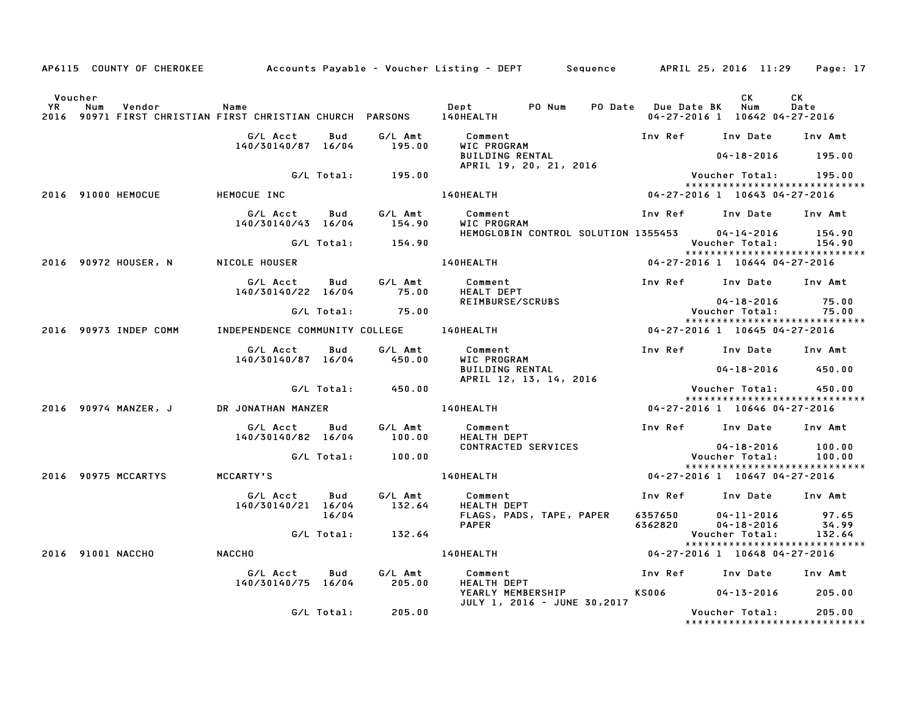AP6115 COUNTY OF CHEROKEE Accounts Payable - Voucher Listing - DEPT Sequence APRIL 25, 2016 11:29

| Voucher YR | Num | Vendor | Name | Dept | PO Num | PO Date | Due Date BK | CK Num | CK Date |
|---|---|---|---|---|---|---|---|---|---|
| 2016 | 90971 | FIRST CHRISTIAN | FIRST CHRISTIAN CHURCH PARSONS | 140HEALTH | | | 04-27-2016 1 | 10642 | 04-27-2016 |

| G/L Acct | Bud | G/L Amt | Comment | Inv Ref | Inv Date | Inv Amt |
|---|---|---|---|---|---|---|
| 140/30140/87 | 16/04 | 195.00 | WIC PROGRAM | | | |
| | | | BUILDING RENTAL | | 04-18-2016 | 195.00 |
| | | | APRIL 19, 20, 21, 2016 | | | |
| | G/L Total: | 195.00 | | | Voucher Total: | 195.00 |

*****************************

| Voucher YR | Num | Vendor | Name | Dept | Due Date BK | CK Num | CK Date |
|---|---|---|---|---|---|---|---|
| 2016 | 91000 | HEMOCUE | HEMOCUE INC | 140HEALTH | 04-27-2016 1 | 10643 | 04-27-2016 |

| G/L Acct | Bud | G/L Amt | Comment | Inv Ref | Inv Date | Inv Amt |
|---|---|---|---|---|---|---|
| 140/30140/43 | 16/04 | 154.90 | WIC PROGRAM | | | |
| | | | HEMOGLOBIN CONTROL SOLUTION | 1355453 | 04-14-2016 | 154.90 |
| | G/L Total: | 154.90 | | | Voucher Total: | 154.90 |

*****************************

| Voucher YR | Num | Vendor | Name | Dept | Due Date BK | CK Num | CK Date |
|---|---|---|---|---|---|---|---|
| 2016 | 90972 | HOUSER, N | NICOLE HOUSER | 140HEALTH | 04-27-2016 1 | 10644 | 04-27-2016 |

| G/L Acct | Bud | G/L Amt | Comment | Inv Ref | Inv Date | Inv Amt |
|---|---|---|---|---|---|---|
| 140/30140/22 | 16/04 | 75.00 | HEALT DEPT | | | |
| | | | REIMBURSE/SCRUBS | | 04-18-2016 | 75.00 |
| | G/L Total: | 75.00 | | | Voucher Total: | 75.00 |

*****************************

| Voucher YR | Num | Vendor | Name | Dept | Due Date BK | CK Num | CK Date |
|---|---|---|---|---|---|---|---|
| 2016 | 90973 | INDEP COMM | INDEPENDENCE COMMUNITY COLLEGE | 140HEALTH | 04-27-2016 1 | 10645 | 04-27-2016 |

| G/L Acct | Bud | G/L Amt | Comment | Inv Ref | Inv Date | Inv Amt |
|---|---|---|---|---|---|---|
| 140/30140/87 | 16/04 | 450.00 | WIC PROGRAM | | | |
| | | | BUILDING RENTAL | | 04-18-2016 | 450.00 |
| | | | APRIL 12, 13, 14, 2016 | | | |
| | G/L Total: | 450.00 | | | Voucher Total: | 450.00 |

*****************************

| Voucher YR | Num | Vendor | Name | Dept | Due Date BK | CK Num | CK Date |
|---|---|---|---|---|---|---|---|
| 2016 | 90974 | MANZER, J | DR JONATHAN MANZER | 140HEALTH | 04-27-2016 1 | 10646 | 04-27-2016 |

| G/L Acct | Bud | G/L Amt | Comment | Inv Ref | Inv Date | Inv Amt |
|---|---|---|---|---|---|---|
| 140/30140/82 | 16/04 | 100.00 | HEALTH DEPT | | | |
| | | | CONTRACTED SERVICES | | 04-18-2016 | 100.00 |
| | G/L Total: | 100.00 | | | Voucher Total: | 100.00 |

*****************************

| Voucher YR | Num | Vendor | Name | Dept | Due Date BK | CK Num | CK Date |
|---|---|---|---|---|---|---|---|
| 2016 | 90975 | MCCARTYS | MCCARTY'S | 140HEALTH | 04-27-2016 1 | 10647 | 04-27-2016 |

| G/L Acct | Bud | G/L Amt | Comment | Inv Ref | Inv Date | Inv Amt |
|---|---|---|---|---|---|---|
| 140/30140/21 | 16/04 | 132.64 | HEALTH DEPT | | | |
| | 16/04 | | FLAGS, PADS, TAPE, PAPER | 6357650 | 04-11-2016 | 97.65 |
| | | | PAPER | 6362820 | 04-18-2016 | 34.99 |
| | G/L Total: | 132.64 | | | Voucher Total: | 132.64 |

*****************************

| Voucher YR | Num | Vendor | Name | Dept | Due Date BK | CK Num | CK Date |
|---|---|---|---|---|---|---|---|
| 2016 | 91001 | NACCHO | NACCHO | 140HEALTH | 04-27-2016 1 | 10648 | 04-27-2016 |

| G/L Acct | Bud | G/L Amt | Comment | Inv Ref | Inv Date | Inv Amt |
|---|---|---|---|---|---|---|
| 140/30140/75 | 16/04 | 205.00 | HEALTH DEPT | | | |
| | | | YEARLY MEMBERSHIP | KS006 | 04-13-2016 | 205.00 |
| | | | JULY 1, 2016 - JUNE 30,2017 | | | |
| | G/L Total: | 205.00 | | | Voucher Total: | 205.00 |

*****************************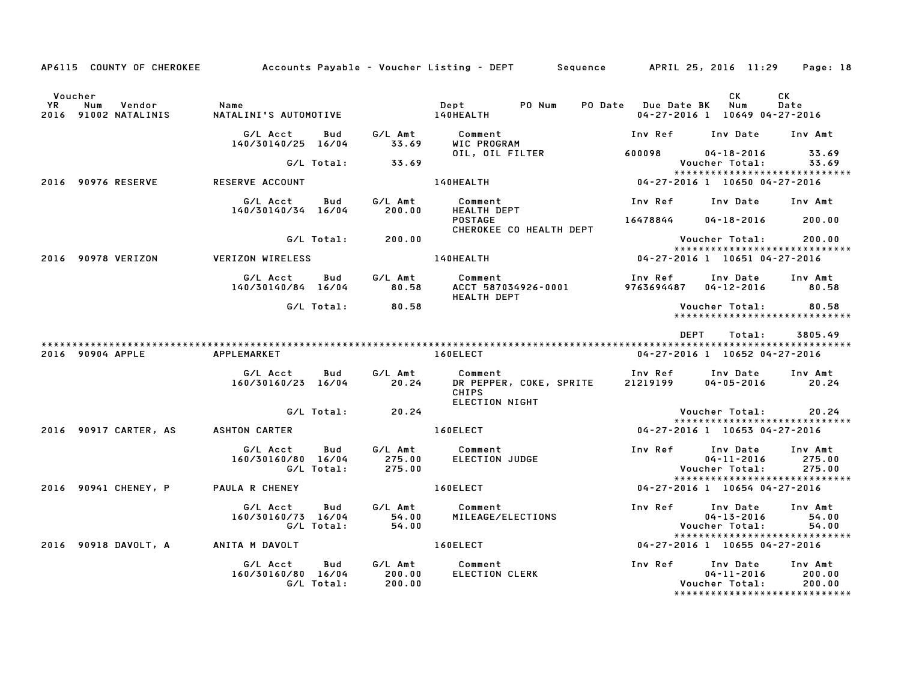AP6115 COUNTY OF CHEROKEE Accounts Payable - Voucher Listing - DEPT Sequence APRIL 25, 2016 11:29

| Voucher YR | Num | Vendor | Name | Dept | PO Num | PO Date | Due Date | BK | CK Num | CK Date |
|---|---|---|---|---|---|---|---|---|---|---|
| 2016 | 91002 | NATALINIS | NATALINI'S AUTOMOTIVE | 140HEALTH | | | 04-27-2016 | 1 | 10649 | 04-27-2016 |

| G/L Acct | Bud | G/L Amt | Comment | Inv Ref | Inv Date | Inv Amt |
|---|---|---|---|---|---|---|
| 140/30140/25 | 16/04 | 33.69 | WIC PROGRAM | | | |
| | | | OIL, OIL FILTER | 600098 | 04-18-2016 | 33.69 |
| | G/L Total: | 33.69 | | | Voucher Total: | 33.69 |

*****************************

| Voucher YR | Num | Vendor | Name | Dept | PO Num | PO Date | Due Date | BK | CK Num | CK Date |
|---|---|---|---|---|---|---|---|---|---|---|
| 2016 | 90976 | RESERVE | RESERVE ACCOUNT | 140HEALTH | | | 04-27-2016 | 1 | 10650 | 04-27-2016 |

| G/L Acct | Bud | G/L Amt | Comment | Inv Ref | Inv Date | Inv Amt |
|---|---|---|---|---|---|---|
| 140/30140/34 | 16/04 | 200.00 | HEALTH DEPT | | | |
| | | | POSTAGE | 16478844 | 04-18-2016 | 200.00 |
| | | | CHEROKEE CO HEALTH DEPT | | | |
| | G/L Total: | 200.00 | | | Voucher Total: | 200.00 |

*****************************

| Voucher YR | Num | Vendor | Name | Dept | PO Num | PO Date | Due Date | BK | CK Num | CK Date |
|---|---|---|---|---|---|---|---|---|---|---|
| 2016 | 90978 | VERIZON | VERIZON WIRELESS | 140HEALTH | | | 04-27-2016 | 1 | 10651 | 04-27-2016 |

| G/L Acct | Bud | G/L Amt | Comment | Inv Ref | Inv Date | Inv Amt |
|---|---|---|---|---|---|---|
| 140/30140/84 | 16/04 | 80.58 | ACCT 587034926-0001 | 9763694487 | 04-12-2016 | 80.58 |
| | | | HEALTH DEPT | | | |
| | G/L Total: | 80.58 | | | Voucher Total: | 80.58 |

*****************************

DEPT Total: 3805.49

*****************************

| Voucher YR | Num | Vendor | Name | Dept | PO Num | PO Date | Due Date | BK | CK Num | CK Date |
|---|---|---|---|---|---|---|---|---|---|---|
| 2016 | 90904 | APPLE | APPLEMARKET | 160ELECT | | | 04-27-2016 | 1 | 10652 | 04-27-2016 |

| G/L Acct | Bud | G/L Amt | Comment | Inv Ref | Inv Date | Inv Amt |
|---|---|---|---|---|---|---|
| 160/30160/23 | 16/04 | 20.24 | DR PEPPER, COKE, SPRITE | 21219199 | 04-05-2016 | 20.24 |
| | | | CHIPS | | | |
| | | | ELECTION NIGHT | | | |
| | G/L Total: | 20.24 | | | Voucher Total: | 20.24 |

*****************************

| Voucher YR | Num | Vendor | Name | Dept | PO Num | PO Date | Due Date | BK | CK Num | CK Date |
|---|---|---|---|---|---|---|---|---|---|---|
| 2016 | 90917 | CARTER, AS | ASHTON CARTER | 160ELECT | | | 04-27-2016 | 1 | 10653 | 04-27-2016 |

| G/L Acct | Bud | G/L Amt | Comment | Inv Ref | Inv Date | Inv Amt |
|---|---|---|---|---|---|---|
| 160/30160/80 | 16/04 | 275.00 | ELECTION JUDGE | | 04-11-2016 | 275.00 |
| | G/L Total: | 275.00 | | | Voucher Total: | 275.00 |

*****************************

| Voucher YR | Num | Vendor | Name | Dept | PO Num | PO Date | Due Date | BK | CK Num | CK Date |
|---|---|---|---|---|---|---|---|---|---|---|
| 2016 | 90941 | CHENEY, P | PAULA R CHENEY | 160ELECT | | | 04-27-2016 | 1 | 10654 | 04-27-2016 |

| G/L Acct | Bud | G/L Amt | Comment | Inv Ref | Inv Date | Inv Amt |
|---|---|---|---|---|---|---|
| 160/30160/73 | 16/04 | 54.00 | MILEAGE/ELECTIONS | | 04-13-2016 | 54.00 |
| | G/L Total: | 54.00 | | | Voucher Total: | 54.00 |

*****************************

| Voucher YR | Num | Vendor | Name | Dept | PO Num | PO Date | Due Date | BK | CK Num | CK Date |
|---|---|---|---|---|---|---|---|---|---|---|
| 2016 | 90918 | DAVOLT, A | ANITA M DAVOLT | 160ELECT | | | 04-27-2016 | 1 | 10655 | 04-27-2016 |

| G/L Acct | Bud | G/L Amt | Comment | Inv Ref | Inv Date | Inv Amt |
|---|---|---|---|---|---|---|
| 160/30160/80 | 16/04 | 200.00 | ELECTION CLERK | | 04-11-2016 | 200.00 |
| | G/L Total: | 200.00 | | | Voucher Total: | 200.00 |

*****************************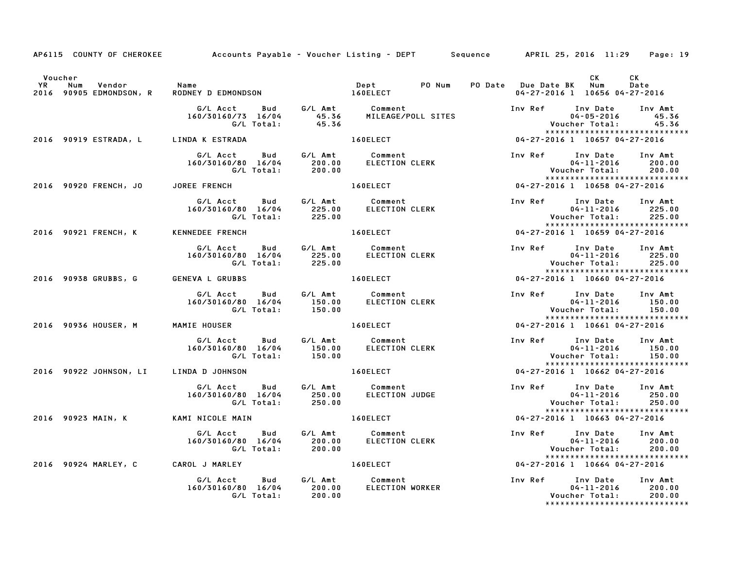AP6115 COUNTY OF CHEROKEE — Accounts Payable - Voucher Listing - DEPT — Sequence — APRIL 25, 2016 11:29

| Voucher YR | Num | Vendor | Name | Dept | PO Num | PO Date | Due Date | BK | CK Num | CK Date |
|---|---|---|---|---|---|---|---|---|---|---|
| 2016 | 90905 | EDMONDSON, R | RODNEY D EDMONDSON | 160ELECT | | | 04-27-2016 | 1 | 10656 | 04-27-2016 |

| G/L Acct | Bud | G/L Amt | Comment | Inv Ref | Inv Date | Inv Amt |
|---|---|---|---|---|---|---|
| 160/30160/73 | 16/04 | 45.36 | MILEAGE/POLL SITES | | 04-05-2016 | 45.36 |
| | G/L Total: | 45.36 | | | Voucher Total: | 45.36 |

| Voucher YR | Num | Vendor | Name | Dept | PO Num | PO Date | Due Date | BK | CK Num | CK Date |
|---|---|---|---|---|---|---|---|---|---|---|
| 2016 | 90919 | ESTRADA, L | LINDA K ESTRADA | 160ELECT | | | 04-27-2016 | 1 | 10657 | 04-27-2016 |

| G/L Acct | Bud | G/L Amt | Comment | Inv Ref | Inv Date | Inv Amt |
|---|---|---|---|---|---|---|
| 160/30160/80 | 16/04 | 200.00 | ELECTION CLERK | | 04-11-2016 | 200.00 |
| | G/L Total: | 200.00 | | | Voucher Total: | 200.00 |

| Voucher YR | Num | Vendor | Name | Dept | PO Num | PO Date | Due Date | BK | CK Num | CK Date |
|---|---|---|---|---|---|---|---|---|---|---|
| 2016 | 90920 | FRENCH, JO | JOREE FRENCH | 160ELECT | | | 04-27-2016 | 1 | 10658 | 04-27-2016 |

| G/L Acct | Bud | G/L Amt | Comment | Inv Ref | Inv Date | Inv Amt |
|---|---|---|---|---|---|---|
| 160/30160/80 | 16/04 | 225.00 | ELECTION CLERK | | 04-11-2016 | 225.00 |
| | G/L Total: | 225.00 | | | Voucher Total: | 225.00 |

| Voucher YR | Num | Vendor | Name | Dept | PO Num | PO Date | Due Date | BK | CK Num | CK Date |
|---|---|---|---|---|---|---|---|---|---|---|
| 2016 | 90921 | FRENCH, K | KENNEDEE FRENCH | 160ELECT | | | 04-27-2016 | 1 | 10659 | 04-27-2016 |

| G/L Acct | Bud | G/L Amt | Comment | Inv Ref | Inv Date | Inv Amt |
|---|---|---|---|---|---|---|
| 160/30160/80 | 16/04 | 225.00 | ELECTION CLERK | | 04-11-2016 | 225.00 |
| | G/L Total: | 225.00 | | | Voucher Total: | 225.00 |

| Voucher YR | Num | Vendor | Name | Dept | PO Num | PO Date | Due Date | BK | CK Num | CK Date |
|---|---|---|---|---|---|---|---|---|---|---|
| 2016 | 90938 | GRUBBS, G | GENEVA L GRUBBS | 160ELECT | | | 04-27-2016 | 1 | 10660 | 04-27-2016 |

| G/L Acct | Bud | G/L Amt | Comment | Inv Ref | Inv Date | Inv Amt |
|---|---|---|---|---|---|---|
| 160/30160/80 | 16/04 | 150.00 | ELECTION CLERK | | 04-11-2016 | 150.00 |
| | G/L Total: | 150.00 | | | Voucher Total: | 150.00 |

| Voucher YR | Num | Vendor | Name | Dept | PO Num | PO Date | Due Date | BK | CK Num | CK Date |
|---|---|---|---|---|---|---|---|---|---|---|
| 2016 | 90936 | HOUSER, M | MAMIE HOUSER | 160ELECT | | | 04-27-2016 | 1 | 10661 | 04-27-2016 |

| G/L Acct | Bud | G/L Amt | Comment | Inv Ref | Inv Date | Inv Amt |
|---|---|---|---|---|---|---|
| 160/30160/80 | 16/04 | 150.00 | ELECTION CLERK | | 04-11-2016 | 150.00 |
| | G/L Total: | 150.00 | | | Voucher Total: | 150.00 |

| Voucher YR | Num | Vendor | Name | Dept | PO Num | PO Date | Due Date | BK | CK Num | CK Date |
|---|---|---|---|---|---|---|---|---|---|---|
| 2016 | 90922 | JOHNSON, LI | LINDA D JOHNSON | 160ELECT | | | 04-27-2016 | 1 | 10662 | 04-27-2016 |

| G/L Acct | Bud | G/L Amt | Comment | Inv Ref | Inv Date | Inv Amt |
|---|---|---|---|---|---|---|
| 160/30160/80 | 16/04 | 250.00 | ELECTION JUDGE | | 04-11-2016 | 250.00 |
| | G/L Total: | 250.00 | | | Voucher Total: | 250.00 |

| Voucher YR | Num | Vendor | Name | Dept | PO Num | PO Date | Due Date | BK | CK Num | CK Date |
|---|---|---|---|---|---|---|---|---|---|---|
| 2016 | 90923 | MAIN, K | KAMI NICOLE MAIN | 160ELECT | | | 04-27-2016 | 1 | 10663 | 04-27-2016 |

| G/L Acct | Bud | G/L Amt | Comment | Inv Ref | Inv Date | Inv Amt |
|---|---|---|---|---|---|---|
| 160/30160/80 | 16/04 | 200.00 | ELECTION CLERK | | 04-11-2016 | 200.00 |
| | G/L Total: | 200.00 | | | Voucher Total: | 200.00 |

| Voucher YR | Num | Vendor | Name | Dept | PO Num | PO Date | Due Date | BK | CK Num | CK Date |
|---|---|---|---|---|---|---|---|---|---|---|
| 2016 | 90924 | MARLEY, C | CAROL J MARLEY | 160ELECT | | | 04-27-2016 | 1 | 10664 | 04-27-2016 |

| G/L Acct | Bud | G/L Amt | Comment | Inv Ref | Inv Date | Inv Amt |
|---|---|---|---|---|---|---|
| 160/30160/80 | 16/04 | 200.00 | ELECTION WORKER | | 04-11-2016 | 200.00 |
| | G/L Total: | 200.00 | | | Voucher Total: | 200.00 |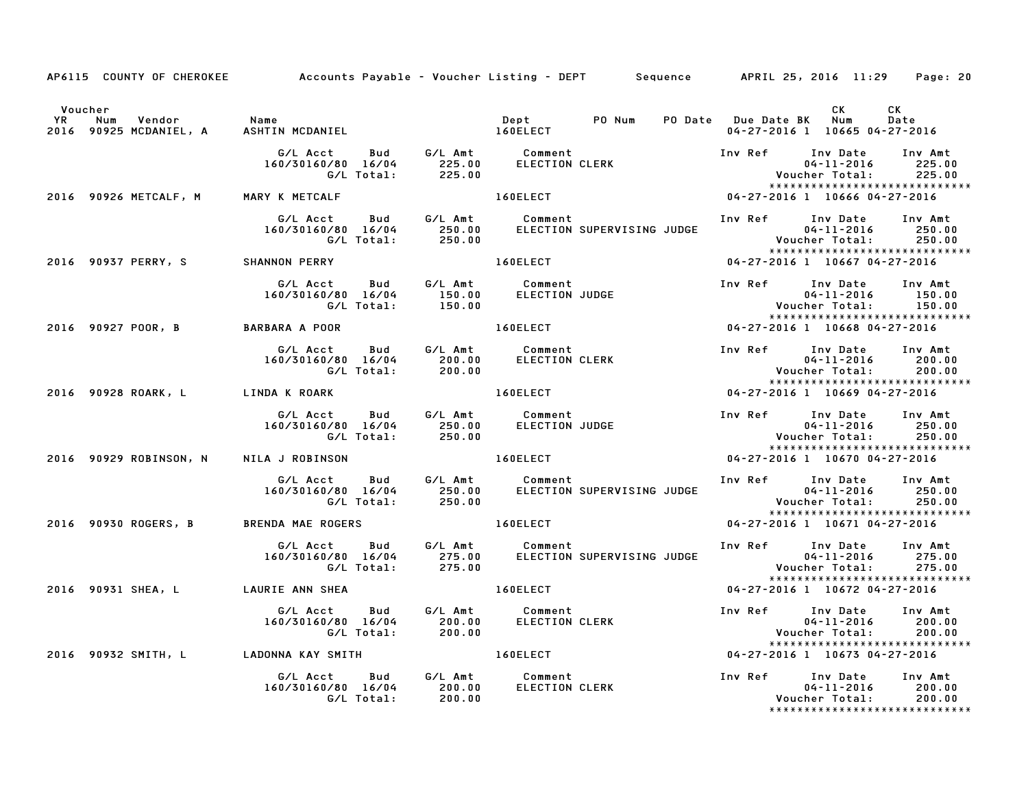AP6115 COUNTY OF CHEROKEE Accounts Payable - Voucher Listing - DEPT Sequence APRIL 25, 2016 11:29 Page: 20

| Voucher YR | Num | Vendor | Name | Dept | PO Num | PO Date | Due Date | BK | CK Num | CK Date |
|---|---|---|---|---|---|---|---|---|---|---|
| 2016 | 90925 | MCDANIEL, A | ASHTIN MCDANIEL | 160ELECT | | | 04-27-2016 | 1 | 10665 | 04-27-2016 |

| G/L Acct | Bud | G/L Amt | Comment | Inv Ref | Inv Date | Inv Amt |
|---|---|---|---|---|---|---|
| 160/30160/80 | 16/04 | 225.00 | ELECTION CLERK | | 04-11-2016 | 225.00 |
| | G/L Total: | 225.00 | | | Voucher Total: | 225.00 |

| Voucher YR | Num | Vendor | Name | Dept | PO Num | PO Date | Due Date | BK | CK Num | CK Date |
|---|---|---|---|---|---|---|---|---|---|---|
| 2016 | 90926 | METCALF, M | MARY K METCALF | 160ELECT | | | 04-27-2016 | 1 | 10666 | 04-27-2016 |

| G/L Acct | Bud | G/L Amt | Comment | Inv Ref | Inv Date | Inv Amt |
|---|---|---|---|---|---|---|
| 160/30160/80 | 16/04 | 250.00 | ELECTION SUPERVISING JUDGE | | 04-11-2016 | 250.00 |
| | G/L Total: | 250.00 | | | Voucher Total: | 250.00 |

| Voucher YR | Num | Vendor | Name | Dept | PO Num | PO Date | Due Date | BK | CK Num | CK Date |
|---|---|---|---|---|---|---|---|---|---|---|
| 2016 | 90937 | PERRY, S | SHANNON PERRY | 160ELECT | | | 04-27-2016 | 1 | 10667 | 04-27-2016 |

| G/L Acct | Bud | G/L Amt | Comment | Inv Ref | Inv Date | Inv Amt |
|---|---|---|---|---|---|---|
| 160/30160/80 | 16/04 | 150.00 | ELECTION JUDGE | | 04-11-2016 | 150.00 |
| | G/L Total: | 150.00 | | | Voucher Total: | 150.00 |

| Voucher YR | Num | Vendor | Name | Dept | PO Num | PO Date | Due Date | BK | CK Num | CK Date |
|---|---|---|---|---|---|---|---|---|---|---|
| 2016 | 90927 | POOR, B | BARBARA A POOR | 160ELECT | | | 04-27-2016 | 1 | 10668 | 04-27-2016 |

| G/L Acct | Bud | G/L Amt | Comment | Inv Ref | Inv Date | Inv Amt |
|---|---|---|---|---|---|---|
| 160/30160/80 | 16/04 | 200.00 | ELECTION CLERK | | 04-11-2016 | 200.00 |
| | G/L Total: | 200.00 | | | Voucher Total: | 200.00 |

| Voucher YR | Num | Vendor | Name | Dept | PO Num | PO Date | Due Date | BK | CK Num | CK Date |
|---|---|---|---|---|---|---|---|---|---|---|
| 2016 | 90928 | ROARK, L | LINDA K ROARK | 160ELECT | | | 04-27-2016 | 1 | 10669 | 04-27-2016 |

| G/L Acct | Bud | G/L Amt | Comment | Inv Ref | Inv Date | Inv Amt |
|---|---|---|---|---|---|---|
| 160/30160/80 | 16/04 | 250.00 | ELECTION JUDGE | | 04-11-2016 | 250.00 |
| | G/L Total: | 250.00 | | | Voucher Total: | 250.00 |

| Voucher YR | Num | Vendor | Name | Dept | PO Num | PO Date | Due Date | BK | CK Num | CK Date |
|---|---|---|---|---|---|---|---|---|---|---|
| 2016 | 90929 | ROBINSON, N | NILA J ROBINSON | 160ELECT | | | 04-27-2016 | 1 | 10670 | 04-27-2016 |

| G/L Acct | Bud | G/L Amt | Comment | Inv Ref | Inv Date | Inv Amt |
|---|---|---|---|---|---|---|
| 160/30160/80 | 16/04 | 250.00 | ELECTION SUPERVISING JUDGE | | 04-11-2016 | 250.00 |
| | G/L Total: | 250.00 | | | Voucher Total: | 250.00 |

| Voucher YR | Num | Vendor | Name | Dept | PO Num | PO Date | Due Date | BK | CK Num | CK Date |
|---|---|---|---|---|---|---|---|---|---|---|
| 2016 | 90930 | ROGERS, B | BRENDA MAE ROGERS | 160ELECT | | | 04-27-2016 | 1 | 10671 | 04-27-2016 |

| G/L Acct | Bud | G/L Amt | Comment | Inv Ref | Inv Date | Inv Amt |
|---|---|---|---|---|---|---|
| 160/30160/80 | 16/04 | 275.00 | ELECTION SUPERVISING JUDGE | | 04-11-2016 | 275.00 |
| | G/L Total: | 275.00 | | | Voucher Total: | 275.00 |

| Voucher YR | Num | Vendor | Name | Dept | PO Num | PO Date | Due Date | BK | CK Num | CK Date |
|---|---|---|---|---|---|---|---|---|---|---|
| 2016 | 90931 | SHEA, L | LAURIE ANN SHEA | 160ELECT | | | 04-27-2016 | 1 | 10672 | 04-27-2016 |

| G/L Acct | Bud | G/L Amt | Comment | Inv Ref | Inv Date | Inv Amt |
|---|---|---|---|---|---|---|
| 160/30160/80 | 16/04 | 200.00 | ELECTION CLERK | | 04-11-2016 | 200.00 |
| | G/L Total: | 200.00 | | | Voucher Total: | 200.00 |

| Voucher YR | Num | Vendor | Name | Dept | PO Num | PO Date | Due Date | BK | CK Num | CK Date |
|---|---|---|---|---|---|---|---|---|---|---|
| 2016 | 90932 | SMITH, L | LADONNA KAY SMITH | 160ELECT | | | 04-27-2016 | 1 | 10673 | 04-27-2016 |

| G/L Acct | Bud | G/L Amt | Comment | Inv Ref | Inv Date | Inv Amt |
|---|---|---|---|---|---|---|
| 160/30160/80 | 16/04 | 200.00 | ELECTION CLERK | | 04-11-2016 | 200.00 |
| | G/L Total: | 200.00 | | | Voucher Total: | 200.00 |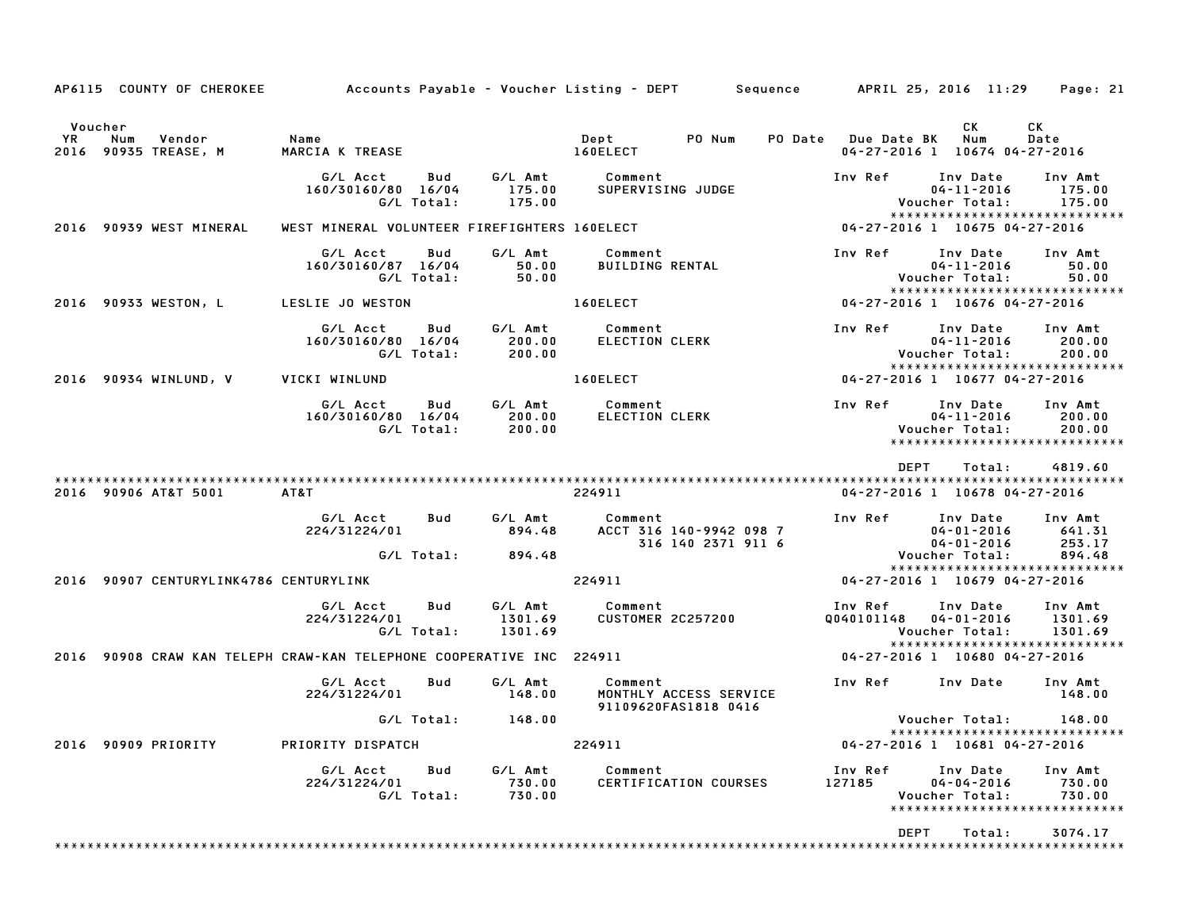AP6115 COUNTY OF CHEROKEE — Accounts Payable - Voucher Listing - DEPT — Sequence — APRIL 25, 2016 11:29

| Voucher YR | Num | Vendor | Name | Dept | PO Num | PO Date | Due Date | BK | CK Num | CK Date |
|---|---|---|---|---|---|---|---|---|---|---|
| 2016 | 90935 | TREASE, M | MARCIA K TREASE | 160ELECT | | | 04-27-2016 | 1 | 10674 | 04-27-2016 |

| G/L Acct | Bud | G/L Amt | Comment | Inv Ref | Inv Date | Inv Amt |
|---|---|---|---|---|---|---|
| 160/30160/80 | 16/04 | 175.00 | SUPERVISING JUDGE | | 04-11-2016 | 175.00 |
| | G/L Total: | 175.00 | | | Voucher Total: | 175.00 |

******************************

| Voucher YR | Num | Vendor | Name | Dept | PO Num | PO Date | Due Date | BK | CK Num | CK Date |
|---|---|---|---|---|---|---|---|---|---|---|
| 2016 | 90939 | WEST MINERAL | WEST MINERAL VOLUNTEER FIREFIGHTERS | 160ELECT | | | 04-27-2016 | 1 | 10675 | 04-27-2016 |

| G/L Acct | Bud | G/L Amt | Comment | Inv Ref | Inv Date | Inv Amt |
|---|---|---|---|---|---|---|
| 160/30160/87 | 16/04 | 50.00 | BUILDING RENTAL | | 04-11-2016 | 50.00 |
| | G/L Total: | 50.00 | | | Voucher Total: | 50.00 |

******************************

| Voucher YR | Num | Vendor | Name | Dept | PO Num | PO Date | Due Date | BK | CK Num | CK Date |
|---|---|---|---|---|---|---|---|---|---|---|
| 2016 | 90933 | WESTON, L | LESLIE JO WESTON | 160ELECT | | | 04-27-2016 | 1 | 10676 | 04-27-2016 |

| G/L Acct | Bud | G/L Amt | Comment | Inv Ref | Inv Date | Inv Amt |
|---|---|---|---|---|---|---|
| 160/30160/80 | 16/04 | 200.00 | ELECTION CLERK | | 04-11-2016 | 200.00 |
| | G/L Total: | 200.00 | | | Voucher Total: | 200.00 |

******************************

| Voucher YR | Num | Vendor | Name | Dept | PO Num | PO Date | Due Date | BK | CK Num | CK Date |
|---|---|---|---|---|---|---|---|---|---|---|
| 2016 | 90934 | WINLUND, V | VICKI WINLUND | 160ELECT | | | 04-27-2016 | 1 | 10677 | 04-27-2016 |

| G/L Acct | Bud | G/L Amt | Comment | Inv Ref | Inv Date | Inv Amt |
|---|---|---|---|---|---|---|
| 160/30160/80 | 16/04 | 200.00 | ELECTION CLERK | | 04-11-2016 | 200.00 |
| | G/L Total: | 200.00 | | | Voucher Total: | 200.00 |

******************************

DEPT Total: 4819.60

******************************

| Voucher YR | Num | Vendor | Name | Dept | PO Num | PO Date | Due Date | BK | CK Num | CK Date |
|---|---|---|---|---|---|---|---|---|---|---|
| 2016 | 90906 | AT&T 5001 | AT&T | 224911 | | | 04-27-2016 | 1 | 10678 | 04-27-2016 |

| G/L Acct | Bud | G/L Amt | Comment | Inv Ref | Inv Date | Inv Amt |
|---|---|---|---|---|---|---|
| 224/31224/01 | | 894.48 | ACCT 316 140-9942 098 7 | | 04-01-2016 | 641.31 |
| | | | 316 140 2371 911 6 | | 04-01-2016 | 253.17 |
| | G/L Total: | 894.48 | | | Voucher Total: | 894.48 |

******************************

| Voucher YR | Num | Vendor | Name | Dept | PO Num | PO Date | Due Date | BK | CK Num | CK Date |
|---|---|---|---|---|---|---|---|---|---|---|
| 2016 | 90907 | CENTURYLINK4786 | CENTURYLINK | 224911 | | | 04-27-2016 | 1 | 10679 | 04-27-2016 |

| G/L Acct | Bud | G/L Amt | Comment | Inv Ref | Inv Date | Inv Amt |
|---|---|---|---|---|---|---|
| 224/31224/01 | | 1301.69 | CUSTOMER 2C257200 | Q040101148 | 04-01-2016 | 1301.69 |
| | G/L Total: | 1301.69 | | | Voucher Total: | 1301.69 |

******************************

| Voucher YR | Num | Vendor | Name | Dept | PO Num | PO Date | Due Date | BK | CK Num | CK Date |
|---|---|---|---|---|---|---|---|---|---|---|
| 2016 | 90908 | CRAW KAN TELEPH | CRAW-KAN TELEPHONE COOPERATIVE INC | 224911 | | | 04-27-2016 | 1 | 10680 | 04-27-2016 |

| G/L Acct | Bud | G/L Amt | Comment | Inv Ref | Inv Date | Inv Amt |
|---|---|---|---|---|---|---|
| 224/31224/01 | | 148.00 | MONTHLY ACCESS SERVICE | | | 148.00 |
| | | | 91109620FAS1818 0416 | | | |
| | G/L Total: | 148.00 | | | Voucher Total: | 148.00 |

******************************

| Voucher YR | Num | Vendor | Name | Dept | PO Num | PO Date | Due Date | BK | CK Num | CK Date |
|---|---|---|---|---|---|---|---|---|---|---|
| 2016 | 90909 | PRIORITY | PRIORITY DISPATCH | 224911 | | | 04-27-2016 | 1 | 10681 | 04-27-2016 |

| G/L Acct | Bud | G/L Amt | Comment | Inv Ref | Inv Date | Inv Amt |
|---|---|---|---|---|---|---|
| 224/31224/01 | | 730.00 | CERTIFICATION COURSES | 127185 | 04-04-2016 | 730.00 |
| | G/L Total: | 730.00 | | | Voucher Total: | 730.00 |

******************************

DEPT Total: 3074.17

******************************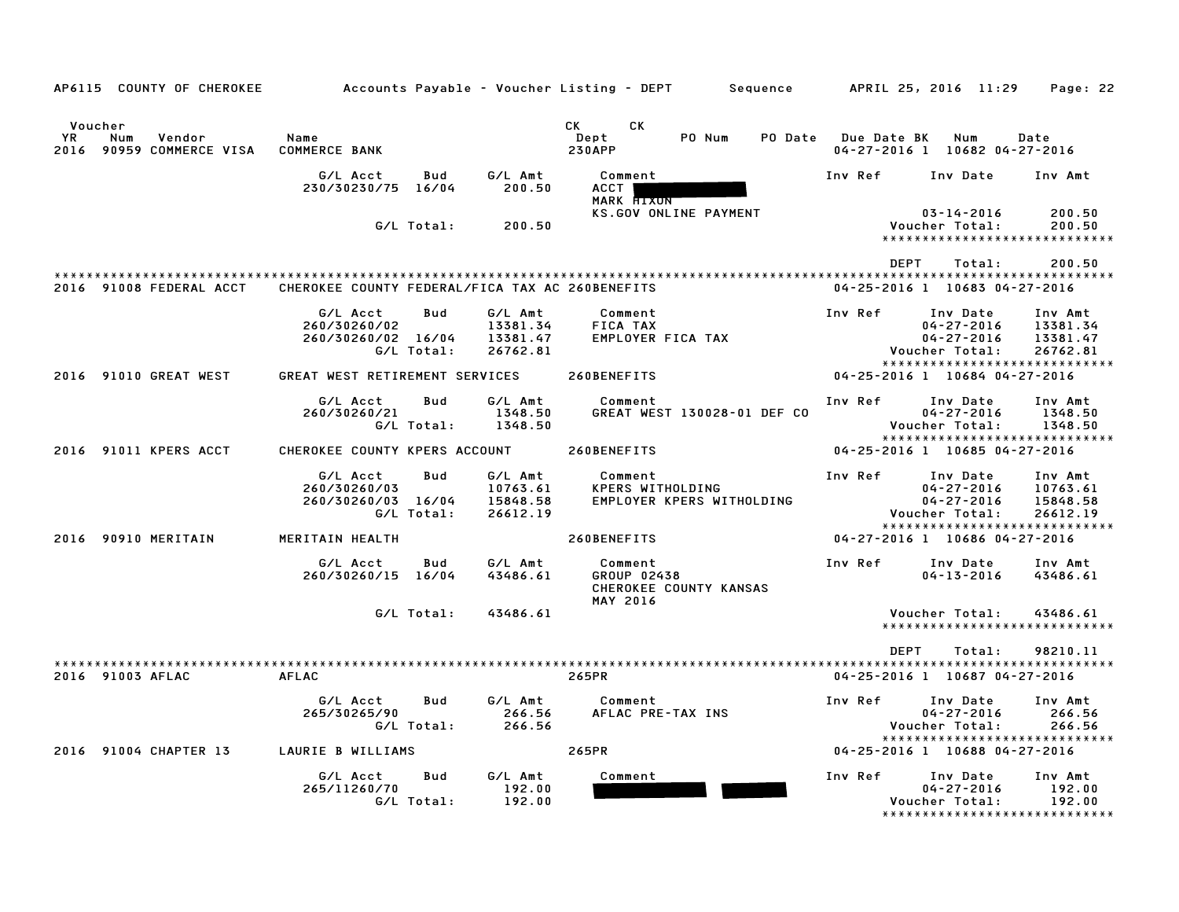AP6115 COUNTY OF CHEROKEE — Accounts Payable - Voucher Listing - DEPT Sequence — APRIL 25, 2016 11:29

| Voucher YR | Num | Vendor | Name | CK Dept | CK PO Num | PO Date | Due Date | BK | Num | Date |
|---|---|---|---|---|---|---|---|---|---|---|
| 2016 | 90959 | COMMERCE VISA | COMMERCE BANK | 230APP | | | 04-27-2016 | 1 | 10682 | 04-27-2016 |

| G/L Acct | Bud | G/L Amt | Comment | Inv Ref | Inv Date | Inv Amt |
|---|---|---|---|---|---|---|
| 230/30230/75 | 16/04 | 200.50 | ACCT [REDACTED] MARK HIXON KS.GOV ONLINE PAYMENT | | 03-14-2016 | 200.50 |
| | G/L Total: | 200.50 | | | Voucher Total: | 200.50 |

DEPT Total: 200.50

| Voucher YR | Num | Vendor | Name | CK Dept | CK PO Num | PO Date | Due Date | BK | Num | Date |
|---|---|---|---|---|---|---|---|---|---|---|
| 2016 | 91008 | FEDERAL ACCT | CHEROKEE COUNTY FEDERAL/FICA TAX AC | 260BENEFITS | | | 04-25-2016 | 1 | 10683 | 04-27-2016 |

| G/L Acct | Bud | G/L Amt | Comment | Inv Ref | Inv Date | Inv Amt |
|---|---|---|---|---|---|---|
| 260/30260/02 | | 13381.34 | FICA TAX | | 04-27-2016 | 13381.34 |
| 260/30260/02 | 16/04 | 13381.47 | EMPLOYER FICA TAX | | 04-27-2016 | 13381.47 |
| | G/L Total: | 26762.81 | | | Voucher Total: | 26762.81 |

| Voucher YR | Num | Vendor | Name | CK Dept | CK PO Num | PO Date | Due Date | BK | Num | Date |
|---|---|---|---|---|---|---|---|---|---|---|
| 2016 | 91010 | GREAT WEST | GREAT WEST RETIREMENT SERVICES | 260BENEFITS | | | 04-25-2016 | 1 | 10684 | 04-27-2016 |

| G/L Acct | Bud | G/L Amt | Comment | Inv Ref | Inv Date | Inv Amt |
|---|---|---|---|---|---|---|
| 260/30260/21 | | 1348.50 | GREAT WEST 130028-01 DEF CO | | 04-27-2016 | 1348.50 |
| | G/L Total: | 1348.50 | | | Voucher Total: | 1348.50 |

| Voucher YR | Num | Vendor | Name | CK Dept | CK PO Num | PO Date | Due Date | BK | Num | Date |
|---|---|---|---|---|---|---|---|---|---|---|
| 2016 | 91011 | KPERS ACCT | CHEROKEE COUNTY KPERS ACCOUNT | 260BENEFITS | | | 04-25-2016 | 1 | 10685 | 04-27-2016 |

| G/L Acct | Bud | G/L Amt | Comment | Inv Ref | Inv Date | Inv Amt |
|---|---|---|---|---|---|---|
| 260/30260/03 | | 10763.61 | KPERS WITHOLDING | | 04-27-2016 | 10763.61 |
| 260/30260/03 | 16/04 | 15848.58 | EMPLOYER KPERS WITHOLDING | | 04-27-2016 | 15848.58 |
| | G/L Total: | 26612.19 | | | Voucher Total: | 26612.19 |

| Voucher YR | Num | Vendor | Name | CK Dept | CK PO Num | PO Date | Due Date | BK | Num | Date |
|---|---|---|---|---|---|---|---|---|---|---|
| 2016 | 90910 | MERITAIN | MERITAIN HEALTH | 260BENEFITS | | | 04-27-2016 | 1 | 10686 | 04-27-2016 |

| G/L Acct | Bud | G/L Amt | Comment | Inv Ref | Inv Date | Inv Amt |
|---|---|---|---|---|---|---|
| 260/30260/15 | 16/04 | 43486.61 | GROUP 02438 CHEROKEE COUNTY KANSAS MAY 2016 | | 04-13-2016 | 43486.61 |
| | G/L Total: | 43486.61 | | | Voucher Total: | 43486.61 |

DEPT Total: 98210.11

| Voucher YR | Num | Vendor | Name | CK Dept | CK PO Num | PO Date | Due Date | BK | Num | Date |
|---|---|---|---|---|---|---|---|---|---|---|
| 2016 | 91003 | AFLAC | AFLAC | 265PR | | | 04-25-2016 | 1 | 10687 | 04-27-2016 |

| G/L Acct | Bud | G/L Amt | Comment | Inv Ref | Inv Date | Inv Amt |
|---|---|---|---|---|---|---|
| 265/30265/90 | | 266.56 | AFLAC PRE-TAX INS | | 04-27-2016 | 266.56 |
| | G/L Total: | 266.56 | | | Voucher Total: | 266.56 |

| Voucher YR | Num | Vendor | Name | CK Dept | CK PO Num | PO Date | Due Date | BK | Num | Date |
|---|---|---|---|---|---|---|---|---|---|---|
| 2016 | 91004 | CHAPTER 13 | LAURIE B WILLIAMS | 265PR | | | 04-25-2016 | 1 | 10688 | 04-27-2016 |

| G/L Acct | Bud | G/L Amt | Comment | Inv Ref | Inv Date | Inv Amt |
|---|---|---|---|---|---|---|
| 265/11260/70 | | 192.00 | [REDACTED] | | 04-27-2016 | 192.00 |
| | G/L Total: | 192.00 | | | Voucher Total: | 192.00 |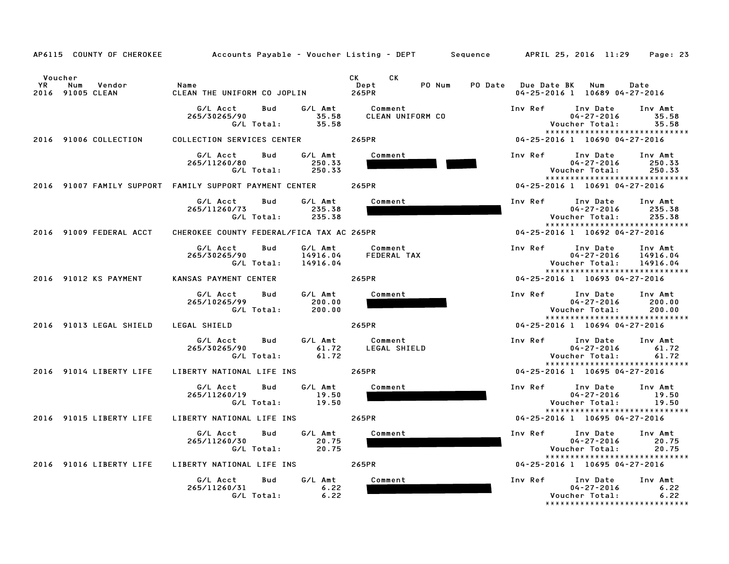AP6115 COUNTY OF CHEROKEE — Accounts Payable - Voucher Listing - DEPT — Sequence — APRIL 25, 2016 11:29

| Voucher YR | Num | Vendor | Name | CK Dept | CK PO Num | PO Date | Due Date | BK | Num | Date |
|---|---|---|---|---|---|---|---|---|---|---|
| 2016 | 91005 | CLEAN | CLEAN THE UNIFORM CO JOPLIN | 265PR | | | 04-25-2016 | 1 | 10689 | 04-27-2016 |

| G/L Acct | Bud | G/L Amt | Comment | Inv Ref | Inv Date | Inv Amt |
|---|---|---|---|---|---|---|
| 265/30265/90 | | 35.58 | CLEAN UNIFORM CO | | 04-27-2016 | 35.58 |
| | G/L Total: | 35.58 | | | Voucher Total: | 35.58 |

*****************************

| Voucher YR | Num | Vendor | Name | CK Dept | CK PO Num | PO Date | Due Date | BK | Num | Date |
|---|---|---|---|---|---|---|---|---|---|---|
| 2016 | 91006 | COLLECTION | COLLECTION SERVICES CENTER | 265PR | | | 04-25-2016 | 1 | 10690 | 04-27-2016 |

| G/L Acct | Bud | G/L Amt | Comment | Inv Ref | Inv Date | Inv Amt |
|---|---|---|---|---|---|---|
| 265/11260/80 | | 250.33 | [REDACTED] | | 04-27-2016 | 250.33 |
| | G/L Total: | 250.33 | | | Voucher Total: | 250.33 |

*****************************

| Voucher YR | Num | Vendor | Name | CK Dept | CK PO Num | PO Date | Due Date | BK | Num | Date |
|---|---|---|---|---|---|---|---|---|---|---|
| 2016 | 91007 | FAMILY SUPPORT | FAMILY SUPPORT PAYMENT CENTER | 265PR | | | 04-25-2016 | 1 | 10691 | 04-27-2016 |

| G/L Acct | Bud | G/L Amt | Comment | Inv Ref | Inv Date | Inv Amt |
|---|---|---|---|---|---|---|
| 265/11260/73 | | 235.38 | [REDACTED] | | 04-27-2016 | 235.38 |
| | G/L Total: | 235.38 | | | Voucher Total: | 235.38 |

*****************************

| Voucher YR | Num | Vendor | Name | CK Dept | CK PO Num | PO Date | Due Date | BK | Num | Date |
|---|---|---|---|---|---|---|---|---|---|---|
| 2016 | 91009 | FEDERAL ACCT | CHEROKEE COUNTY FEDERAL/FICA TAX AC | 265PR | | | 04-25-2016 | 1 | 10692 | 04-27-2016 |

| G/L Acct | Bud | G/L Amt | Comment | Inv Ref | Inv Date | Inv Amt |
|---|---|---|---|---|---|---|
| 265/30265/90 | | 14916.04 | FEDERAL TAX | | 04-27-2016 | 14916.04 |
| | G/L Total: | 14916.04 | | | Voucher Total: | 14916.04 |

*****************************

| Voucher YR | Num | Vendor | Name | CK Dept | CK PO Num | PO Date | Due Date | BK | Num | Date |
|---|---|---|---|---|---|---|---|---|---|---|
| 2016 | 91012 | KS PAYMENT | KANSAS PAYMENT CENTER | 265PR | | | 04-25-2016 | 1 | 10693 | 04-27-2016 |

| G/L Acct | Bud | G/L Amt | Comment | Inv Ref | Inv Date | Inv Amt |
|---|---|---|---|---|---|---|
| 265/10265/99 | | 200.00 | [REDACTED] | | 04-27-2016 | 200.00 |
| | G/L Total: | 200.00 | | | Voucher Total: | 200.00 |

*****************************

| Voucher YR | Num | Vendor | Name | CK Dept | CK PO Num | PO Date | Due Date | BK | Num | Date |
|---|---|---|---|---|---|---|---|---|---|---|
| 2016 | 91013 | LEGAL SHIELD | LEGAL SHIELD | 265PR | | | 04-25-2016 | 1 | 10694 | 04-27-2016 |

| G/L Acct | Bud | G/L Amt | Comment | Inv Ref | Inv Date | Inv Amt |
|---|---|---|---|---|---|---|
| 265/30265/90 | | 61.72 | LEGAL SHIELD | | 04-27-2016 | 61.72 |
| | G/L Total: | 61.72 | | | Voucher Total: | 61.72 |

*****************************

| Voucher YR | Num | Vendor | Name | CK Dept | CK PO Num | PO Date | Due Date | BK | Num | Date |
|---|---|---|---|---|---|---|---|---|---|---|
| 2016 | 91014 | LIBERTY LIFE | LIBERTY NATIONAL LIFE INS | 265PR | | | 04-25-2016 | 1 | 10695 | 04-27-2016 |

| G/L Acct | Bud | G/L Amt | Comment | Inv Ref | Inv Date | Inv Amt |
|---|---|---|---|---|---|---|
| 265/11260/19 | | 19.50 | [REDACTED] | | 04-27-2016 | 19.50 |
| | G/L Total: | 19.50 | | | Voucher Total: | 19.50 |

*****************************

| Voucher YR | Num | Vendor | Name | CK Dept | CK PO Num | PO Date | Due Date | BK | Num | Date |
|---|---|---|---|---|---|---|---|---|---|---|
| 2016 | 91015 | LIBERTY LIFE | LIBERTY NATIONAL LIFE INS | 265PR | | | 04-25-2016 | 1 | 10695 | 04-27-2016 |

| G/L Acct | Bud | G/L Amt | Comment | Inv Ref | Inv Date | Inv Amt |
|---|---|---|---|---|---|---|
| 265/11260/30 | | 20.75 | [REDACTED] | | 04-27-2016 | 20.75 |
| | G/L Total: | 20.75 | | | Voucher Total: | 20.75 |

*****************************

| Voucher YR | Num | Vendor | Name | CK Dept | CK PO Num | PO Date | Due Date | BK | Num | Date |
|---|---|---|---|---|---|---|---|---|---|---|
| 2016 | 91016 | LIBERTY LIFE | LIBERTY NATIONAL LIFE INS | 265PR | | | 04-25-2016 | 1 | 10695 | 04-27-2016 |

| G/L Acct | Bud | G/L Amt | Comment | Inv Ref | Inv Date | Inv Amt |
|---|---|---|---|---|---|---|
| 265/11260/31 | | 6.22 | [REDACTED] | | 04-27-2016 | 6.22 |
| | G/L Total: | 6.22 | | | Voucher Total: | 6.22 |

*****************************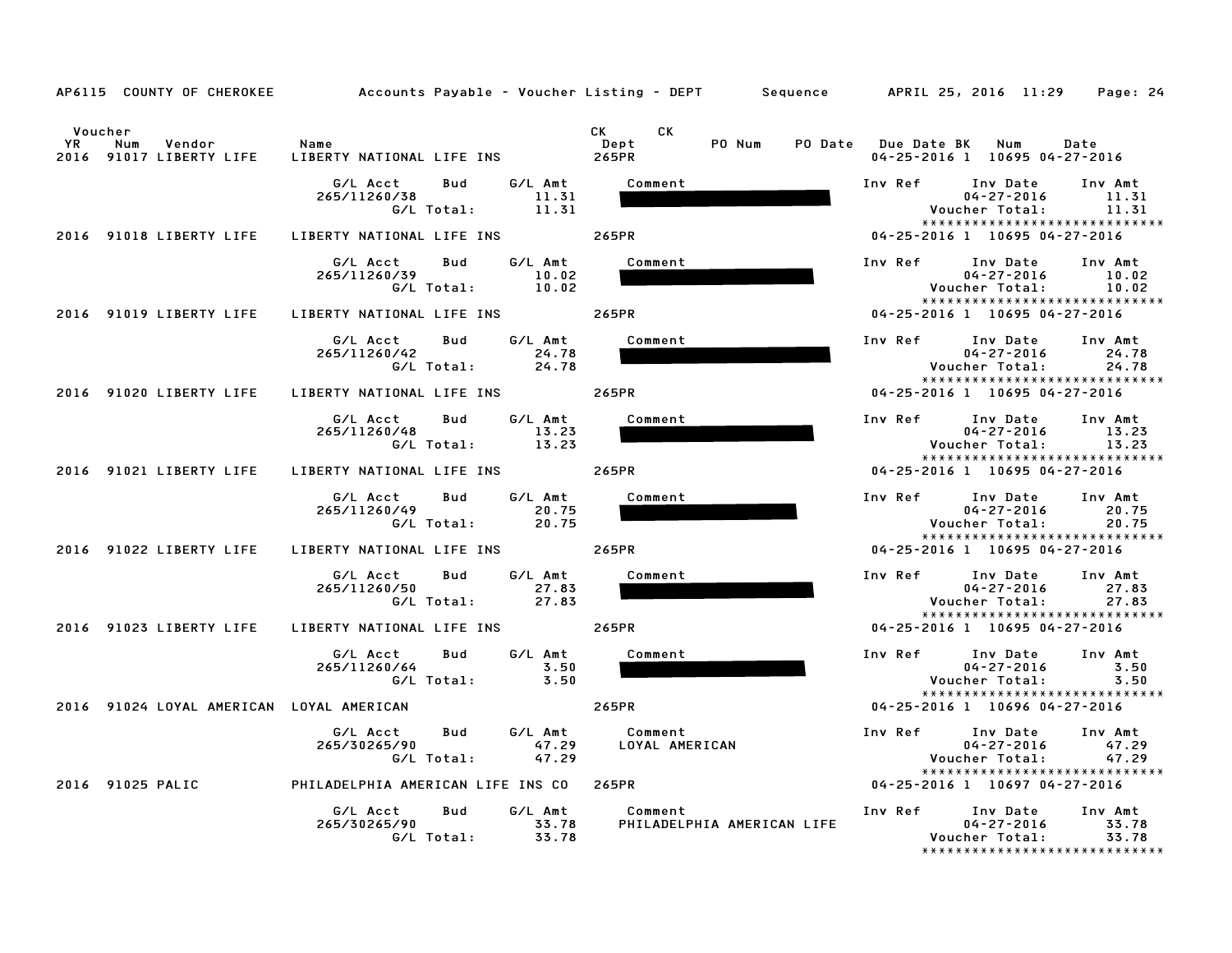AP6115 COUNTY OF CHEROKEE — Accounts Payable - Voucher Listing - DEPT — Sequence — APRIL 25, 2016 11:29

| Voucher YR | Num | Vendor | Name | CK Dept | CK | PO Num | PO Date | Due Date | BK | Num | Date |
|---|---|---|---|---|---|---|---|---|---|---|---|
| 2016 | 91017 | LIBERTY LIFE | LIBERTY NATIONAL LIFE INS | 265PR | | | | 04-25-2016 | 1 | 10695 | 04-27-2016 |

| G/L Acct | Bud | G/L Amt | Comment | Inv Ref | Inv Date | Inv Amt |
|---|---|---|---|---|---|---|
| 265/11260/38 | | 11.31 | [REDACTED] | | 04-27-2016 | 11.31 |
| | G/L Total: | 11.31 | | | Voucher Total: | 11.31 |

*****************************

| Voucher YR | Num | Vendor | Name | CK Dept | Due Date | BK | Num | Date |
|---|---|---|---|---|---|---|---|---|
| 2016 | 91018 | LIBERTY LIFE | LIBERTY NATIONAL LIFE INS | 265PR | 04-25-2016 | 1 | 10695 | 04-27-2016 |

| G/L Acct | Bud | G/L Amt | Comment | Inv Ref | Inv Date | Inv Amt |
|---|---|---|---|---|---|---|
| 265/11260/39 | | 10.02 | [REDACTED] | | 04-27-2016 | 10.02 |
| | G/L Total: | 10.02 | | | Voucher Total: | 10.02 |

*****************************

| Voucher YR | Num | Vendor | Name | CK Dept | Due Date | BK | Num | Date |
|---|---|---|---|---|---|---|---|---|
| 2016 | 91019 | LIBERTY LIFE | LIBERTY NATIONAL LIFE INS | 265PR | 04-25-2016 | 1 | 10695 | 04-27-2016 |

| G/L Acct | Bud | G/L Amt | Comment | Inv Ref | Inv Date | Inv Amt |
|---|---|---|---|---|---|---|
| 265/11260/42 | | 24.78 | [REDACTED] | | 04-27-2016 | 24.78 |
| | G/L Total: | 24.78 | | | Voucher Total: | 24.78 |

*****************************

| Voucher YR | Num | Vendor | Name | CK Dept | Due Date | BK | Num | Date |
|---|---|---|---|---|---|---|---|---|
| 2016 | 91020 | LIBERTY LIFE | LIBERTY NATIONAL LIFE INS | 265PR | 04-25-2016 | 1 | 10695 | 04-27-2016 |

| G/L Acct | Bud | G/L Amt | Comment | Inv Ref | Inv Date | Inv Amt |
|---|---|---|---|---|---|---|
| 265/11260/48 | | 13.23 | [REDACTED] | | 04-27-2016 | 13.23 |
| | G/L Total: | 13.23 | | | Voucher Total: | 13.23 |

*****************************

| Voucher YR | Num | Vendor | Name | CK Dept | Due Date | BK | Num | Date |
|---|---|---|---|---|---|---|---|---|
| 2016 | 91021 | LIBERTY LIFE | LIBERTY NATIONAL LIFE INS | 265PR | 04-25-2016 | 1 | 10695 | 04-27-2016 |

| G/L Acct | Bud | G/L Amt | Comment | Inv Ref | Inv Date | Inv Amt |
|---|---|---|---|---|---|---|
| 265/11260/49 | | 20.75 | [REDACTED] | | 04-27-2016 | 20.75 |
| | G/L Total: | 20.75 | | | Voucher Total: | 20.75 |

*****************************

| Voucher YR | Num | Vendor | Name | CK Dept | Due Date | BK | Num | Date |
|---|---|---|---|---|---|---|---|---|
| 2016 | 91022 | LIBERTY LIFE | LIBERTY NATIONAL LIFE INS | 265PR | 04-25-2016 | 1 | 10695 | 04-27-2016 |

| G/L Acct | Bud | G/L Amt | Comment | Inv Ref | Inv Date | Inv Amt |
|---|---|---|---|---|---|---|
| 265/11260/50 | | 27.83 | [REDACTED] | | 04-27-2016 | 27.83 |
| | G/L Total: | 27.83 | | | Voucher Total: | 27.83 |

*****************************

| Voucher YR | Num | Vendor | Name | CK Dept | Due Date | BK | Num | Date |
|---|---|---|---|---|---|---|---|---|
| 2016 | 91023 | LIBERTY LIFE | LIBERTY NATIONAL LIFE INS | 265PR | 04-25-2016 | 1 | 10695 | 04-27-2016 |

| G/L Acct | Bud | G/L Amt | Comment | Inv Ref | Inv Date | Inv Amt |
|---|---|---|---|---|---|---|
| 265/11260/64 | | 3.50 | [REDACTED] | | 04-27-2016 | 3.50 |
| | G/L Total: | 3.50 | | | Voucher Total: | 3.50 |

*****************************

| Voucher YR | Num | Vendor | Name | CK Dept | Due Date | BK | Num | Date |
|---|---|---|---|---|---|---|---|---|
| 2016 | 91024 | LOYAL AMERICAN | LOYAL AMERICAN | 265PR | 04-25-2016 | 1 | 10696 | 04-27-2016 |

| G/L Acct | Bud | G/L Amt | Comment | Inv Ref | Inv Date | Inv Amt |
|---|---|---|---|---|---|---|
| 265/30265/90 | | 47.29 | LOYAL AMERICAN | | 04-27-2016 | 47.29 |
| | G/L Total: | 47.29 | | | Voucher Total: | 47.29 |

*****************************

| Voucher YR | Num | Vendor | Name | CK Dept | Due Date | BK | Num | Date |
|---|---|---|---|---|---|---|---|---|
| 2016 | 91025 | PALIC | PHILADELPHIA AMERICAN LIFE INS CO | 265PR | 04-25-2016 | 1 | 10697 | 04-27-2016 |

| G/L Acct | Bud | G/L Amt | Comment | Inv Ref | Inv Date | Inv Amt |
|---|---|---|---|---|---|---|
| 265/30265/90 | | 33.78 | PHILADELPHIA AMERICAN LIFE | | 04-27-2016 | 33.78 |
| | G/L Total: | 33.78 | | | Voucher Total: | 33.78 |

*****************************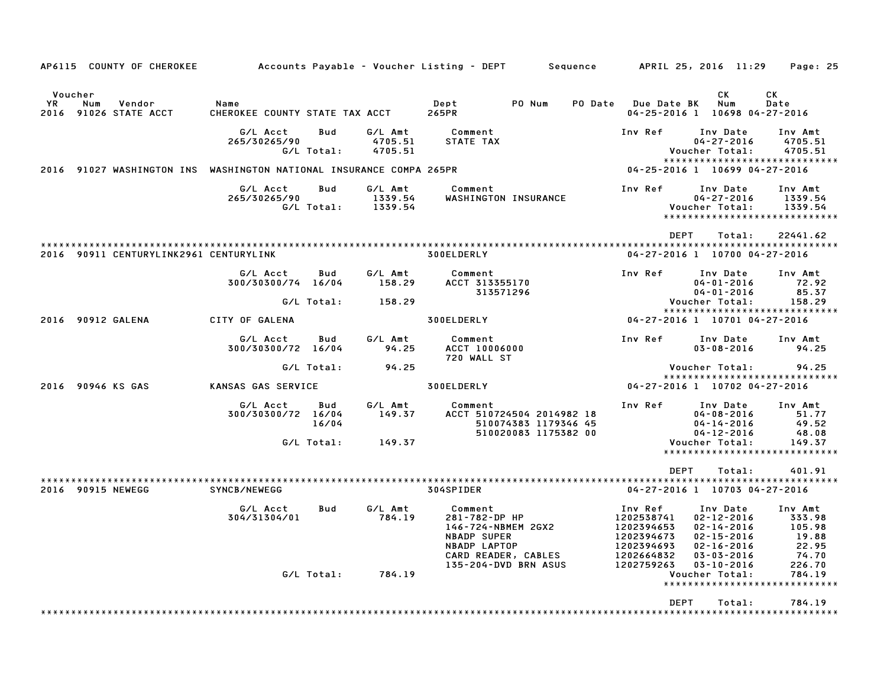AP6115 COUNTY OF CHEROKEE — Accounts Payable - Voucher Listing - DEPT — Sequence — APRIL 25, 2016 11:29

| Voucher YR | Num | Vendor | Name | Dept | PO Num | PO Date | Due Date | BK | CK Num | CK Date |
|---|---|---|---|---|---|---|---|---|---|---|
| 2016 | 91026 | STATE ACCT | CHEROKEE COUNTY STATE TAX ACCT | 265PR | | | 04-25-2016 | 1 | 10698 | 04-27-2016 |

| G/L Acct | Bud | G/L Amt | Comment | Inv Ref | Inv Date | Inv Amt |
|---|---|---|---|---|---|---|
| 265/30265/90 | | 4705.51 | STATE TAX | | 04-27-2016 | 4705.51 |
| | G/L Total: | 4705.51 | | | Voucher Total: | 4705.51 |

| Voucher YR | Num | Vendor | Name | Dept | PO Num | PO Date | Due Date | BK | CK Num | CK Date |
|---|---|---|---|---|---|---|---|---|---|---|
| 2016 | 91027 | WASHINGTON INS | WASHINGTON NATIONAL INSURANCE COMPA | 265PR | | | 04-25-2016 | 1 | 10699 | 04-27-2016 |

| G/L Acct | Bud | G/L Amt | Comment | Inv Ref | Inv Date | Inv Amt |
|---|---|---|---|---|---|---|
| 265/30265/90 | | 1339.54 | WASHINGTON INSURANCE | | 04-27-2016 | 1339.54 |
| | G/L Total: | 1339.54 | | | Voucher Total: | 1339.54 |

DEPT Total: 22441.62

| Voucher YR | Num | Vendor | Name | Dept | PO Num | PO Date | Due Date | BK | CK Num | CK Date |
|---|---|---|---|---|---|---|---|---|---|---|
| 2016 | 90911 | CENTURYLINK2961 | CENTURYLINK | 300ELDERLY | | | 04-27-2016 | 1 | 10700 | 04-27-2016 |

| G/L Acct | Bud | G/L Amt | Comment | Inv Ref | Inv Date | Inv Amt |
|---|---|---|---|---|---|---|
| 300/30300/74 | 16/04 | 158.29 | ACCT 313355170 | | 04-01-2016 | 72.92 |
| | | | 313571296 | | 04-01-2016 | 85.37 |
| | G/L Total: | 158.29 | | | Voucher Total: | 158.29 |

| Voucher YR | Num | Vendor | Name | Dept | PO Num | PO Date | Due Date | BK | CK Num | CK Date |
|---|---|---|---|---|---|---|---|---|---|---|
| 2016 | 90912 | GALENA | CITY OF GALENA | 300ELDERLY | | | 04-27-2016 | 1 | 10701 | 04-27-2016 |

| G/L Acct | Bud | G/L Amt | Comment | Inv Ref | Inv Date | Inv Amt |
|---|---|---|---|---|---|---|
| 300/30300/72 | 16/04 | 94.25 | ACCT 10006000 | | 03-08-2016 | 94.25 |
| | | | 720 WALL ST | | | |
| | G/L Total: | 94.25 | | | Voucher Total: | 94.25 |

| Voucher YR | Num | Vendor | Name | Dept | PO Num | PO Date | Due Date | BK | CK Num | CK Date |
|---|---|---|---|---|---|---|---|---|---|---|
| 2016 | 90946 | KS GAS | KANSAS GAS SERVICE | 300ELDERLY | | | 04-27-2016 | 1 | 10702 | 04-27-2016 |

| G/L Acct | Bud | G/L Amt | Comment | Inv Ref | Inv Date | Inv Amt |
|---|---|---|---|---|---|---|
| 300/30300/72 | 16/04 | 149.37 | ACCT 510724504 2014982 18 | | 04-08-2016 | 51.77 |
| | 16/04 | | 510074383 1179346 45 | | 04-14-2016 | 49.52 |
| | | | 510020083 1175382 00 | | 04-12-2016 | 48.08 |
| | G/L Total: | 149.37 | | | Voucher Total: | 149.37 |

DEPT Total: 401.91

| Voucher YR | Num | Vendor | Name | Dept | PO Num | PO Date | Due Date | BK | CK Num | CK Date |
|---|---|---|---|---|---|---|---|---|---|---|
| 2016 | 90915 | NEWEGG | SYNCB/NEWEGG | 304SPIDER | | | 04-27-2016 | 1 | 10703 | 04-27-2016 |

| G/L Acct | Bud | G/L Amt | Comment | Inv Ref | Inv Date | Inv Amt |
|---|---|---|---|---|---|---|
| 304/31304/01 | | 784.19 | 281-782-DP HP | 1202538741 | 02-12-2016 | 333.98 |
| | | | 146-724-NBMEM 2GX2 | 1202394653 | 02-14-2016 | 105.98 |
| | | | NBADP SUPER | 1202394673 | 02-15-2016 | 19.88 |
| | | | NBADP LAPTOP | 1202394693 | 02-16-2016 | 22.95 |
| | | | CARD READER, CABLES | 1202664832 | 03-03-2016 | 74.70 |
| | | | 135-204-DVD BRN ASUS | 1202759263 | 03-10-2016 | 226.70 |
| | G/L Total: | 784.19 | | | Voucher Total: | 784.19 |

DEPT Total: 784.19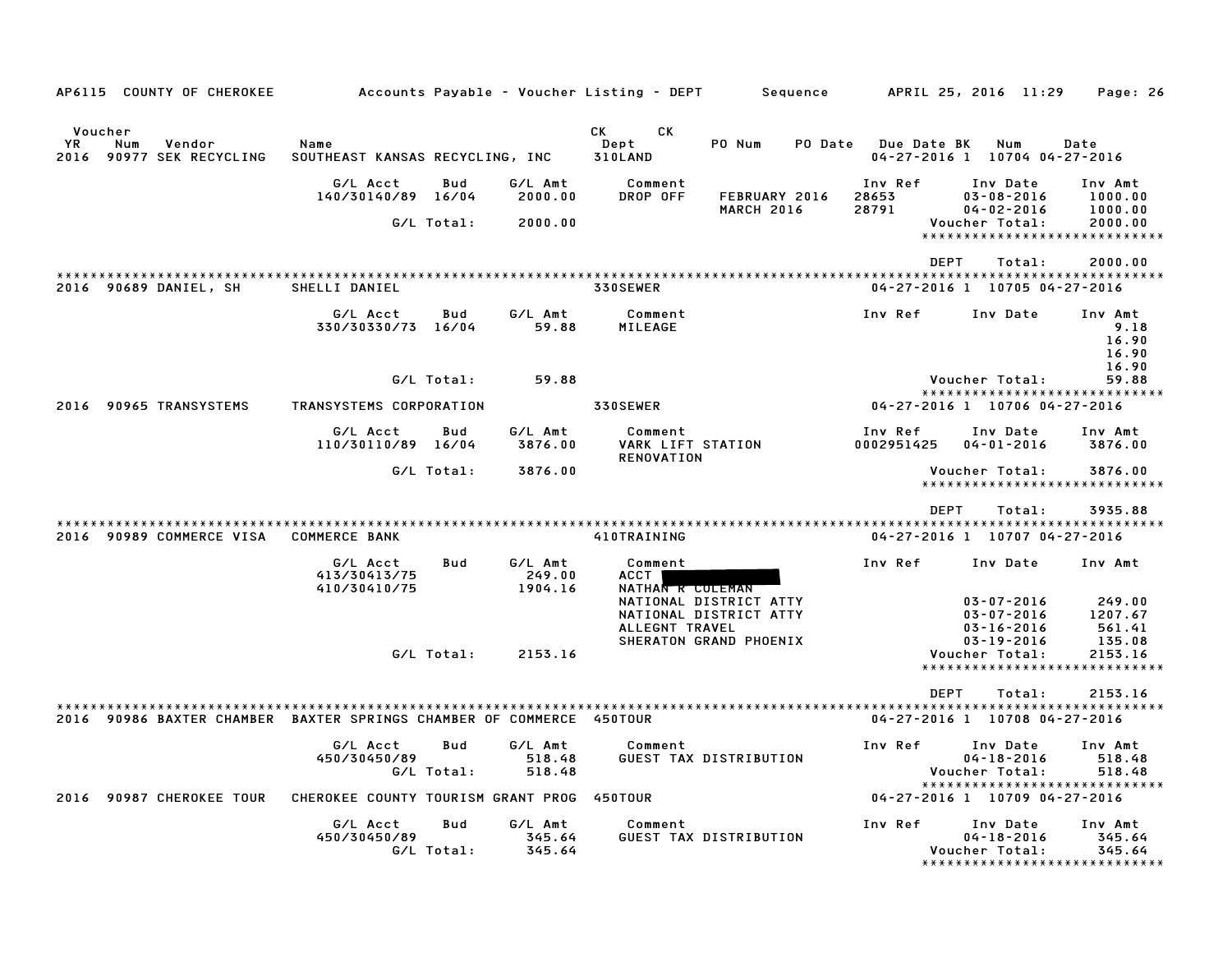AP6115 COUNTY OF CHEROKEE    Accounts Payable - Voucher Listing - DEPT    Sequence    APRIL 25, 2016 11:29

| Voucher YR | Num | Vendor | Name | CK Dept | CK | PO Num | PO Date | Due Date | BK | Num | Date |
|---|---|---|---|---|---|---|---|---|---|---|---|
| 2016 | 90977 | SEK RECYCLING | SOUTHEAST KANSAS RECYCLING, INC | 310LAND | | | | 04-27-2016 | 1 | 10704 | 04-27-2016 |

| G/L Acct | Bud | G/L Amt | Comment | | Inv Ref | Inv Date | Inv Amt |
|---|---|---|---|---|---|---|---|
| 140/30140/89 | 16/04 | 2000.00 | DROP OFF | FEBRUARY 2016 | 28653 | 03-08-2016 | 1000.00 |
| | | | | MARCH 2016 | 28791 | 04-02-2016 | 1000.00 |
| | G/L Total: | 2000.00 | | | | Voucher Total: | 2000.00 |

DEPT Total: 2000.00

| Voucher YR | Num | Vendor | Name | CK Dept | Due Date | BK | Num | Date |
|---|---|---|---|---|---|---|---|---|
| 2016 | 90689 | DANIEL, SH | SHELLI DANIEL | 330SEWER | 04-27-2016 | 1 | 10705 | 04-27-2016 |

| G/L Acct | Bud | G/L Amt | Comment | Inv Ref | Inv Date | Inv Amt |
|---|---|---|---|---|---|---|
| 330/30330/73 | 16/04 | 59.88 | MILEAGE | | | 9.18 |
| | | | | | | 16.90 |
| | | | | | | 16.90 |
| | | | | | | 16.90 |
| | G/L Total: | 59.88 | | | Voucher Total: | 59.88 |

| Voucher YR | Num | Vendor | Name | CK Dept | Due Date | BK | Num | Date |
|---|---|---|---|---|---|---|---|---|
| 2016 | 90965 | TRANSYSTEMS | TRANSYSTEMS CORPORATION | 330SEWER | 04-27-2016 | 1 | 10706 | 04-27-2016 |

| G/L Acct | Bud | G/L Amt | Comment | Inv Ref | Inv Date | Inv Amt |
|---|---|---|---|---|---|---|
| 110/30110/89 | 16/04 | 3876.00 | VARK LIFT STATION RENOVATION | 0002951425 | 04-01-2016 | 3876.00 |
| | G/L Total: | 3876.00 | | | Voucher Total: | 3876.00 |

DEPT Total: 3935.88

| Voucher YR | Num | Vendor | Name | CK Dept | Due Date | BK | Num | Date |
|---|---|---|---|---|---|---|---|---|
| 2016 | 90989 | COMMERCE VISA | COMMERCE BANK | 410TRAINING | 04-27-2016 | 1 | 10707 | 04-27-2016 |

| G/L Acct | Bud | G/L Amt | Comment | Inv Ref | Inv Date | Inv Amt |
|---|---|---|---|---|---|---|
| 413/30413/75 | | 249.00 | ACCT [REDACTED] | | | |
| 410/30410/75 | | 1904.16 | NATHAN R COLEMAN | | | |
| | | | NATIONAL DISTRICT ATTY | | 03-07-2016 | 249.00 |
| | | | NATIONAL DISTRICT ATTY | | 03-07-2016 | 1207.67 |
| | | | ALLEGNT TRAVEL | | 03-16-2016 | 561.41 |
| | | | SHERATON GRAND PHOENIX | | 03-19-2016 | 135.08 |
| | G/L Total: | 2153.16 | | | Voucher Total: | 2153.16 |

DEPT Total: 2153.16

| Voucher YR | Num | Vendor | Name | CK Dept | Due Date | BK | Num | Date |
|---|---|---|---|---|---|---|---|---|
| 2016 | 90986 | BAXTER CHAMBER | BAXTER SPRINGS CHAMBER OF COMMERCE | 450TOUR | 04-27-2016 | 1 | 10708 | 04-27-2016 |

| G/L Acct | Bud | G/L Amt | Comment | Inv Ref | Inv Date | Inv Amt |
|---|---|---|---|---|---|---|
| 450/30450/89 | | 518.48 | GUEST TAX DISTRIBUTION | | 04-18-2016 | 518.48 |
| | G/L Total: | 518.48 | | | Voucher Total: | 518.48 |

| Voucher YR | Num | Vendor | Name | CK Dept | Due Date | BK | Num | Date |
|---|---|---|---|---|---|---|---|---|
| 2016 | 90987 | CHEROKEE TOUR | CHEROKEE COUNTY TOURISM GRANT PROG | 450TOUR | 04-27-2016 | 1 | 10709 | 04-27-2016 |

| G/L Acct | Bud | G/L Amt | Comment | Inv Ref | Inv Date | Inv Amt |
|---|---|---|---|---|---|---|
| 450/30450/89 | | 345.64 | GUEST TAX DISTRIBUTION | | 04-18-2016 | 345.64 |
| | G/L Total: | 345.64 | | | Voucher Total: | 345.64 |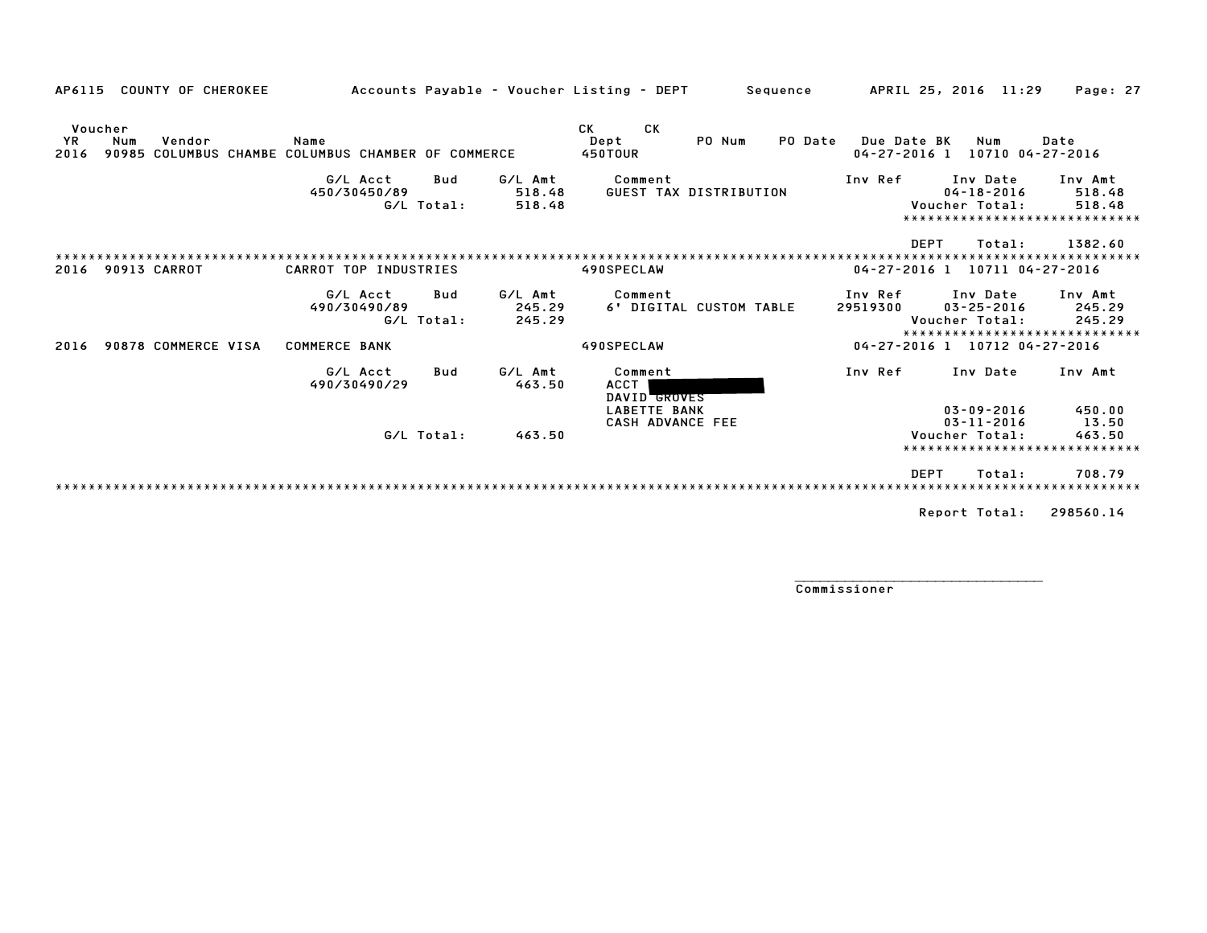AP6115 COUNTY OF CHEROKEE — Accounts Payable - Voucher Listing - DEPT — Sequence — APRIL 25, 2016 11:29

| Voucher YR | Num | Vendor | Name | | | CK Dept | CK | PO Num | PO Date | Due Date BK | Num | Date |
|---|---|---|---|---|---|---|---|---|---|---|---|---|
| 2016 | 90985 | COLUMBUS CHAMBE | COLUMBUS CHAMBER OF COMMERCE | | | 450TOUR | | | | 04-27-2016 1 | 10710 | 04-27-2016 |

| G/L Acct | Bud | G/L Amt | Comment | Inv Ref | Inv Date | Inv Amt |
|---|---|---|---|---|---|---|
| 450/30450/89 | | 518.48 | GUEST TAX DISTRIBUTION | | 04-18-2016 | 518.48 |
| | G/L Total: | 518.48 | | | Voucher Total: | 518.48 |

DEPT Total: 1382.60

| Voucher YR | Num | Vendor | Name | CK Dept | Due Date BK | Num | Date |
|---|---|---|---|---|---|---|---|
| 2016 | 90913 | CARROT | CARROT TOP INDUSTRIES | 490SPECLAW | 04-27-2016 1 | 10711 | 04-27-2016 |

| G/L Acct | Bud | G/L Amt | Comment | Inv Ref | Inv Date | Inv Amt |
|---|---|---|---|---|---|---|
| 490/30490/89 | | 245.29 | 6' DIGITAL CUSTOM TABLE | 29519300 | 03-25-2016 | 245.29 |
| | G/L Total: | 245.29 | | | Voucher Total: | 245.29 |

| Voucher YR | Num | Vendor | Name | CK Dept | Due Date BK | Num | Date |
|---|---|---|---|---|---|---|---|
| 2016 | 90878 | COMMERCE VISA | COMMERCE BANK | 490SPECLAW | 04-27-2016 1 | 10712 | 04-27-2016 |

| G/L Acct | Bud | G/L Amt | Comment | Inv Ref | Inv Date | Inv Amt |
|---|---|---|---|---|---|---|
| 490/30490/29 | | 463.50 | ACCT [REDACTED] | | | |
| | | | DAVID GROVES | | | |
| | | | LABETTE BANK | | 03-09-2016 | 450.00 |
| | | | CASH ADVANCE FEE | | 03-11-2016 | 13.50 |
| | G/L Total: | 463.50 | | | Voucher Total: | 463.50 |

DEPT Total: 708.79

Report Total: 298560.14

\_\_\_\_\_\_\_\_\_\_\_\_\_\_\_\_\_\_\_\_\_\_\_\_\_\_\_\_\_\_\_\_

Commissioner